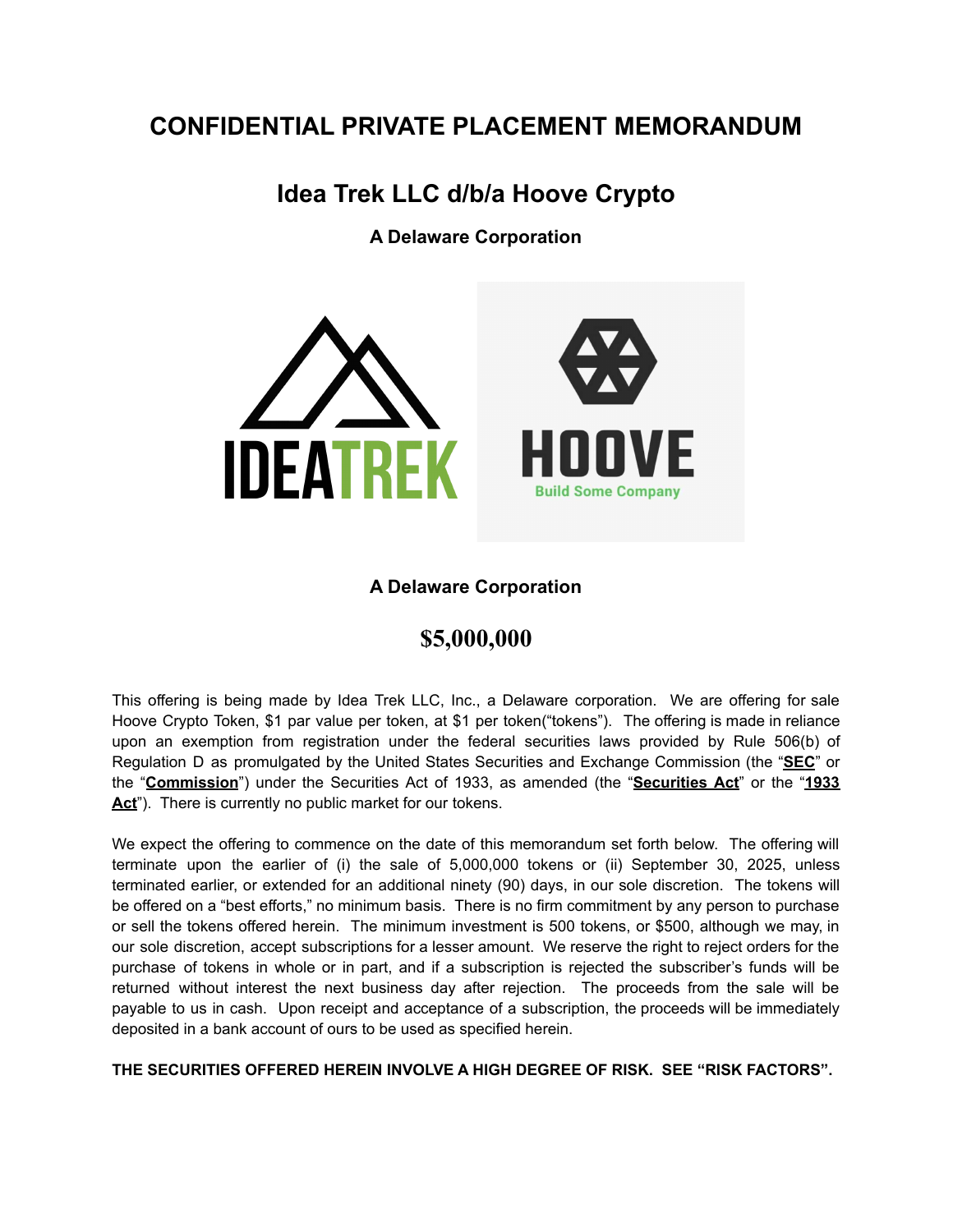# CONFIDENTIAL PRIVATE PLACEMENT MEMORANDUM

## Idea Trek LLC d/b/a Hoove Crypto

**A Delaware Corporation**

**A Delaware Corporation**

## $5,000,000

This offering is being made by Idea Trek LLC, Inc., a Delaware corporation. We are offering for sale Hoove Crypto Token, $1 par value per token, at $1 per token("tokens"). The offering is made in reliance upon an exemption from registration under the federal securities laws provided by Rule 506(b) of Regulation D as promulgated by the United States Securities and Exchange Commission (the "**SEC**" or the "**Commission**") under the Securities Act of 1933, as amended (the "**Securities Act**" or the "**1933 Act**"). There is currently no public market for our tokens.

We expect the offering to commence on the date of this memorandum set forth below. The offering will terminate upon the earlier of (i) the sale of 5,000,000 tokens or (ii) September 30, 2025, unless terminated earlier, or extended for an additional ninety (90) days, in our sole discretion. The tokens will be offered on a "best efforts," no minimum basis. There is no firm commitment by any person to purchase or sell the tokens offered herein. The minimum investment is 500 tokens, or $500, although we may, in our sole discretion, accept subscriptions for a lesser amount. We reserve the right to reject orders for the purchase of tokens in whole or in part, and if a subscription is rejected the subscriber's funds will be returned without interest the next business day after rejection. The proceeds from the sale will be payable to us in cash. Upon receipt and acceptance of a subscription, the proceeds will be immediately deposited in a bank account of ours to be used as specified herein.

**THE SECURITIES OFFERED HEREIN INVOLVE A HIGH DEGREE OF RISK. SEE "RISK FACTORS".**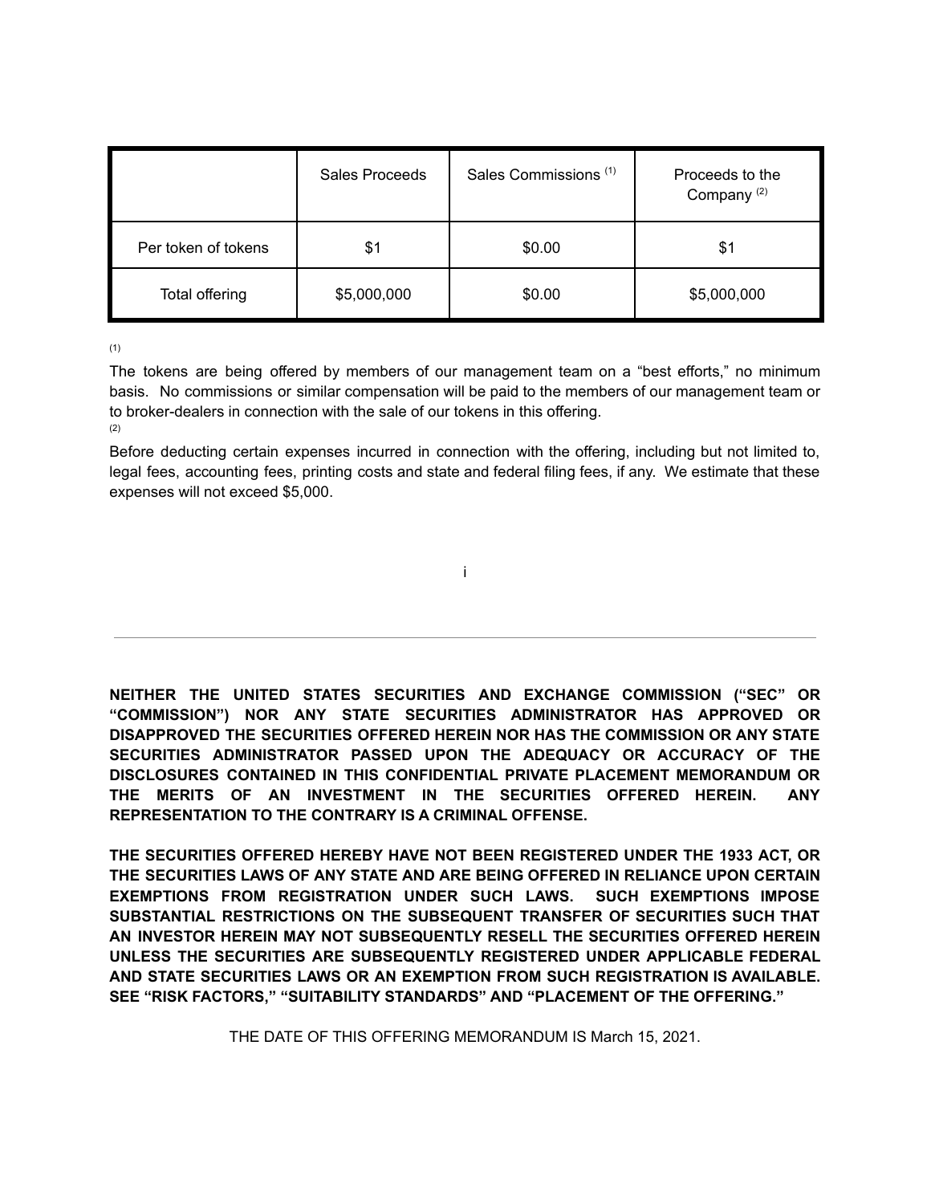| | Sales Proceeds | Sales Commissions [1] | Proceeds to the Company [2] |
|---|---|---|---|
| Per token of tokens | $1 | $0.00 | $1 |
| Total offering | $5,000,000 | $0.00 | $5,000,000 |

(1)

The tokens are being offered by members of our management team on a "best efforts," no minimum basis. No commissions or similar compensation will be paid to the members of our management team or to broker-dealers in connection with the sale of our tokens in this offering.

(2)

Before deducting certain expenses incurred in connection with the offering, including but not limited to, legal fees, accounting fees, printing costs and state and federal filing fees, if any. We estimate that these expenses will not exceed $5,000.

---

**NEITHER THE UNITED STATES SECURITIES AND EXCHANGE COMMISSION ("SEC" OR "COMMISSION") NOR ANY STATE SECURITIES ADMINISTRATOR HAS APPROVED OR DISAPPROVED THE SECURITIES OFFERED HEREIN NOR HAS THE COMMISSION OR ANY STATE SECURITIES ADMINISTRATOR PASSED UPON THE ADEQUACY OR ACCURACY OF THE DISCLOSURES CONTAINED IN THIS CONFIDENTIAL PRIVATE PLACEMENT MEMORANDUM OR THE MERITS OF AN INVESTMENT IN THE SECURITIES OFFERED HEREIN. ANY REPRESENTATION TO THE CONTRARY IS A CRIMINAL OFFENSE.**

**THE SECURITIES OFFERED HEREBY HAVE NOT BEEN REGISTERED UNDER THE 1933 ACT, OR THE SECURITIES LAWS OF ANY STATE AND ARE BEING OFFERED IN RELIANCE UPON CERTAIN EXEMPTIONS FROM REGISTRATION UNDER SUCH LAWS. SUCH EXEMPTIONS IMPOSE SUBSTANTIAL RESTRICTIONS ON THE SUBSEQUENT TRANSFER OF SECURITIES SUCH THAT AN INVESTOR HEREIN MAY NOT SUBSEQUENTLY RESELL THE SECURITIES OFFERED HEREIN UNLESS THE SECURITIES ARE SUBSEQUENTLY REGISTERED UNDER APPLICABLE FEDERAL AND STATE SECURITIES LAWS OR AN EXEMPTION FROM SUCH REGISTRATION IS AVAILABLE. SEE "RISK FACTORS," "SUITABILITY STANDARDS" AND "PLACEMENT OF THE OFFERING."**

THE DATE OF THIS OFFERING MEMORANDUM IS March 15, 2021.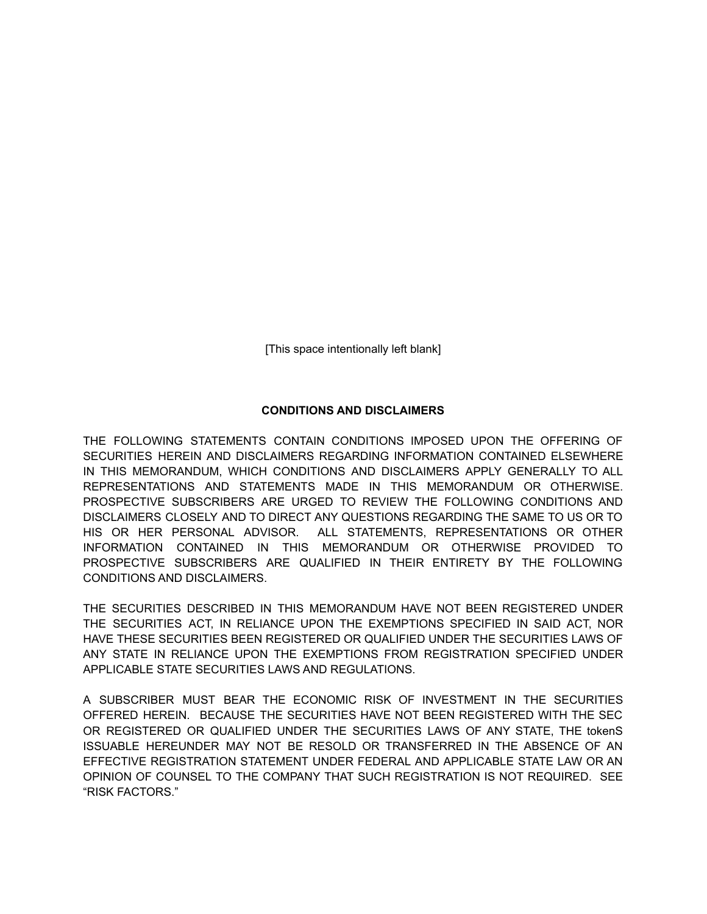[This space intentionally left blank]

**CONDITIONS AND DISCLAIMERS**

THE FOLLOWING STATEMENTS CONTAIN CONDITIONS IMPOSED UPON THE OFFERING OF SECURITIES HEREIN AND DISCLAIMERS REGARDING INFORMATION CONTAINED ELSEWHERE IN THIS MEMORANDUM, WHICH CONDITIONS AND DISCLAIMERS APPLY GENERALLY TO ALL REPRESENTATIONS AND STATEMENTS MADE IN THIS MEMORANDUM OR OTHERWISE. PROSPECTIVE SUBSCRIBERS ARE URGED TO REVIEW THE FOLLOWING CONDITIONS AND DISCLAIMERS CLOSELY AND TO DIRECT ANY QUESTIONS REGARDING THE SAME TO US OR TO HIS OR HER PERSONAL ADVISOR. ALL STATEMENTS, REPRESENTATIONS OR OTHER INFORMATION CONTAINED IN THIS MEMORANDUM OR OTHERWISE PROVIDED TO PROSPECTIVE SUBSCRIBERS ARE QUALIFIED IN THEIR ENTIRETY BY THE FOLLOWING CONDITIONS AND DISCLAIMERS.

THE SECURITIES DESCRIBED IN THIS MEMORANDUM HAVE NOT BEEN REGISTERED UNDER THE SECURITIES ACT, IN RELIANCE UPON THE EXEMPTIONS SPECIFIED IN SAID ACT, NOR HAVE THESE SECURITIES BEEN REGISTERED OR QUALIFIED UNDER THE SECURITIES LAWS OF ANY STATE IN RELIANCE UPON THE EXEMPTIONS FROM REGISTRATION SPECIFIED UNDER APPLICABLE STATE SECURITIES LAWS AND REGULATIONS.

A SUBSCRIBER MUST BEAR THE ECONOMIC RISK OF INVESTMENT IN THE SECURITIES OFFERED HEREIN. BECAUSE THE SECURITIES HAVE NOT BEEN REGISTERED WITH THE SEC OR REGISTERED OR QUALIFIED UNDER THE SECURITIES LAWS OF ANY STATE, THE tokenS ISSUABLE HEREUNDER MAY NOT BE RESOLD OR TRANSFERRED IN THE ABSENCE OF AN EFFECTIVE REGISTRATION STATEMENT UNDER FEDERAL AND APPLICABLE STATE LAW OR AN OPINION OF COUNSEL TO THE COMPANY THAT SUCH REGISTRATION IS NOT REQUIRED. SEE "RISK FACTORS."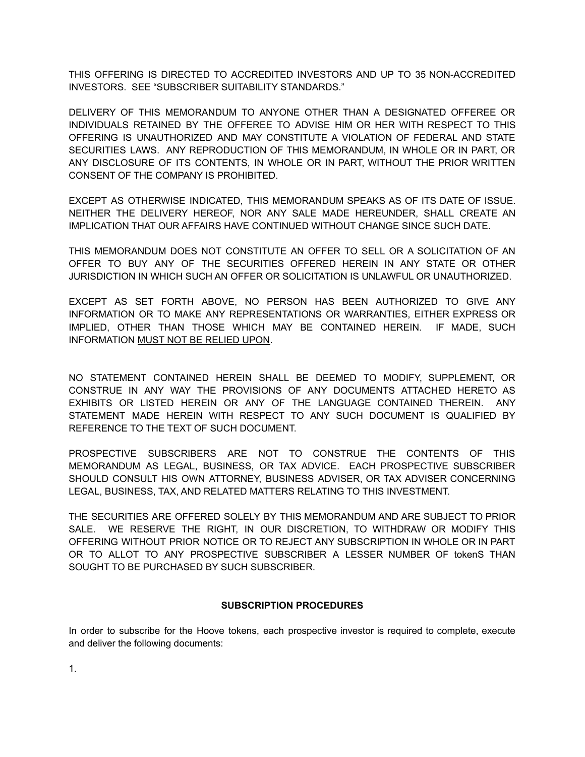THIS OFFERING IS DIRECTED TO ACCREDITED INVESTORS AND UP TO 35 NON-ACCREDITED INVESTORS. SEE "SUBSCRIBER SUITABILITY STANDARDS."

DELIVERY OF THIS MEMORANDUM TO ANYONE OTHER THAN A DESIGNATED OFFEREE OR INDIVIDUALS RETAINED BY THE OFFEREE TO ADVISE HIM OR HER WITH RESPECT TO THIS OFFERING IS UNAUTHORIZED AND MAY CONSTITUTE A VIOLATION OF FEDERAL AND STATE SECURITIES LAWS. ANY REPRODUCTION OF THIS MEMORANDUM, IN WHOLE OR IN PART, OR ANY DISCLOSURE OF ITS CONTENTS, IN WHOLE OR IN PART, WITHOUT THE PRIOR WRITTEN CONSENT OF THE COMPANY IS PROHIBITED.

EXCEPT AS OTHERWISE INDICATED, THIS MEMORANDUM SPEAKS AS OF ITS DATE OF ISSUE. NEITHER THE DELIVERY HEREOF, NOR ANY SALE MADE HEREUNDER, SHALL CREATE AN IMPLICATION THAT OUR AFFAIRS HAVE CONTINUED WITHOUT CHANGE SINCE SUCH DATE.

THIS MEMORANDUM DOES NOT CONSTITUTE AN OFFER TO SELL OR A SOLICITATION OF AN OFFER TO BUY ANY OF THE SECURITIES OFFERED HEREIN IN ANY STATE OR OTHER JURISDICTION IN WHICH SUCH AN OFFER OR SOLICITATION IS UNLAWFUL OR UNAUTHORIZED.

EXCEPT AS SET FORTH ABOVE, NO PERSON HAS BEEN AUTHORIZED TO GIVE ANY INFORMATION OR TO MAKE ANY REPRESENTATIONS OR WARRANTIES, EITHER EXPRESS OR IMPLIED, OTHER THAN THOSE WHICH MAY BE CONTAINED HEREIN. IF MADE, SUCH INFORMATION <u>MUST NOT BE RELIED UPON</u>.

NO STATEMENT CONTAINED HEREIN SHALL BE DEEMED TO MODIFY, SUPPLEMENT, OR CONSTRUE IN ANY WAY THE PROVISIONS OF ANY DOCUMENTS ATTACHED HERETO AS EXHIBITS OR LISTED HEREIN OR ANY OF THE LANGUAGE CONTAINED THEREIN. ANY STATEMENT MADE HEREIN WITH RESPECT TO ANY SUCH DOCUMENT IS QUALIFIED BY REFERENCE TO THE TEXT OF SUCH DOCUMENT.

PROSPECTIVE SUBSCRIBERS ARE NOT TO CONSTRUE THE CONTENTS OF THIS MEMORANDUM AS LEGAL, BUSINESS, OR TAX ADVICE. EACH PROSPECTIVE SUBSCRIBER SHOULD CONSULT HIS OWN ATTORNEY, BUSINESS ADVISER, OR TAX ADVISER CONCERNING LEGAL, BUSINESS, TAX, AND RELATED MATTERS RELATING TO THIS INVESTMENT.

THE SECURITIES ARE OFFERED SOLELY BY THIS MEMORANDUM AND ARE SUBJECT TO PRIOR SALE. WE RESERVE THE RIGHT, IN OUR DISCRETION, TO WITHDRAW OR MODIFY THIS OFFERING WITHOUT PRIOR NOTICE OR TO REJECT ANY SUBSCRIPTION IN WHOLE OR IN PART OR TO ALLOT TO ANY PROSPECTIVE SUBSCRIBER A LESSER NUMBER OF tokenS THAN SOUGHT TO BE PURCHASED BY SUCH SUBSCRIBER.

**SUBSCRIPTION PROCEDURES**

In order to subscribe for the Hoove tokens, each prospective investor is required to complete, execute and deliver the following documents:

1.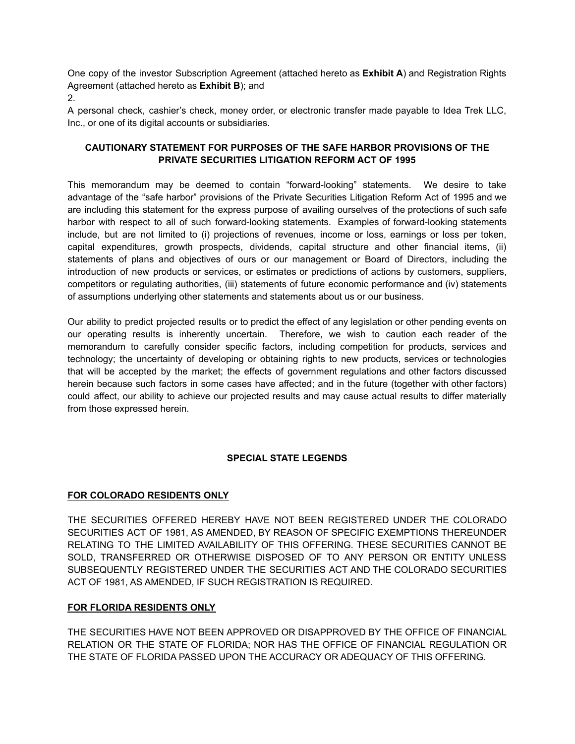One copy of the investor Subscription Agreement (attached hereto as **Exhibit A**) and Registration Rights Agreement (attached hereto as **Exhibit B**); and

2.

A personal check, cashier's check, money order, or electronic transfer made payable to Idea Trek LLC, Inc., or one of its digital accounts or subsidiaries.

**CAUTIONARY STATEMENT FOR PURPOSES OF THE SAFE HARBOR PROVISIONS OF THE PRIVATE SECURITIES LITIGATION REFORM ACT OF 1995**

This memorandum may be deemed to contain "forward-looking" statements. We desire to take advantage of the "safe harbor" provisions of the Private Securities Litigation Reform Act of 1995 and we are including this statement for the express purpose of availing ourselves of the protections of such safe harbor with respect to all of such forward-looking statements. Examples of forward-looking statements include, but are not limited to (i) projections of revenues, income or loss, earnings or loss per token, capital expenditures, growth prospects, dividends, capital structure and other financial items, (ii) statements of plans and objectives of ours or our management or Board of Directors, including the introduction of new products or services, or estimates or predictions of actions by customers, suppliers, competitors or regulating authorities, (iii) statements of future economic performance and (iv) statements of assumptions underlying other statements and statements about us or our business.

Our ability to predict projected results or to predict the effect of any legislation or other pending events on our operating results is inherently uncertain. Therefore, we wish to caution each reader of the memorandum to carefully consider specific factors, including competition for products, services and technology; the uncertainty of developing or obtaining rights to new products, services or technologies that will be accepted by the market; the effects of government regulations and other factors discussed herein because such factors in some cases have affected; and in the future (together with other factors) could affect, our ability to achieve our projected results and may cause actual results to differ materially from those expressed herein.

**SPECIAL STATE LEGENDS**

**FOR COLORADO RESIDENTS ONLY**

THE SECURITIES OFFERED HEREBY HAVE NOT BEEN REGISTERED UNDER THE COLORADO SECURITIES ACT OF 1981, AS AMENDED, BY REASON OF SPECIFIC EXEMPTIONS THEREUNDER RELATING TO THE LIMITED AVAILABILITY OF THIS OFFERING. THESE SECURITIES CANNOT BE SOLD, TRANSFERRED OR OTHERWISE DISPOSED OF TO ANY PERSON OR ENTITY UNLESS SUBSEQUENTLY REGISTERED UNDER THE SECURITIES ACT AND THE COLORADO SECURITIES ACT OF 1981, AS AMENDED, IF SUCH REGISTRATION IS REQUIRED.

**FOR FLORIDA RESIDENTS ONLY**

THE SECURITIES HAVE NOT BEEN APPROVED OR DISAPPROVED BY THE OFFICE OF FINANCIAL RELATION OR THE STATE OF FLORIDA; NOR HAS THE OFFICE OF FINANCIAL REGULATION OR THE STATE OF FLORIDA PASSED UPON THE ACCURACY OR ADEQUACY OF THIS OFFERING.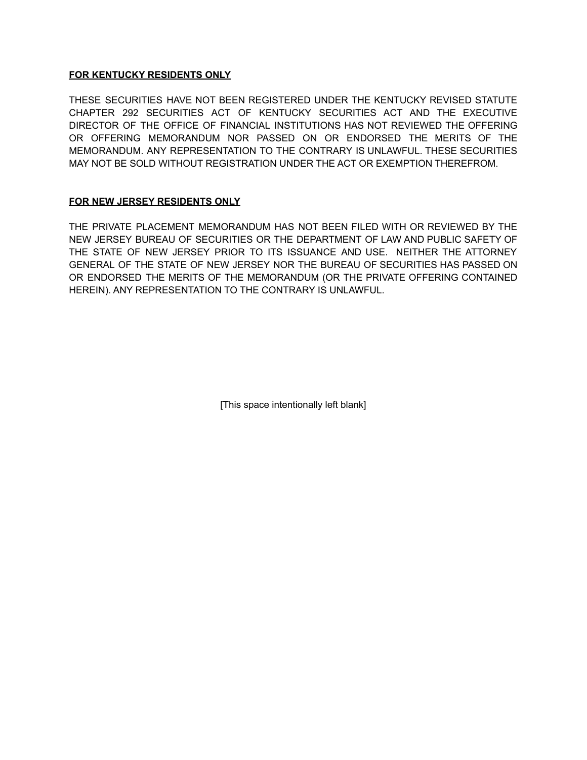**FOR KENTUCKY RESIDENTS ONLY**

THESE SECURITIES HAVE NOT BEEN REGISTERED UNDER THE KENTUCKY REVISED STATUTE CHAPTER 292 SECURITIES ACT OF KENTUCKY SECURITIES ACT AND THE EXECUTIVE DIRECTOR OF THE OFFICE OF FINANCIAL INSTITUTIONS HAS NOT REVIEWED THE OFFERING OR OFFERING MEMORANDUM NOR PASSED ON OR ENDORSED THE MERITS OF THE MEMORANDUM. ANY REPRESENTATION TO THE CONTRARY IS UNLAWFUL. THESE SECURITIES MAY NOT BE SOLD WITHOUT REGISTRATION UNDER THE ACT OR EXEMPTION THEREFROM.

**FOR NEW JERSEY RESIDENTS ONLY**

THE PRIVATE PLACEMENT MEMORANDUM HAS NOT BEEN FILED WITH OR REVIEWED BY THE NEW JERSEY BUREAU OF SECURITIES OR THE DEPARTMENT OF LAW AND PUBLIC SAFETY OF THE STATE OF NEW JERSEY PRIOR TO ITS ISSUANCE AND USE. NEITHER THE ATTORNEY GENERAL OF THE STATE OF NEW JERSEY NOR THE BUREAU OF SECURITIES HAS PASSED ON OR ENDORSED THE MERITS OF THE MEMORANDUM (OR THE PRIVATE OFFERING CONTAINED HEREIN). ANY REPRESENTATION TO THE CONTRARY IS UNLAWFUL.

[This space intentionally left blank]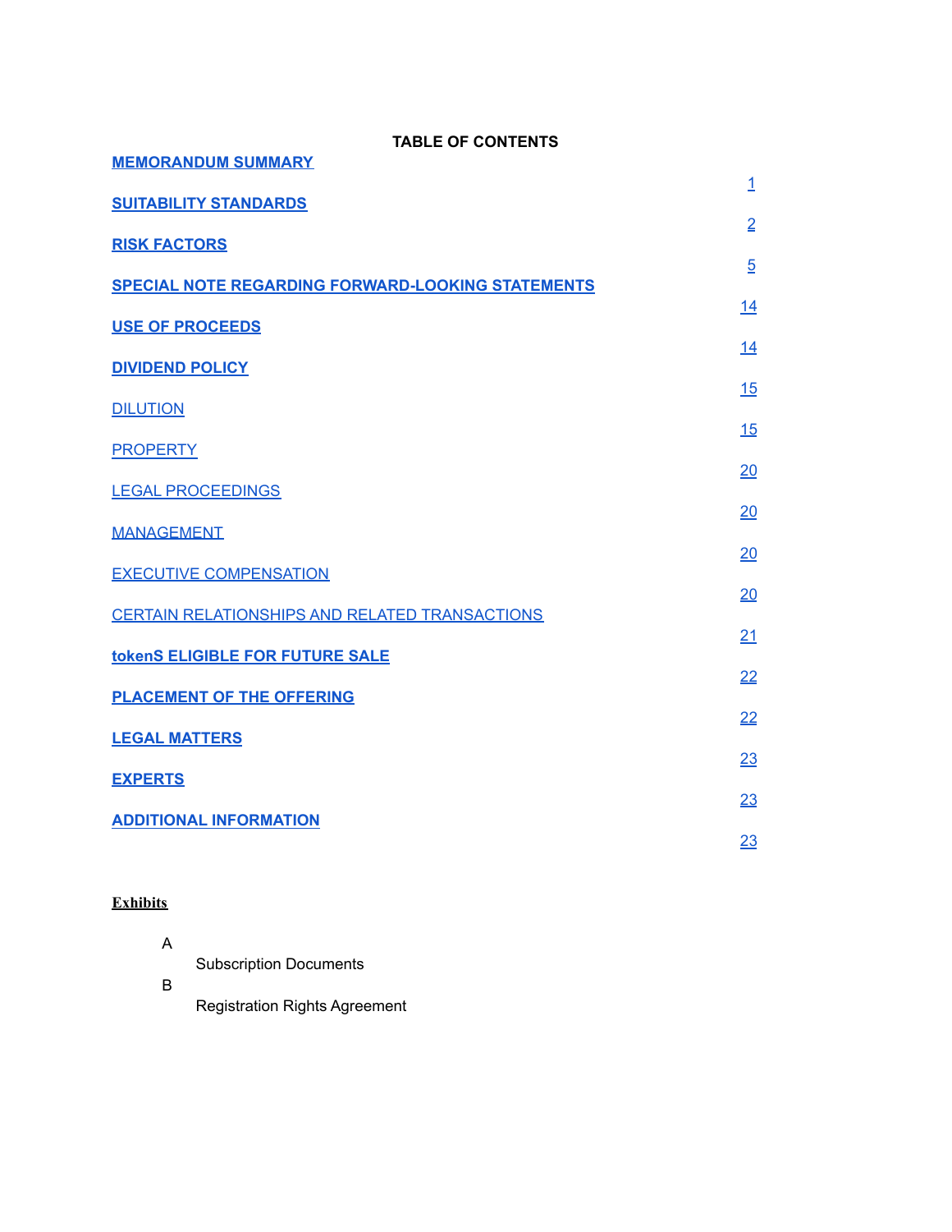**TABLE OF CONTENTS**

| | |
|---|---|
| **MEMORANDUM SUMMARY** | 1 |
| **SUITABILITY STANDARDS** | 2 |
| **RISK FACTORS** | 5 |
| **SPECIAL NOTE REGARDING FORWARD-LOOKING STATEMENTS** | 14 |
| **USE OF PROCEEDS** | 14 |
| **DIVIDEND POLICY** | 15 |
| DILUTION | 15 |
| PROPERTY | 20 |
| LEGAL PROCEEDINGS | 20 |
| MANAGEMENT | 20 |
| EXECUTIVE COMPENSATION | 20 |
| CERTAIN RELATIONSHIPS AND RELATED TRANSACTIONS | 21 |
| **tokenS ELIGIBLE FOR FUTURE SALE** | 22 |
| **PLACEMENT OF THE OFFERING** | 22 |
| **LEGAL MATTERS** | 23 |
| **EXPERTS** | 23 |
| **ADDITIONAL INFORMATION** | 23 |

**Exhibits**

A Subscription Documents

B Registration Rights Agreement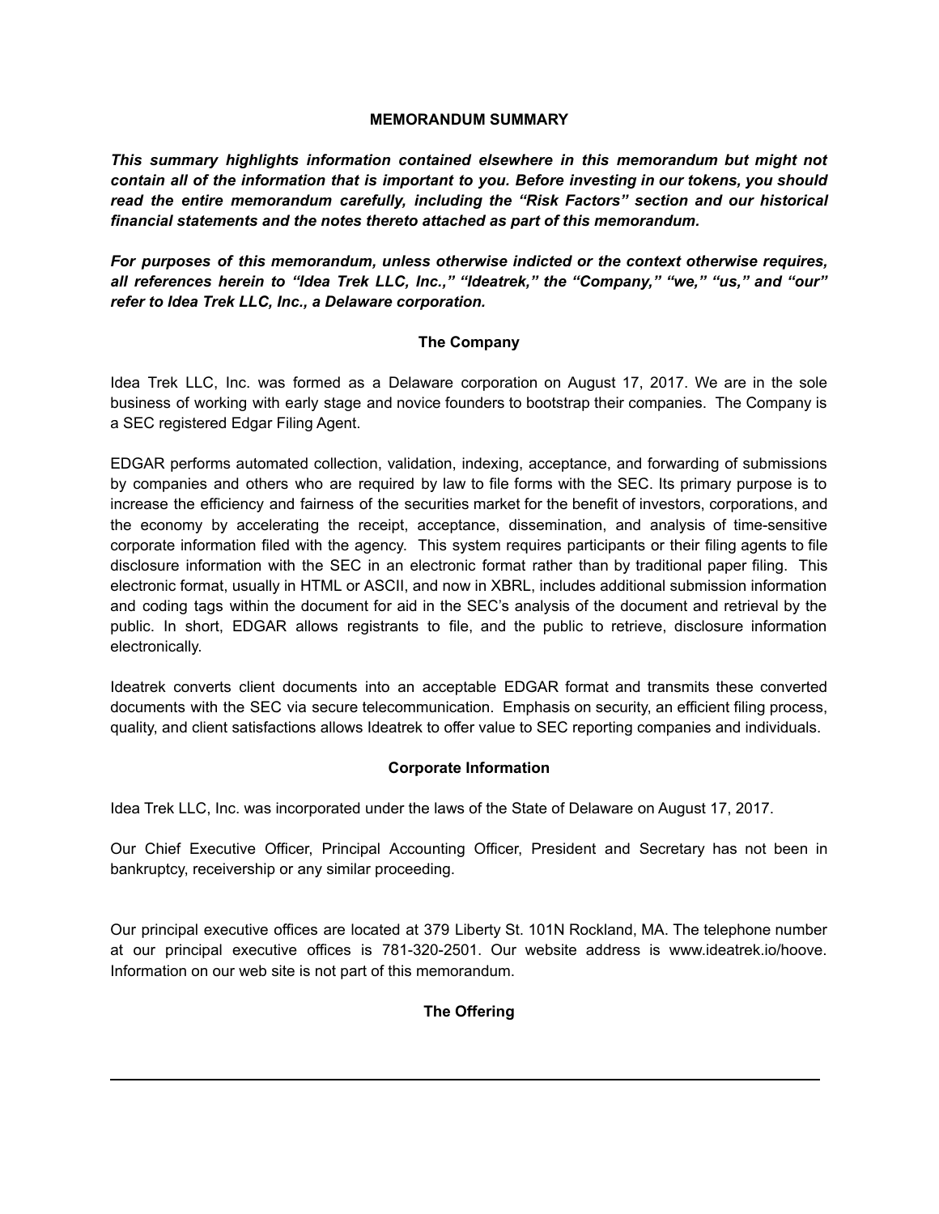## MEMORANDUM SUMMARY

***This summary highlights information contained elsewhere in this memorandum but might not contain all of the information that is important to you. Before investing in our tokens, you should read the entire memorandum carefully, including the "Risk Factors" section and our historical financial statements and the notes thereto attached as part of this memorandum.***

***For purposes of this memorandum, unless otherwise indicted or the context otherwise requires, all references herein to "Idea Trek LLC, Inc.," "Ideatrek," the "Company," "we," "us," and "our" refer to Idea Trek LLC, Inc., a Delaware corporation.***

### The Company

Idea Trek LLC, Inc. was formed as a Delaware corporation on August 17, 2017. We are in the sole business of working with early stage and novice founders to bootstrap their companies. The Company is a SEC registered Edgar Filing Agent.

EDGAR performs automated collection, validation, indexing, acceptance, and forwarding of submissions by companies and others who are required by law to file forms with the SEC. Its primary purpose is to increase the efficiency and fairness of the securities market for the benefit of investors, corporations, and the economy by accelerating the receipt, acceptance, dissemination, and analysis of time-sensitive corporate information filed with the agency. This system requires participants or their filing agents to file disclosure information with the SEC in an electronic format rather than by traditional paper filing. This electronic format, usually in HTML or ASCII, and now in XBRL, includes additional submission information and coding tags within the document for aid in the SEC's analysis of the document and retrieval by the public. In short, EDGAR allows registrants to file, and the public to retrieve, disclosure information electronically.

Ideatrek converts client documents into an acceptable EDGAR format and transmits these converted documents with the SEC via secure telecommunication. Emphasis on security, an efficient filing process, quality, and client satisfactions allows Ideatrek to offer value to SEC reporting companies and individuals.

### Corporate Information

Idea Trek LLC, Inc. was incorporated under the laws of the State of Delaware on August 17, 2017.

Our Chief Executive Officer, Principal Accounting Officer, President and Secretary has not been in bankruptcy, receivership or any similar proceeding.

Our principal executive offices are located at 379 Liberty St. 101N Rockland, MA. The telephone number at our principal executive offices is 781-320-2501. Our website address is www.ideatrek.io/hoove. Information on our web site is not part of this memorandum.

### The Offering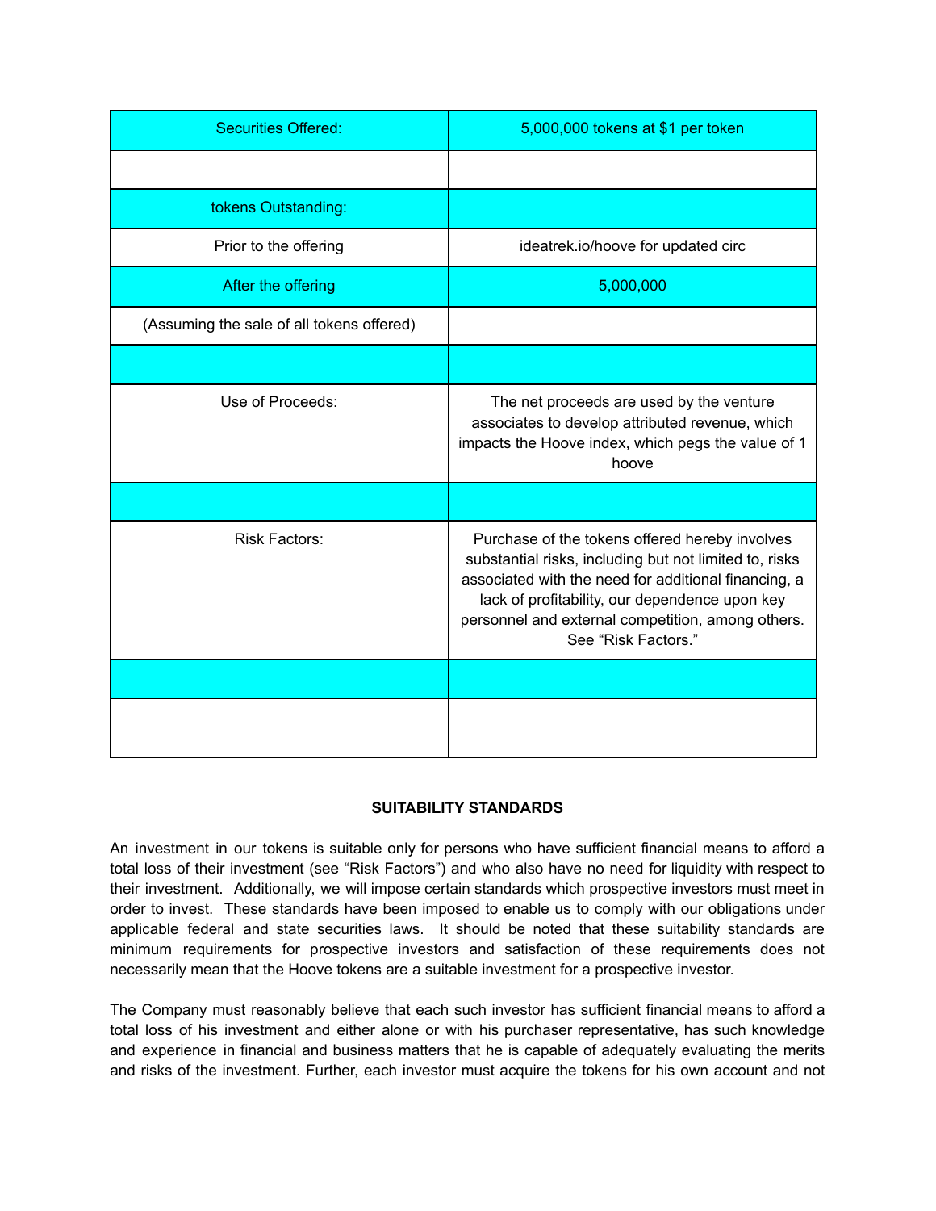| Securities Offered: | 5,000,000 tokens at $1 per token |
|---|---|
| | |
| tokens Outstanding: | |
| Prior to the offering | ideatrek.io/hoove for updated circ |
| After the offering | 5,000,000 |
| (Assuming the sale of all tokens offered) | |
| | |
| Use of Proceeds: | The net proceeds are used by the venture associates to develop attributed revenue, which impacts the Hoove index, which pegs the value of 1 hoove |
| | |
| Risk Factors: | Purchase of the tokens offered hereby involves substantial risks, including but not limited to, risks associated with the need for additional financing, a lack of profitability, our dependence upon key personnel and external competition, among others. See "Risk Factors." |
| | |
| | |

**SUITABILITY STANDARDS**

An investment in our tokens is suitable only for persons who have sufficient financial means to afford a total loss of their investment (see "Risk Factors") and who also have no need for liquidity with respect to their investment. Additionally, we will impose certain standards which prospective investors must meet in order to invest. These standards have been imposed to enable us to comply with our obligations under applicable federal and state securities laws. It should be noted that these suitability standards are minimum requirements for prospective investors and satisfaction of these requirements does not necessarily mean that the Hoove tokens are a suitable investment for a prospective investor.

The Company must reasonably believe that each such investor has sufficient financial means to afford a total loss of his investment and either alone or with his purchaser representative, has such knowledge and experience in financial and business matters that he is capable of adequately evaluating the merits and risks of the investment. Further, each investor must acquire the tokens for his own account and not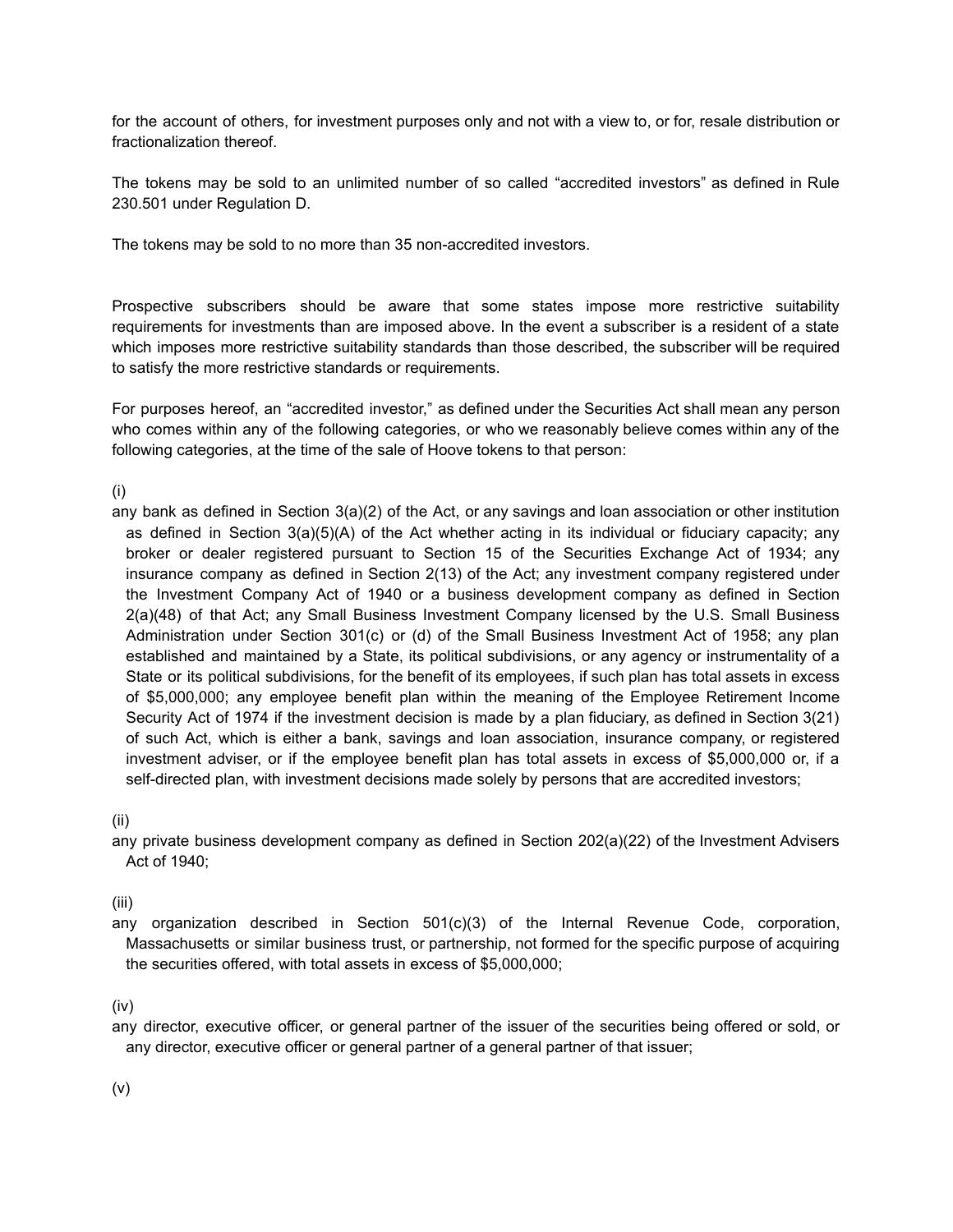for the account of others, for investment purposes only and not with a view to, or for, resale distribution or fractionalization thereof.

The tokens may be sold to an unlimited number of so called "accredited investors" as defined in Rule 230.501 under Regulation D.

The tokens may be sold to no more than 35 non-accredited investors.

Prospective subscribers should be aware that some states impose more restrictive suitability requirements for investments than are imposed above. In the event a subscriber is a resident of a state which imposes more restrictive suitability standards than those described, the subscriber will be required to satisfy the more restrictive standards or requirements.

For purposes hereof, an "accredited investor," as defined under the Securities Act shall mean any person who comes within any of the following categories, or who we reasonably believe comes within any of the following categories, at the time of the sale of Hoove tokens to that person:

(i)

any bank as defined in Section 3(a)(2) of the Act, or any savings and loan association or other institution as defined in Section 3(a)(5)(A) of the Act whether acting in its individual or fiduciary capacity; any broker or dealer registered pursuant to Section 15 of the Securities Exchange Act of 1934; any insurance company as defined in Section 2(13) of the Act; any investment company registered under the Investment Company Act of 1940 or a business development company as defined in Section 2(a)(48) of that Act; any Small Business Investment Company licensed by the U.S. Small Business Administration under Section 301(c) or (d) of the Small Business Investment Act of 1958; any plan established and maintained by a State, its political subdivisions, or any agency or instrumentality of a State or its political subdivisions, for the benefit of its employees, if such plan has total assets in excess of $5,000,000; any employee benefit plan within the meaning of the Employee Retirement Income Security Act of 1974 if the investment decision is made by a plan fiduciary, as defined in Section 3(21) of such Act, which is either a bank, savings and loan association, insurance company, or registered investment adviser, or if the employee benefit plan has total assets in excess of $5,000,000 or, if a self-directed plan, with investment decisions made solely by persons that are accredited investors;

(ii)

any private business development company as defined in Section 202(a)(22) of the Investment Advisers Act of 1940;

(iii)

any organization described in Section 501(c)(3) of the Internal Revenue Code, corporation, Massachusetts or similar business trust, or partnership, not formed for the specific purpose of acquiring the securities offered, with total assets in excess of $5,000,000;

(iv)

any director, executive officer, or general partner of the issuer of the securities being offered or sold, or any director, executive officer or general partner of a general partner of that issuer;

(v)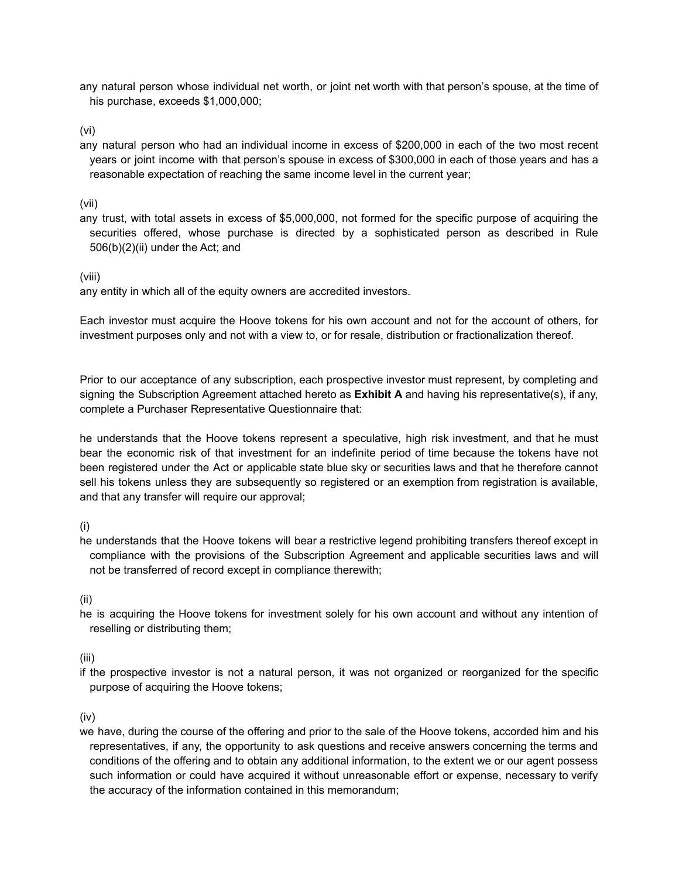any natural person whose individual net worth, or joint net worth with that person's spouse, at the time of his purchase, exceeds $1,000,000;

(vi)

any natural person who had an individual income in excess of $200,000 in each of the two most recent years or joint income with that person's spouse in excess of $300,000 in each of those years and has a reasonable expectation of reaching the same income level in the current year;

(vii)

any trust, with total assets in excess of $5,000,000, not formed for the specific purpose of acquiring the securities offered, whose purchase is directed by a sophisticated person as described in Rule 506(b)(2)(ii) under the Act; and

(viii)

any entity in which all of the equity owners are accredited investors.

Each investor must acquire the Hoove tokens for his own account and not for the account of others, for investment purposes only and not with a view to, or for resale, distribution or fractionalization thereof.

Prior to our acceptance of any subscription, each prospective investor must represent, by completing and signing the Subscription Agreement attached hereto as **Exhibit A** and having his representative(s), if any, complete a Purchaser Representative Questionnaire that:

he understands that the Hoove tokens represent a speculative, high risk investment, and that he must bear the economic risk of that investment for an indefinite period of time because the tokens have not been registered under the Act or applicable state blue sky or securities laws and that he therefore cannot sell his tokens unless they are subsequently so registered or an exemption from registration is available, and that any transfer will require our approval;

(i)

he understands that the Hoove tokens will bear a restrictive legend prohibiting transfers thereof except in compliance with the provisions of the Subscription Agreement and applicable securities laws and will not be transferred of record except in compliance therewith;

(ii)

he is acquiring the Hoove tokens for investment solely for his own account and without any intention of reselling or distributing them;

(iii)

if the prospective investor is not a natural person, it was not organized or reorganized for the specific purpose of acquiring the Hoove tokens;

(iv)

we have, during the course of the offering and prior to the sale of the Hoove tokens, accorded him and his representatives, if any, the opportunity to ask questions and receive answers concerning the terms and conditions of the offering and to obtain any additional information, to the extent we or our agent possess such information or could have acquired it without unreasonable effort or expense, necessary to verify the accuracy of the information contained in this memorandum;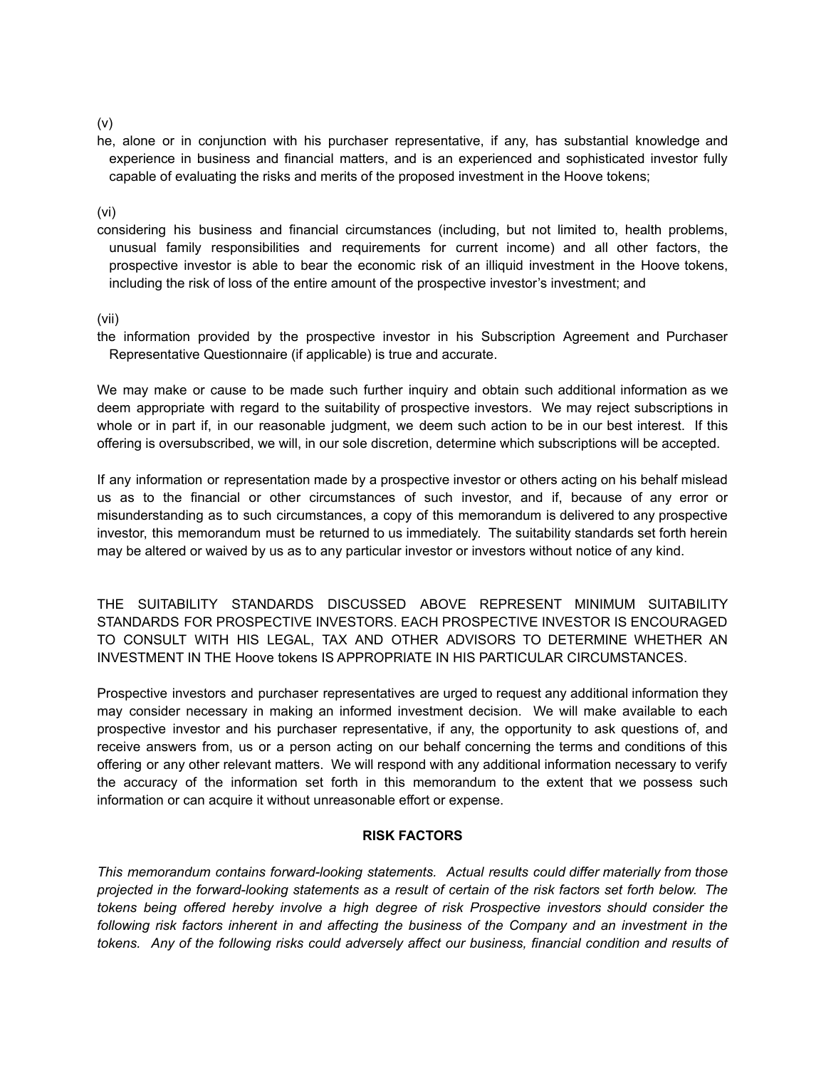(v)

he, alone or in conjunction with his purchaser representative, if any, has substantial knowledge and experience in business and financial matters, and is an experienced and sophisticated investor fully capable of evaluating the risks and merits of the proposed investment in the Hoove tokens;

(vi)

considering his business and financial circumstances (including, but not limited to, health problems, unusual family responsibilities and requirements for current income) and all other factors, the prospective investor is able to bear the economic risk of an illiquid investment in the Hoove tokens, including the risk of loss of the entire amount of the prospective investor's investment; and

(vii)

the information provided by the prospective investor in his Subscription Agreement and Purchaser Representative Questionnaire (if applicable) is true and accurate.

We may make or cause to be made such further inquiry and obtain such additional information as we deem appropriate with regard to the suitability of prospective investors. We may reject subscriptions in whole or in part if, in our reasonable judgment, we deem such action to be in our best interest. If this offering is oversubscribed, we will, in our sole discretion, determine which subscriptions will be accepted.

If any information or representation made by a prospective investor or others acting on his behalf mislead us as to the financial or other circumstances of such investor, and if, because of any error or misunderstanding as to such circumstances, a copy of this memorandum is delivered to any prospective investor, this memorandum must be returned to us immediately. The suitability standards set forth herein may be altered or waived by us as to any particular investor or investors without notice of any kind.

THE SUITABILITY STANDARDS DISCUSSED ABOVE REPRESENT MINIMUM SUITABILITY STANDARDS FOR PROSPECTIVE INVESTORS. EACH PROSPECTIVE INVESTOR IS ENCOURAGED TO CONSULT WITH HIS LEGAL, TAX AND OTHER ADVISORS TO DETERMINE WHETHER AN INVESTMENT IN THE Hoove tokens IS APPROPRIATE IN HIS PARTICULAR CIRCUMSTANCES.

Prospective investors and purchaser representatives are urged to request any additional information they may consider necessary in making an informed investment decision. We will make available to each prospective investor and his purchaser representative, if any, the opportunity to ask questions of, and receive answers from, us or a person acting on our behalf concerning the terms and conditions of this offering or any other relevant matters. We will respond with any additional information necessary to verify the accuracy of the information set forth in this memorandum to the extent that we possess such information or can acquire it without unreasonable effort or expense.

## RISK FACTORS

*This memorandum contains forward-looking statements. Actual results could differ materially from those projected in the forward-looking statements as a result of certain of the risk factors set forth below. The tokens being offered hereby involve a high degree of risk Prospective investors should consider the following risk factors inherent in and affecting the business of the Company and an investment in the tokens. Any of the following risks could adversely affect our business, financial condition and results of*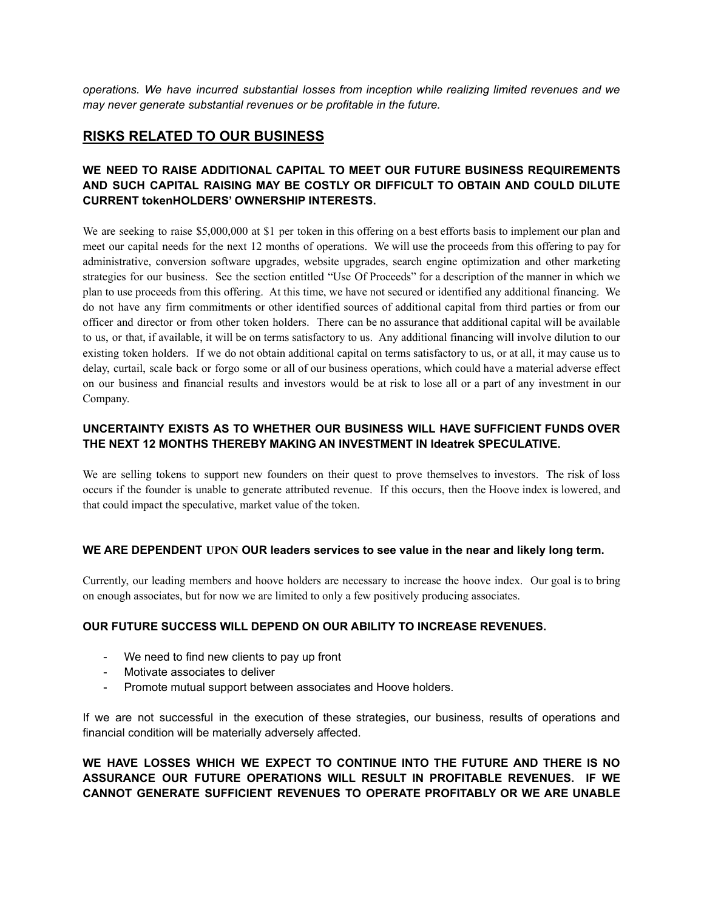*operations. We have incurred substantial losses from inception while realizing limited revenues and we may never generate substantial revenues or be profitable in the future.*

## RISKS RELATED TO OUR BUSINESS

### WE NEED TO RAISE ADDITIONAL CAPITAL TO MEET OUR FUTURE BUSINESS REQUIREMENTS AND SUCH CAPITAL RAISING MAY BE COSTLY OR DIFFICULT TO OBTAIN AND COULD DILUTE CURRENT tokenHOLDERS' OWNERSHIP INTERESTS.

We are seeking to raise $5,000,000 at $1 per token in this offering on a best efforts basis to implement our plan and meet our capital needs for the next 12 months of operations. We will use the proceeds from this offering to pay for administrative, conversion software upgrades, website upgrades, search engine optimization and other marketing strategies for our business. See the section entitled "Use Of Proceeds" for a description of the manner in which we plan to use proceeds from this offering. At this time, we have not secured or identified any additional financing. We do not have any firm commitments or other identified sources of additional capital from third parties or from our officer and director or from other token holders. There can be no assurance that additional capital will be available to us, or that, if available, it will be on terms satisfactory to us. Any additional financing will involve dilution to our existing token holders. If we do not obtain additional capital on terms satisfactory to us, or at all, it may cause us to delay, curtail, scale back or forgo some or all of our business operations, which could have a material adverse effect on our business and financial results and investors would be at risk to lose all or a part of any investment in our Company.

### UNCERTAINTY EXISTS AS TO WHETHER OUR BUSINESS WILL HAVE SUFFICIENT FUNDS OVER THE NEXT 12 MONTHS THEREBY MAKING AN INVESTMENT IN Ideatrek SPECULATIVE.

We are selling tokens to support new founders on their quest to prove themselves to investors. The risk of loss occurs if the founder is unable to generate attributed revenue. If this occurs, then the Hoove index is lowered, and that could impact the speculative, market value of the token.

### WE ARE DEPENDENT UPON OUR leaders services to see value in the near and likely long term.

Currently, our leading members and hoove holders are necessary to increase the hoove index. Our goal is to bring on enough associates, but for now we are limited to only a few positively producing associates.

### OUR FUTURE SUCCESS WILL DEPEND ON OUR ABILITY TO INCREASE REVENUES.

- We need to find new clients to pay up front
- Motivate associates to deliver
- Promote mutual support between associates and Hoove holders.

If we are not successful in the execution of these strategies, our business, results of operations and financial condition will be materially adversely affected.

### WE HAVE LOSSES WHICH WE EXPECT TO CONTINUE INTO THE FUTURE AND THERE IS NO ASSURANCE OUR FUTURE OPERATIONS WILL RESULT IN PROFITABLE REVENUES. IF WE CANNOT GENERATE SUFFICIENT REVENUES TO OPERATE PROFITABLY OR WE ARE UNABLE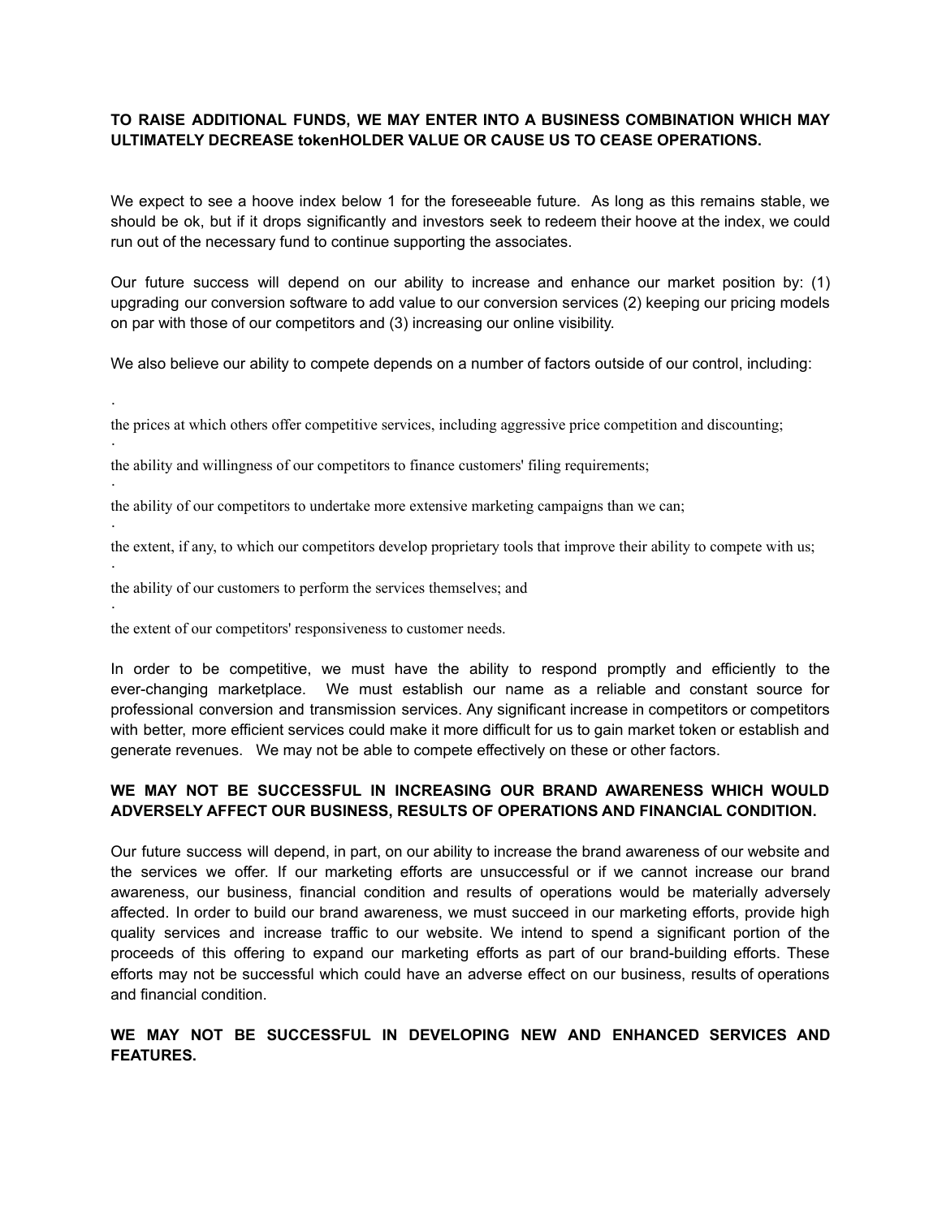**TO RAISE ADDITIONAL FUNDS, WE MAY ENTER INTO A BUSINESS COMBINATION WHICH MAY ULTIMATELY DECREASE tokenHOLDER VALUE OR CAUSE US TO CEASE OPERATIONS.**

We expect to see a hoove index below 1 for the foreseeable future. As long as this remains stable, we should be ok, but if it drops significantly and investors seek to redeem their hoove at the index, we could run out of the necessary fund to continue supporting the associates.

Our future success will depend on our ability to increase and enhance our market position by: (1) upgrading our conversion software to add value to our conversion services (2) keeping our pricing models on par with those of our competitors and (3) increasing our online visibility.

We also believe our ability to compete depends on a number of factors outside of our control, including:

- the prices at which others offer competitive services, including aggressive price competition and discounting;
- the ability and willingness of our competitors to finance customers' filing requirements;
- the ability of our competitors to undertake more extensive marketing campaigns than we can;
- the extent, if any, to which our competitors develop proprietary tools that improve their ability to compete with us;
- the ability of our customers to perform the services themselves; and
- the extent of our competitors' responsiveness to customer needs.

In order to be competitive, we must have the ability to respond promptly and efficiently to the ever-changing marketplace. We must establish our name as a reliable and constant source for professional conversion and transmission services. Any significant increase in competitors or competitors with better, more efficient services could make it more difficult for us to gain market token or establish and generate revenues. We may not be able to compete effectively on these or other factors.

**WE MAY NOT BE SUCCESSFUL IN INCREASING OUR BRAND AWARENESS WHICH WOULD ADVERSELY AFFECT OUR BUSINESS, RESULTS OF OPERATIONS AND FINANCIAL CONDITION.**

Our future success will depend, in part, on our ability to increase the brand awareness of our website and the services we offer. If our marketing efforts are unsuccessful or if we cannot increase our brand awareness, our business, financial condition and results of operations would be materially adversely affected. In order to build our brand awareness, we must succeed in our marketing efforts, provide high quality services and increase traffic to our website. We intend to spend a significant portion of the proceeds of this offering to expand our marketing efforts as part of our brand-building efforts. These efforts may not be successful which could have an adverse effect on our business, results of operations and financial condition.

**WE MAY NOT BE SUCCESSFUL IN DEVELOPING NEW AND ENHANCED SERVICES AND FEATURES.**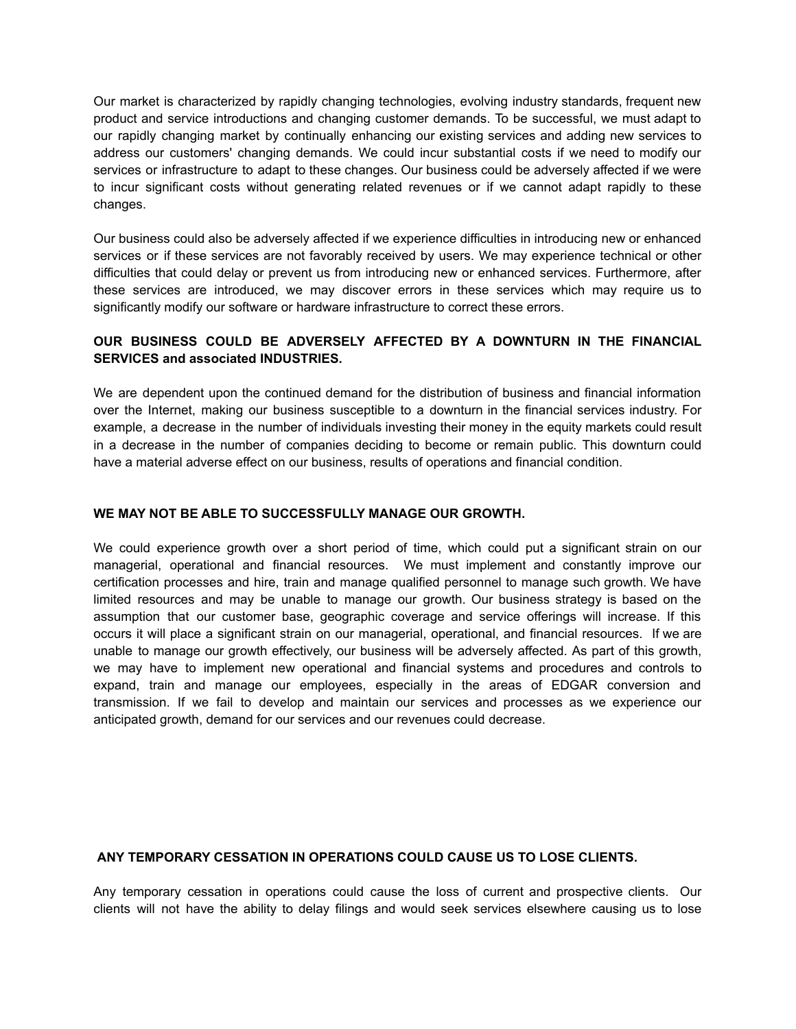Our market is characterized by rapidly changing technologies, evolving industry standards, frequent new product and service introductions and changing customer demands. To be successful, we must adapt to our rapidly changing market by continually enhancing our existing services and adding new services to address our customers' changing demands. We could incur substantial costs if we need to modify our services or infrastructure to adapt to these changes. Our business could be adversely affected if we were to incur significant costs without generating related revenues or if we cannot adapt rapidly to these changes.

Our business could also be adversely affected if we experience difficulties in introducing new or enhanced services or if these services are not favorably received by users. We may experience technical or other difficulties that could delay or prevent us from introducing new or enhanced services. Furthermore, after these services are introduced, we may discover errors in these services which may require us to significantly modify our software or hardware infrastructure to correct these errors.

**OUR BUSINESS COULD BE ADVERSELY AFFECTED BY A DOWNTURN IN THE FINANCIAL SERVICES and associated INDUSTRIES.**

We are dependent upon the continued demand for the distribution of business and financial information over the Internet, making our business susceptible to a downturn in the financial services industry. For example, a decrease in the number of individuals investing their money in the equity markets could result in a decrease in the number of companies deciding to become or remain public. This downturn could have a material adverse effect on our business, results of operations and financial condition.

**WE MAY NOT BE ABLE TO SUCCESSFULLY MANAGE OUR GROWTH.**

We could experience growth over a short period of time, which could put a significant strain on our managerial, operational and financial resources. We must implement and constantly improve our certification processes and hire, train and manage qualified personnel to manage such growth. We have limited resources and may be unable to manage our growth. Our business strategy is based on the assumption that our customer base, geographic coverage and service offerings will increase. If this occurs it will place a significant strain on our managerial, operational, and financial resources. If we are unable to manage our growth effectively, our business will be adversely affected. As part of this growth, we may have to implement new operational and financial systems and procedures and controls to expand, train and manage our employees, especially in the areas of EDGAR conversion and transmission. If we fail to develop and maintain our services and processes as we experience our anticipated growth, demand for our services and our revenues could decrease.

**ANY TEMPORARY CESSATION IN OPERATIONS COULD CAUSE US TO LOSE CLIENTS.**

Any temporary cessation in operations could cause the loss of current and prospective clients. Our clients will not have the ability to delay filings and would seek services elsewhere causing us to lose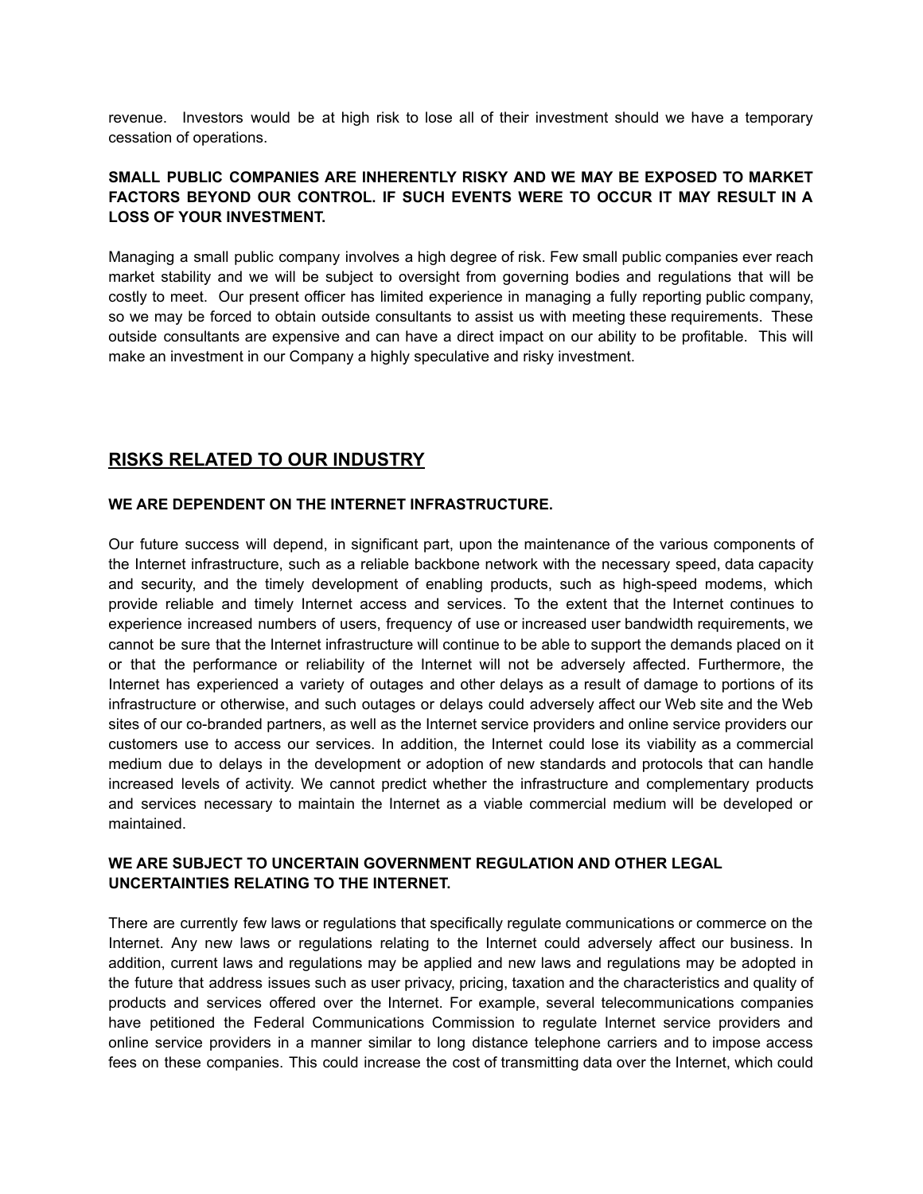revenue. Investors would be at high risk to lose all of their investment should we have a temporary cessation of operations.

**SMALL PUBLIC COMPANIES ARE INHERENTLY RISKY AND WE MAY BE EXPOSED TO MARKET FACTORS BEYOND OUR CONTROL. IF SUCH EVENTS WERE TO OCCUR IT MAY RESULT IN A LOSS OF YOUR INVESTMENT.**

Managing a small public company involves a high degree of risk. Few small public companies ever reach market stability and we will be subject to oversight from governing bodies and regulations that will be costly to meet. Our present officer has limited experience in managing a fully reporting public company, so we may be forced to obtain outside consultants to assist us with meeting these requirements. These outside consultants are expensive and can have a direct impact on our ability to be profitable. This will make an investment in our Company a highly speculative and risky investment.

## RISKS RELATED TO OUR INDUSTRY

**WE ARE DEPENDENT ON THE INTERNET INFRASTRUCTURE.**

Our future success will depend, in significant part, upon the maintenance of the various components of the Internet infrastructure, such as a reliable backbone network with the necessary speed, data capacity and security, and the timely development of enabling products, such as high-speed modems, which provide reliable and timely Internet access and services. To the extent that the Internet continues to experience increased numbers of users, frequency of use or increased user bandwidth requirements, we cannot be sure that the Internet infrastructure will continue to be able to support the demands placed on it or that the performance or reliability of the Internet will not be adversely affected. Furthermore, the Internet has experienced a variety of outages and other delays as a result of damage to portions of its infrastructure or otherwise, and such outages or delays could adversely affect our Web site and the Web sites of our co-branded partners, as well as the Internet service providers and online service providers our customers use to access our services. In addition, the Internet could lose its viability as a commercial medium due to delays in the development or adoption of new standards and protocols that can handle increased levels of activity. We cannot predict whether the infrastructure and complementary products and services necessary to maintain the Internet as a viable commercial medium will be developed or maintained.

**WE ARE SUBJECT TO UNCERTAIN GOVERNMENT REGULATION AND OTHER LEGAL UNCERTAINTIES RELATING TO THE INTERNET.**

There are currently few laws or regulations that specifically regulate communications or commerce on the Internet. Any new laws or regulations relating to the Internet could adversely affect our business. In addition, current laws and regulations may be applied and new laws and regulations may be adopted in the future that address issues such as user privacy, pricing, taxation and the characteristics and quality of products and services offered over the Internet. For example, several telecommunications companies have petitioned the Federal Communications Commission to regulate Internet service providers and online service providers in a manner similar to long distance telephone carriers and to impose access fees on these companies. This could increase the cost of transmitting data over the Internet, which could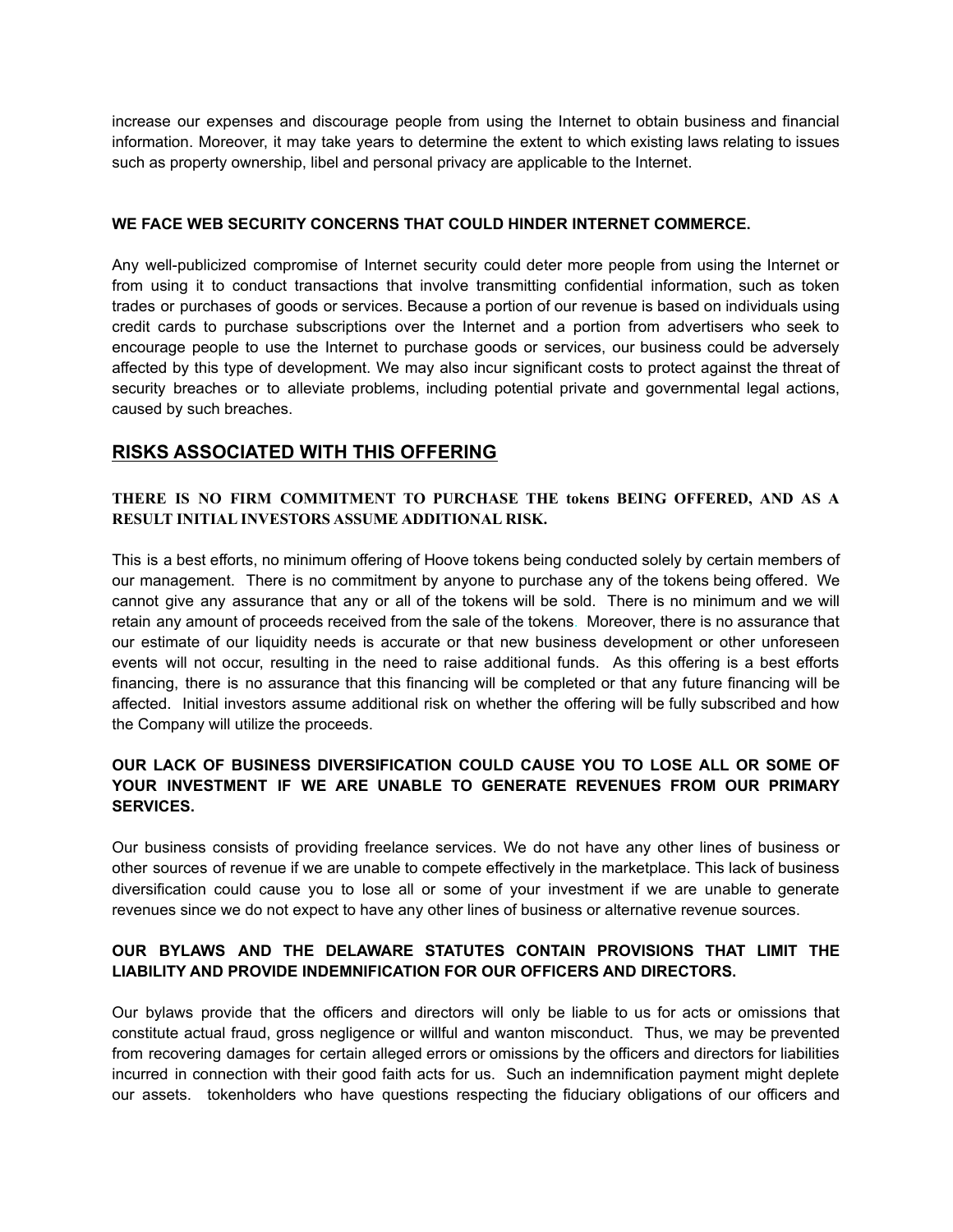increase our expenses and discourage people from using the Internet to obtain business and financial information. Moreover, it may take years to determine the extent to which existing laws relating to issues such as property ownership, libel and personal privacy are applicable to the Internet.

**WE FACE WEB SECURITY CONCERNS THAT COULD HINDER INTERNET COMMERCE.**

Any well-publicized compromise of Internet security could deter more people from using the Internet or from using it to conduct transactions that involve transmitting confidential information, such as token trades or purchases of goods or services. Because a portion of our revenue is based on individuals using credit cards to purchase subscriptions over the Internet and a portion from advertisers who seek to encourage people to use the Internet to purchase goods or services, our business could be adversely affected by this type of development. We may also incur significant costs to protect against the threat of security breaches or to alleviate problems, including potential private and governmental legal actions, caused by such breaches.

## RISKS ASSOCIATED WITH THIS OFFERING

**THERE IS NO FIRM COMMITMENT TO PURCHASE THE tokens BEING OFFERED, AND AS A RESULT INITIAL INVESTORS ASSUME ADDITIONAL RISK.**

This is a best efforts, no minimum offering of Hoove tokens being conducted solely by certain members of our management. There is no commitment by anyone to purchase any of the tokens being offered. We cannot give any assurance that any or all of the tokens will be sold. There is no minimum and we will retain any amount of proceeds received from the sale of the tokens. Moreover, there is no assurance that our estimate of our liquidity needs is accurate or that new business development or other unforeseen events will not occur, resulting in the need to raise additional funds. As this offering is a best efforts financing, there is no assurance that this financing will be completed or that any future financing will be affected. Initial investors assume additional risk on whether the offering will be fully subscribed and how the Company will utilize the proceeds.

**OUR LACK OF BUSINESS DIVERSIFICATION COULD CAUSE YOU TO LOSE ALL OR SOME OF YOUR INVESTMENT IF WE ARE UNABLE TO GENERATE REVENUES FROM OUR PRIMARY SERVICES.**

Our business consists of providing freelance services. We do not have any other lines of business or other sources of revenue if we are unable to compete effectively in the marketplace. This lack of business diversification could cause you to lose all or some of your investment if we are unable to generate revenues since we do not expect to have any other lines of business or alternative revenue sources.

**OUR BYLAWS AND THE DELAWARE STATUTES CONTAIN PROVISIONS THAT LIMIT THE LIABILITY AND PROVIDE INDEMNIFICATION FOR OUR OFFICERS AND DIRECTORS.**

Our bylaws provide that the officers and directors will only be liable to us for acts or omissions that constitute actual fraud, gross negligence or willful and wanton misconduct. Thus, we may be prevented from recovering damages for certain alleged errors or omissions by the officers and directors for liabilities incurred in connection with their good faith acts for us. Such an indemnification payment might deplete our assets. tokenholders who have questions respecting the fiduciary obligations of our officers and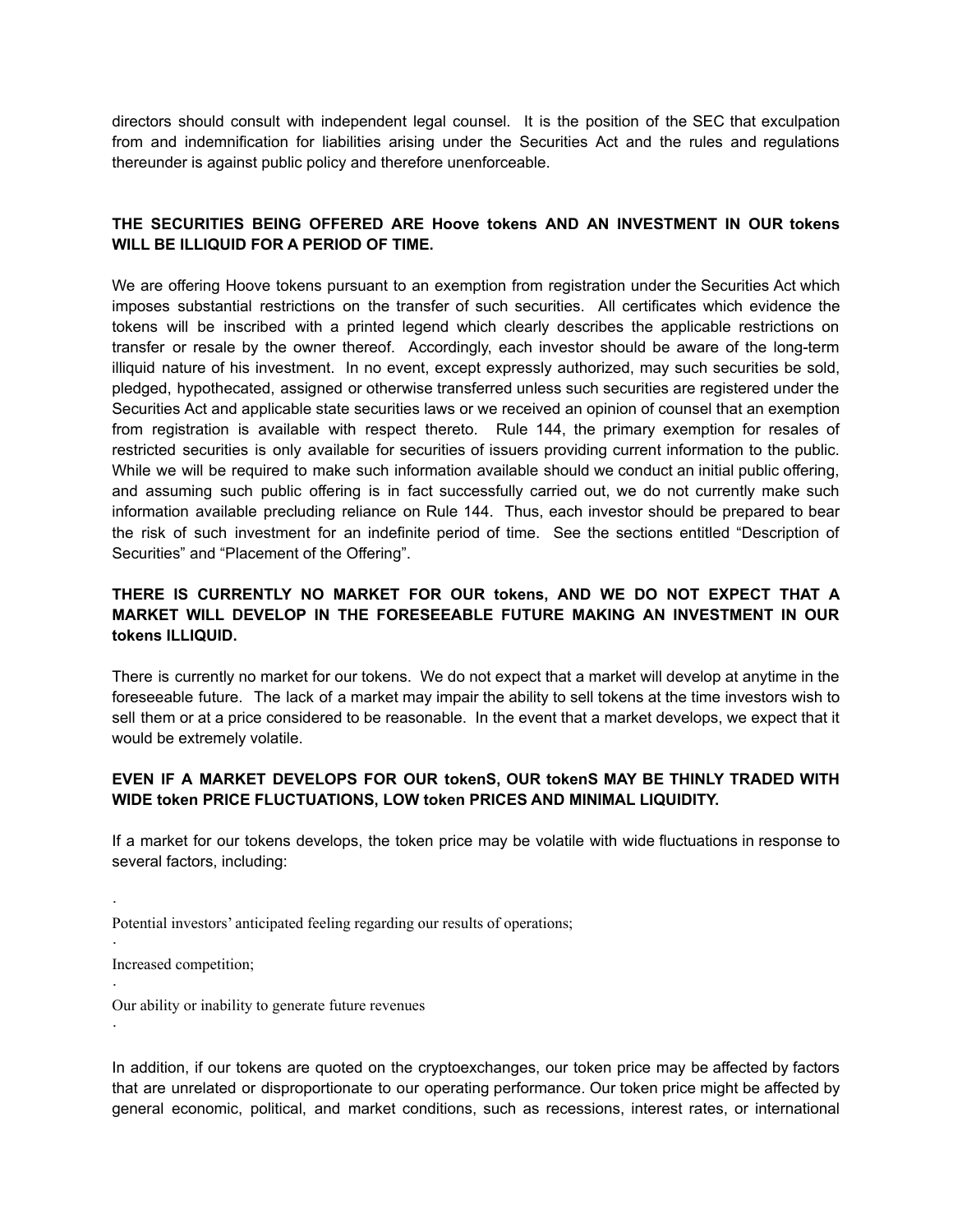directors should consult with independent legal counsel. It is the position of the SEC that exculpation from and indemnification for liabilities arising under the Securities Act and the rules and regulations thereunder is against public policy and therefore unenforceable.

**THE SECURITIES BEING OFFERED ARE Hoove tokens AND AN INVESTMENT IN OUR tokens WILL BE ILLIQUID FOR A PERIOD OF TIME.**

We are offering Hoove tokens pursuant to an exemption from registration under the Securities Act which imposes substantial restrictions on the transfer of such securities. All certificates which evidence the tokens will be inscribed with a printed legend which clearly describes the applicable restrictions on transfer or resale by the owner thereof. Accordingly, each investor should be aware of the long-term illiquid nature of his investment. In no event, except expressly authorized, may such securities be sold, pledged, hypothecated, assigned or otherwise transferred unless such securities are registered under the Securities Act and applicable state securities laws or we received an opinion of counsel that an exemption from registration is available with respect thereto. Rule 144, the primary exemption for resales of restricted securities is only available for securities of issuers providing current information to the public. While we will be required to make such information available should we conduct an initial public offering, and assuming such public offering is in fact successfully carried out, we do not currently make such information available precluding reliance on Rule 144. Thus, each investor should be prepared to bear the risk of such investment for an indefinite period of time. See the sections entitled "Description of Securities" and "Placement of the Offering".

**THERE IS CURRENTLY NO MARKET FOR OUR tokens, AND WE DO NOT EXPECT THAT A MARKET WILL DEVELOP IN THE FORESEEABLE FUTURE MAKING AN INVESTMENT IN OUR tokens ILLIQUID.**

There is currently no market for our tokens. We do not expect that a market will develop at anytime in the foreseeable future. The lack of a market may impair the ability to sell tokens at the time investors wish to sell them or at a price considered to be reasonable. In the event that a market develops, we expect that it would be extremely volatile.

**EVEN IF A MARKET DEVELOPS FOR OUR tokenS, OUR tokenS MAY BE THINLY TRADED WITH WIDE token PRICE FLUCTUATIONS, LOW token PRICES AND MINIMAL LIQUIDITY.**

If a market for our tokens develops, the token price may be volatile with wide fluctuations in response to several factors, including:

- Potential investors' anticipated feeling regarding our results of operations;
- Increased competition;
- Our ability or inability to generate future revenues

In addition, if our tokens are quoted on the cryptoexchanges, our token price may be affected by factors that are unrelated or disproportionate to our operating performance. Our token price might be affected by general economic, political, and market conditions, such as recessions, interest rates, or international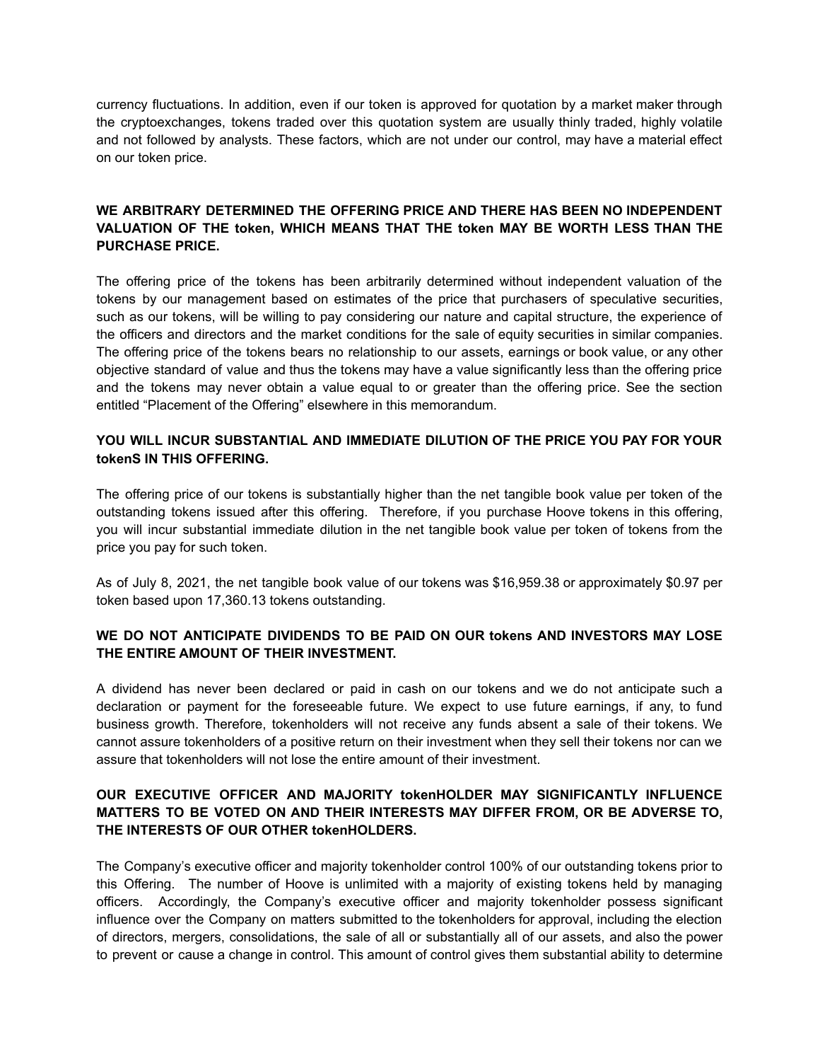currency fluctuations. In addition, even if our token is approved for quotation by a market maker through the cryptoexchanges, tokens traded over this quotation system are usually thinly traded, highly volatile and not followed by analysts. These factors, which are not under our control, may have a material effect on our token price.

**WE ARBITRARY DETERMINED THE OFFERING PRICE AND THERE HAS BEEN NO INDEPENDENT VALUATION OF THE token, WHICH MEANS THAT THE token MAY BE WORTH LESS THAN THE PURCHASE PRICE.**

The offering price of the tokens has been arbitrarily determined without independent valuation of the tokens by our management based on estimates of the price that purchasers of speculative securities, such as our tokens, will be willing to pay considering our nature and capital structure, the experience of the officers and directors and the market conditions for the sale of equity securities in similar companies. The offering price of the tokens bears no relationship to our assets, earnings or book value, or any other objective standard of value and thus the tokens may have a value significantly less than the offering price and the tokens may never obtain a value equal to or greater than the offering price. See the section entitled "Placement of the Offering" elsewhere in this memorandum.

**YOU WILL INCUR SUBSTANTIAL AND IMMEDIATE DILUTION OF THE PRICE YOU PAY FOR YOUR tokenS IN THIS OFFERING.**

The offering price of our tokens is substantially higher than the net tangible book value per token of the outstanding tokens issued after this offering. Therefore, if you purchase Hoove tokens in this offering, you will incur substantial immediate dilution in the net tangible book value per token of tokens from the price you pay for such token.

As of July 8, 2021, the net tangible book value of our tokens was $16,959.38 or approximately $0.97 per token based upon 17,360.13 tokens outstanding.

**WE DO NOT ANTICIPATE DIVIDENDS TO BE PAID ON OUR tokens AND INVESTORS MAY LOSE THE ENTIRE AMOUNT OF THEIR INVESTMENT.**

A dividend has never been declared or paid in cash on our tokens and we do not anticipate such a declaration or payment for the foreseeable future. We expect to use future earnings, if any, to fund business growth. Therefore, tokenholders will not receive any funds absent a sale of their tokens. We cannot assure tokenholders of a positive return on their investment when they sell their tokens nor can we assure that tokenholders will not lose the entire amount of their investment.

**OUR EXECUTIVE OFFICER AND MAJORITY tokenHOLDER MAY SIGNIFICANTLY INFLUENCE MATTERS TO BE VOTED ON AND THEIR INTERESTS MAY DIFFER FROM, OR BE ADVERSE TO, THE INTERESTS OF OUR OTHER tokenHOLDERS.**

The Company's executive officer and majority tokenholder control 100% of our outstanding tokens prior to this Offering. The number of Hoove is unlimited with a majority of existing tokens held by managing officers. Accordingly, the Company's executive officer and majority tokenholder possess significant influence over the Company on matters submitted to the tokenholders for approval, including the election of directors, mergers, consolidations, the sale of all or substantially all of our assets, and also the power to prevent or cause a change in control. This amount of control gives them substantial ability to determine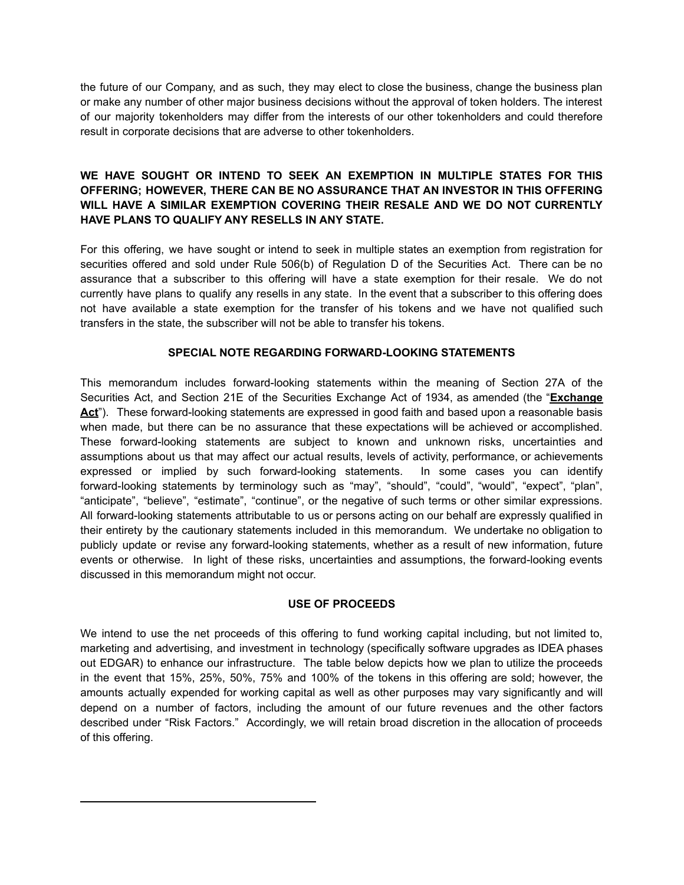the future of our Company, and as such, they may elect to close the business, change the business plan or make any number of other major business decisions without the approval of token holders. The interest of our majority tokenholders may differ from the interests of our other tokenholders and could therefore result in corporate decisions that are adverse to other tokenholders.

**WE HAVE SOUGHT OR INTEND TO SEEK AN EXEMPTION IN MULTIPLE STATES FOR THIS OFFERING; HOWEVER, THERE CAN BE NO ASSURANCE THAT AN INVESTOR IN THIS OFFERING WILL HAVE A SIMILAR EXEMPTION COVERING THEIR RESALE AND WE DO NOT CURRENTLY HAVE PLANS TO QUALIFY ANY RESELLS IN ANY STATE.**

For this offering, we have sought or intend to seek in multiple states an exemption from registration for securities offered and sold under Rule 506(b) of Regulation D of the Securities Act. There can be no assurance that a subscriber to this offering will have a state exemption for their resale. We do not currently have plans to qualify any resells in any state. In the event that a subscriber to this offering does not have available a state exemption for the transfer of his tokens and we have not qualified such transfers in the state, the subscriber will not be able to transfer his tokens.

## SPECIAL NOTE REGARDING FORWARD-LOOKING STATEMENTS

This memorandum includes forward-looking statements within the meaning of Section 27A of the Securities Act, and Section 21E of the Securities Exchange Act of 1934, as amended (the "**Exchange Act**"). These forward-looking statements are expressed in good faith and based upon a reasonable basis when made, but there can be no assurance that these expectations will be achieved or accomplished. These forward-looking statements are subject to known and unknown risks, uncertainties and assumptions about us that may affect our actual results, levels of activity, performance, or achievements expressed or implied by such forward-looking statements. In some cases you can identify forward-looking statements by terminology such as "may", "should", "could", "would", "expect", "plan", "anticipate", "believe", "estimate", "continue", or the negative of such terms or other similar expressions. All forward-looking statements attributable to us or persons acting on our behalf are expressly qualified in their entirety by the cautionary statements included in this memorandum. We undertake no obligation to publicly update or revise any forward-looking statements, whether as a result of new information, future events or otherwise. In light of these risks, uncertainties and assumptions, the forward-looking events discussed in this memorandum might not occur.

## USE OF PROCEEDS

We intend to use the net proceeds of this offering to fund working capital including, but not limited to, marketing and advertising, and investment in technology (specifically software upgrades as IDEA phases out EDGAR) to enhance our infrastructure. The table below depicts how we plan to utilize the proceeds in the event that 15%, 25%, 50%, 75% and 100% of the tokens in this offering are sold; however, the amounts actually expended for working capital as well as other purposes may vary significantly and will depend on a number of factors, including the amount of our future revenues and the other factors described under "Risk Factors." Accordingly, we will retain broad discretion in the allocation of proceeds of this offering.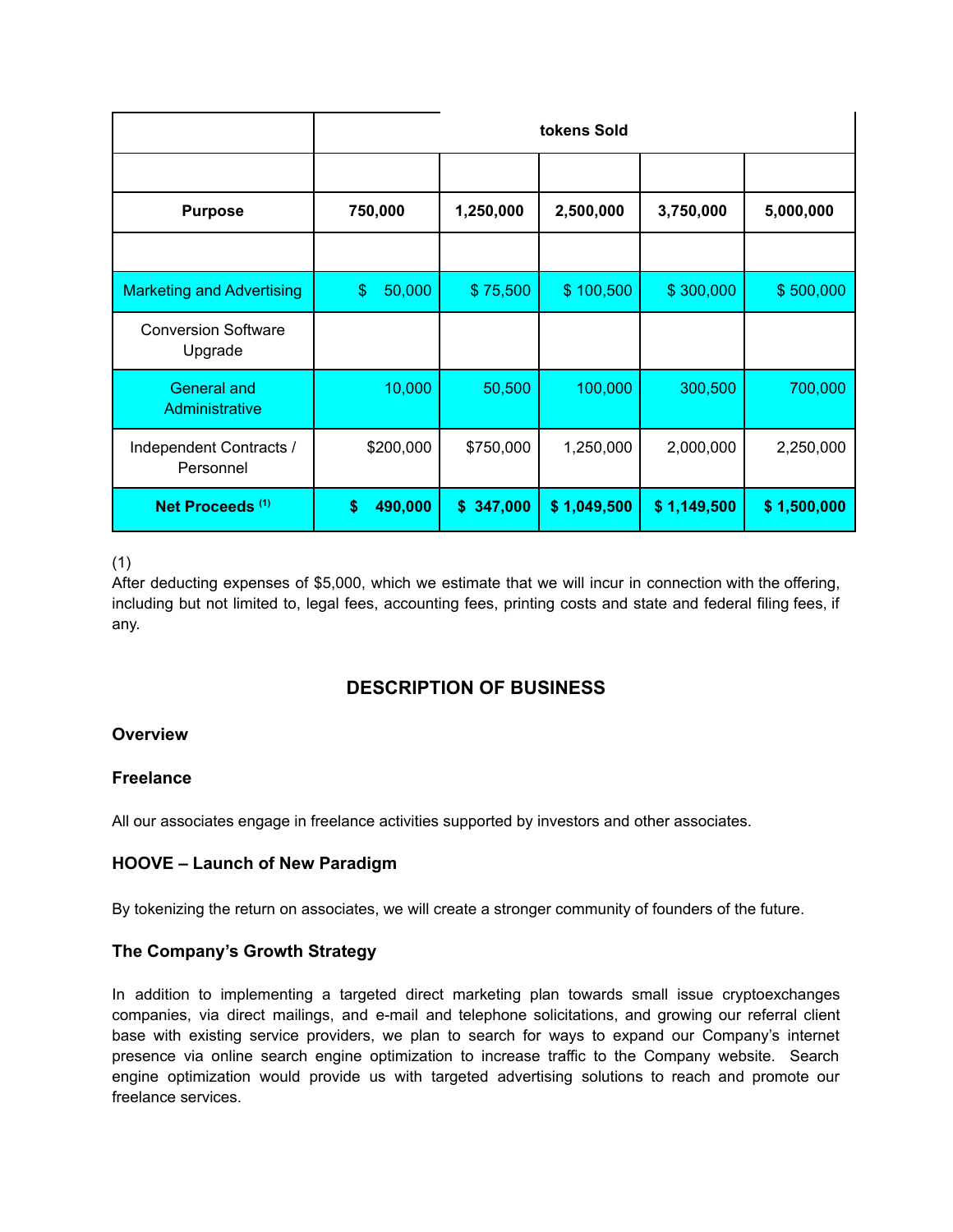| | tokens Sold | | | | |
|---|---|---|---|---|---|
| | | | | | |
| **Purpose** | **750,000** | **1,250,000** | **2,500,000** | **3,750,000** | **5,000,000** |
| | | | | | |
| Marketing and Advertising | $ 50,000 | $ 75,500 | $ 100,500 | $ 300,000 | $ 500,000 |
| Conversion Software Upgrade | | | | | |
| General and Administrative | 10,000 | 50,500 | 100,000 | 300,500 | 700,000 |
| Independent Contracts / Personnel | $200,000 | $750,000 | 1,250,000 | 2,000,000 | 2,250,000 |
| **Net Proceeds (1)** | **$ 490,000** | **$ 347,000** | **$ 1,049,500** | **$ 1,149,500** | **$ 1,500,000** |

(1)
After deducting expenses of $5,000, which we estimate that we will incur in connection with the offering, including but not limited to, legal fees, accounting fees, printing costs and state and federal filing fees, if any.

## DESCRIPTION OF BUSINESS

### Overview

### Freelance

All our associates engage in freelance activities supported by investors and other associates.

### HOOVE – Launch of New Paradigm

By tokenizing the return on associates, we will create a stronger community of founders of the future.

### The Company's Growth Strategy

In addition to implementing a targeted direct marketing plan towards small issue cryptoexchanges companies, via direct mailings, and e-mail and telephone solicitations, and growing our referral client base with existing service providers, we plan to search for ways to expand our Company's internet presence via online search engine optimization to increase traffic to the Company website. Search engine optimization would provide us with targeted advertising solutions to reach and promote our freelance services.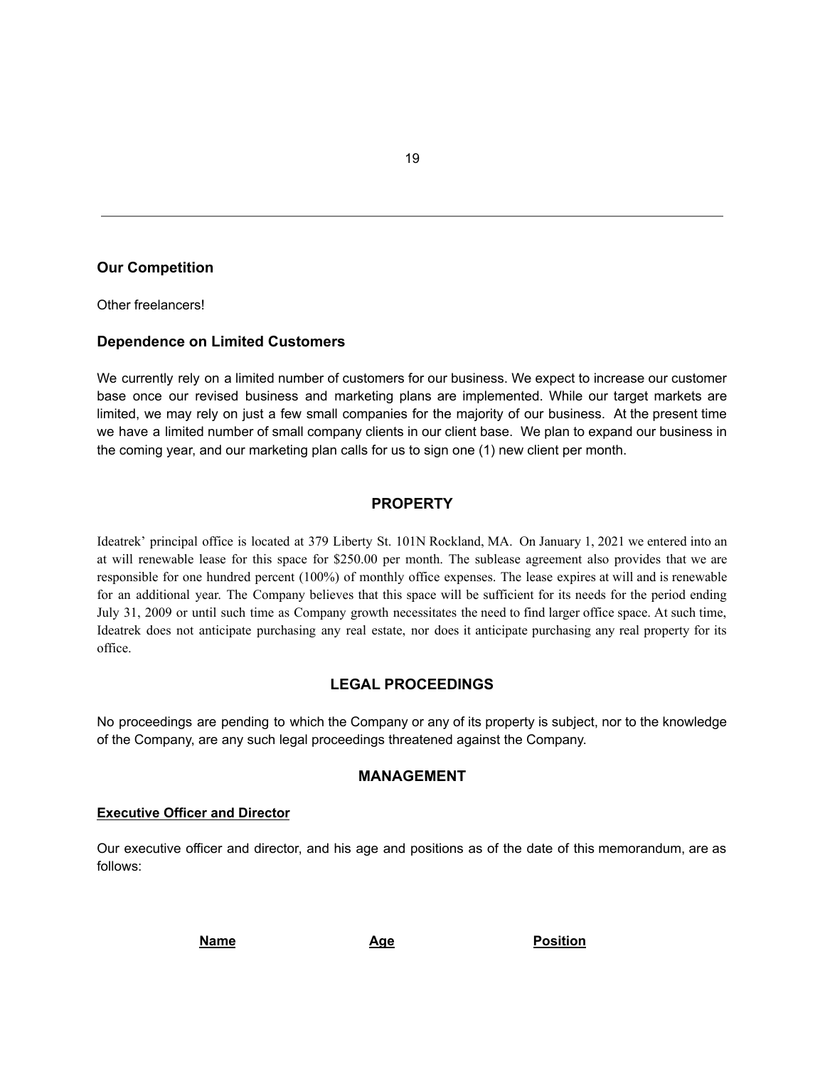## Our Competition

Other freelancers!

## Dependence on Limited Customers

We currently rely on a limited number of customers for our business. We expect to increase our customer base once our revised business and marketing plans are implemented. While our target markets are limited, we may rely on just a few small companies for the majority of our business. At the present time we have a limited number of small company clients in our client base. We plan to expand our business in the coming year, and our marketing plan calls for us to sign one (1) new client per month.

## PROPERTY

Ideatrek' principal office is located at 379 Liberty St. 101N Rockland, MA. On January 1, 2021 we entered into an at will renewable lease for this space for $250.00 per month. The sublease agreement also provides that we are responsible for one hundred percent (100%) of monthly office expenses. The lease expires at will and is renewable for an additional year. The Company believes that this space will be sufficient for its needs for the period ending July 31, 2009 or until such time as Company growth necessitates the need to find larger office space. At such time, Ideatrek does not anticipate purchasing any real estate, nor does it anticipate purchasing any real property for its office.

## LEGAL PROCEEDINGS

No proceedings are pending to which the Company or any of its property is subject, nor to the knowledge of the Company, are any such legal proceedings threatened against the Company.

## MANAGEMENT

**Executive Officer and Director**

Our executive officer and director, and his age and positions as of the date of this memorandum, are as follows:

| Name | Age | Position |
|---|---|---|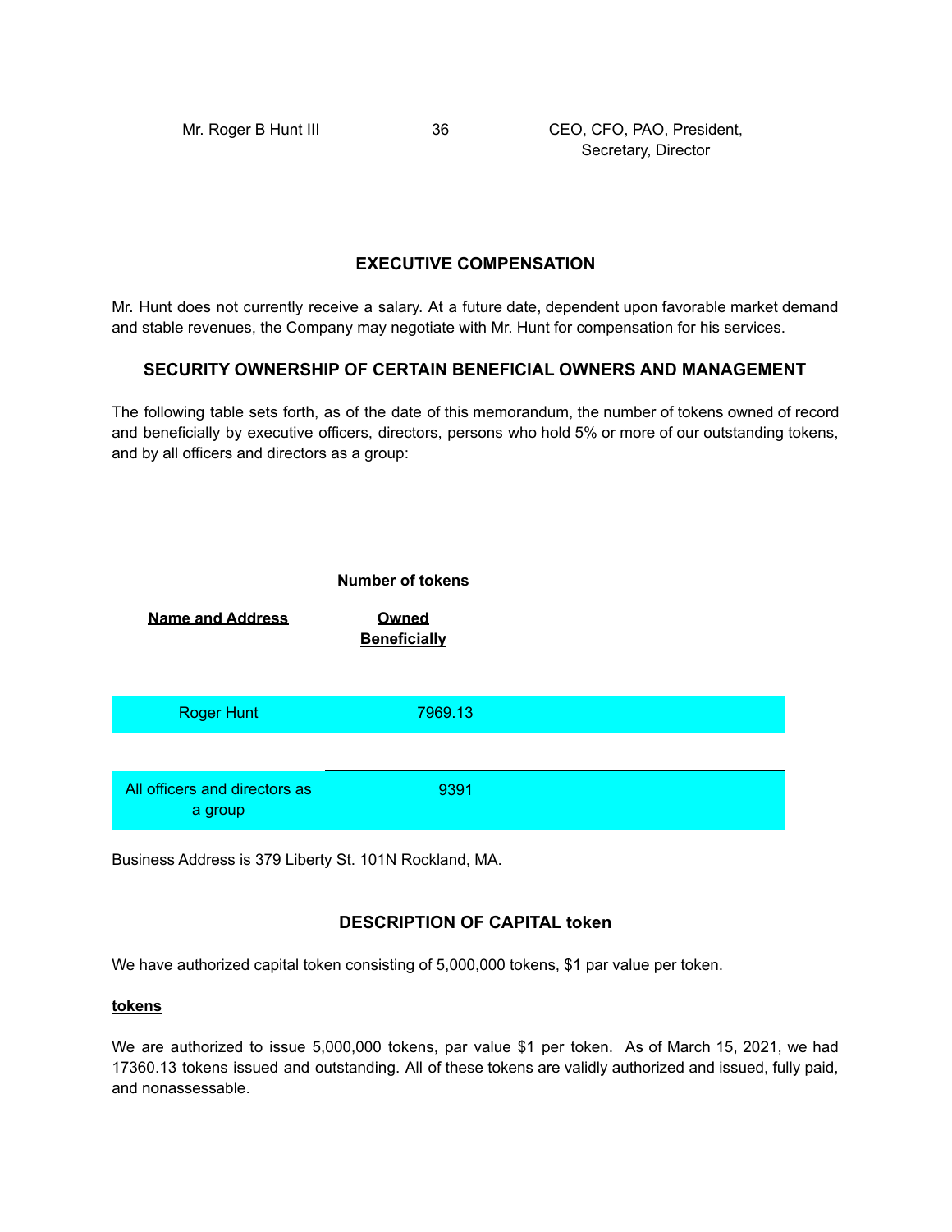| Mr. Roger B Hunt III | 36 | CEO, CFO, PAO, President, Secretary, Director |
|---|---|---|

## EXECUTIVE COMPENSATION

Mr. Hunt does not currently receive a salary. At a future date, dependent upon favorable market demand and stable revenues, the Company may negotiate with Mr. Hunt for compensation for his services.

## SECURITY OWNERSHIP OF CERTAIN BENEFICIAL OWNERS AND MANAGEMENT

The following table sets forth, as of the date of this memorandum, the number of tokens owned of record and beneficially by executive officers, directors, persons who hold 5% or more of our outstanding tokens, and by all officers and directors as a group:

| Name and Address | Number of tokens Owned Beneficially |
|---|---|
| Roger Hunt | 7969.13 |
| All officers and directors as a group | 9391 |

Business Address is 379 Liberty St. 101N Rockland, MA.

## DESCRIPTION OF CAPITAL token

We have authorized capital token consisting of 5,000,000 tokens, $1 par value per token.

**tokens**

We are authorized to issue 5,000,000 tokens, par value $1 per token. As of March 15, 2021, we had 17360.13 tokens issued and outstanding. All of these tokens are validly authorized and issued, fully paid, and nonassessable.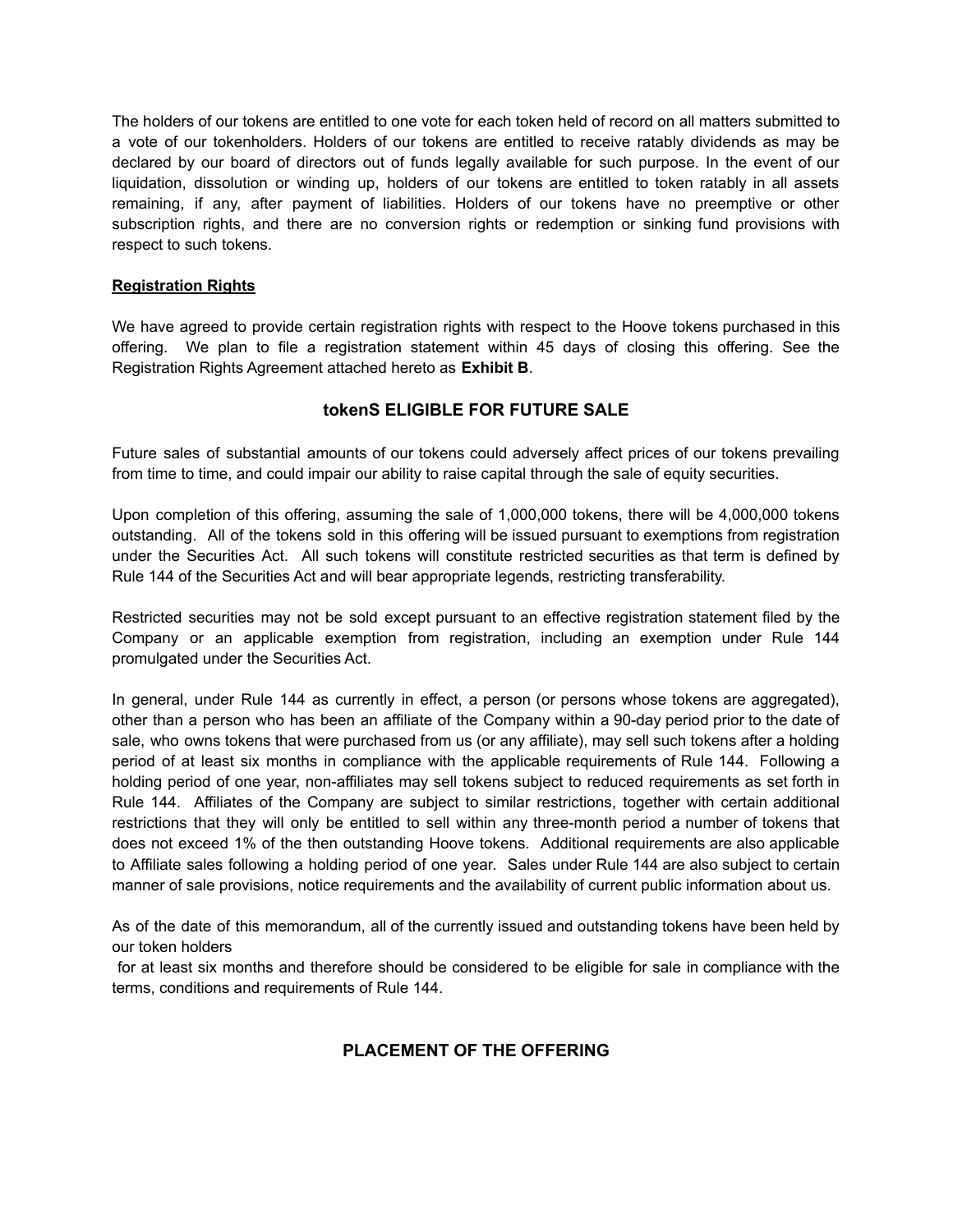The holders of our tokens are entitled to one vote for each token held of record on all matters submitted to a vote of our tokenholders. Holders of our tokens are entitled to receive ratably dividends as may be declared by our board of directors out of funds legally available for such purpose. In the event of our liquidation, dissolution or winding up, holders of our tokens are entitled to token ratably in all assets remaining, if any, after payment of liabilities. Holders of our tokens have no preemptive or other subscription rights, and there are no conversion rights or redemption or sinking fund provisions with respect to such tokens.

**Registration Rights**

We have agreed to provide certain registration rights with respect to the Hoove tokens purchased in this offering. We plan to file a registration statement within 45 days of closing this offering. See the Registration Rights Agreement attached hereto as **Exhibit B**.

## tokenS ELIGIBLE FOR FUTURE SALE

Future sales of substantial amounts of our tokens could adversely affect prices of our tokens prevailing from time to time, and could impair our ability to raise capital through the sale of equity securities.

Upon completion of this offering, assuming the sale of 1,000,000 tokens, there will be 4,000,000 tokens outstanding. All of the tokens sold in this offering will be issued pursuant to exemptions from registration under the Securities Act. All such tokens will constitute restricted securities as that term is defined by Rule 144 of the Securities Act and will bear appropriate legends, restricting transferability.

Restricted securities may not be sold except pursuant to an effective registration statement filed by the Company or an applicable exemption from registration, including an exemption under Rule 144 promulgated under the Securities Act.

In general, under Rule 144 as currently in effect, a person (or persons whose tokens are aggregated), other than a person who has been an affiliate of the Company within a 90-day period prior to the date of sale, who owns tokens that were purchased from us (or any affiliate), may sell such tokens after a holding period of at least six months in compliance with the applicable requirements of Rule 144. Following a holding period of one year, non-affiliates may sell tokens subject to reduced requirements as set forth in Rule 144. Affiliates of the Company are subject to similar restrictions, together with certain additional restrictions that they will only be entitled to sell within any three-month period a number of tokens that does not exceed 1% of the then outstanding Hoove tokens. Additional requirements are also applicable to Affiliate sales following a holding period of one year. Sales under Rule 144 are also subject to certain manner of sale provisions, notice requirements and the availability of current public information about us.

As of the date of this memorandum, all of the currently issued and outstanding tokens have been held by our token holders for at least six months and therefore should be considered to be eligible for sale in compliance with the terms, conditions and requirements of Rule 144.

## PLACEMENT OF THE OFFERING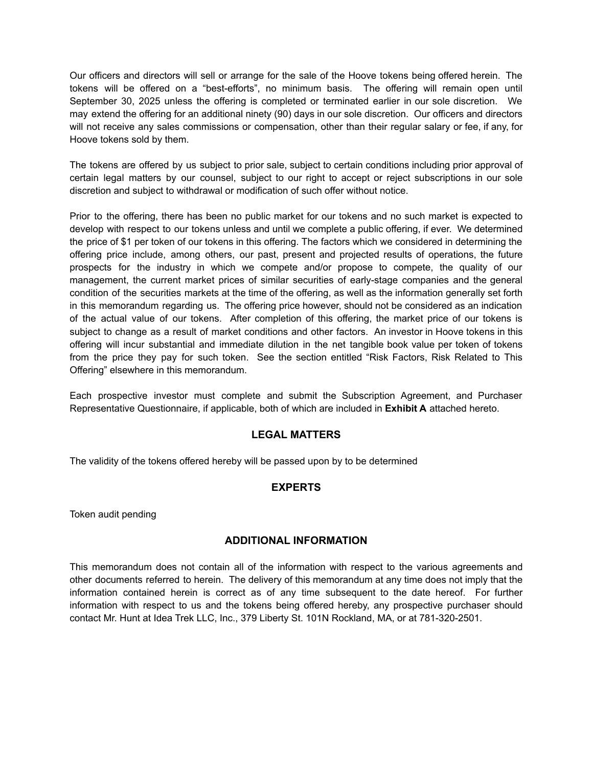Our officers and directors will sell or arrange for the sale of the Hoove tokens being offered herein. The tokens will be offered on a "best-efforts", no minimum basis. The offering will remain open until September 30, 2025 unless the offering is completed or terminated earlier in our sole discretion. We may extend the offering for an additional ninety (90) days in our sole discretion. Our officers and directors will not receive any sales commissions or compensation, other than their regular salary or fee, if any, for Hoove tokens sold by them.

The tokens are offered by us subject to prior sale, subject to certain conditions including prior approval of certain legal matters by our counsel, subject to our right to accept or reject subscriptions in our sole discretion and subject to withdrawal or modification of such offer without notice.

Prior to the offering, there has been no public market for our tokens and no such market is expected to develop with respect to our tokens unless and until we complete a public offering, if ever. We determined the price of $1 per token of our tokens in this offering. The factors which we considered in determining the offering price include, among others, our past, present and projected results of operations, the future prospects for the industry in which we compete and/or propose to compete, the quality of our management, the current market prices of similar securities of early-stage companies and the general condition of the securities markets at the time of the offering, as well as the information generally set forth in this memorandum regarding us. The offering price however, should not be considered as an indication of the actual value of our tokens. After completion of this offering, the market price of our tokens is subject to change as a result of market conditions and other factors. An investor in Hoove tokens in this offering will incur substantial and immediate dilution in the net tangible book value per token of tokens from the price they pay for such token. See the section entitled "Risk Factors, Risk Related to This Offering" elsewhere in this memorandum.

Each prospective investor must complete and submit the Subscription Agreement, and Purchaser Representative Questionnaire, if applicable, both of which are included in **Exhibit A** attached hereto.

## LEGAL MATTERS

The validity of the tokens offered hereby will be passed upon by to be determined

## EXPERTS

Token audit pending

## ADDITIONAL INFORMATION

This memorandum does not contain all of the information with respect to the various agreements and other documents referred to herein. The delivery of this memorandum at any time does not imply that the information contained herein is correct as of any time subsequent to the date hereof. For further information with respect to us and the tokens being offered hereby, any prospective purchaser should contact Mr. Hunt at Idea Trek LLC, Inc., 379 Liberty St. 101N Rockland, MA, or at 781-320-2501.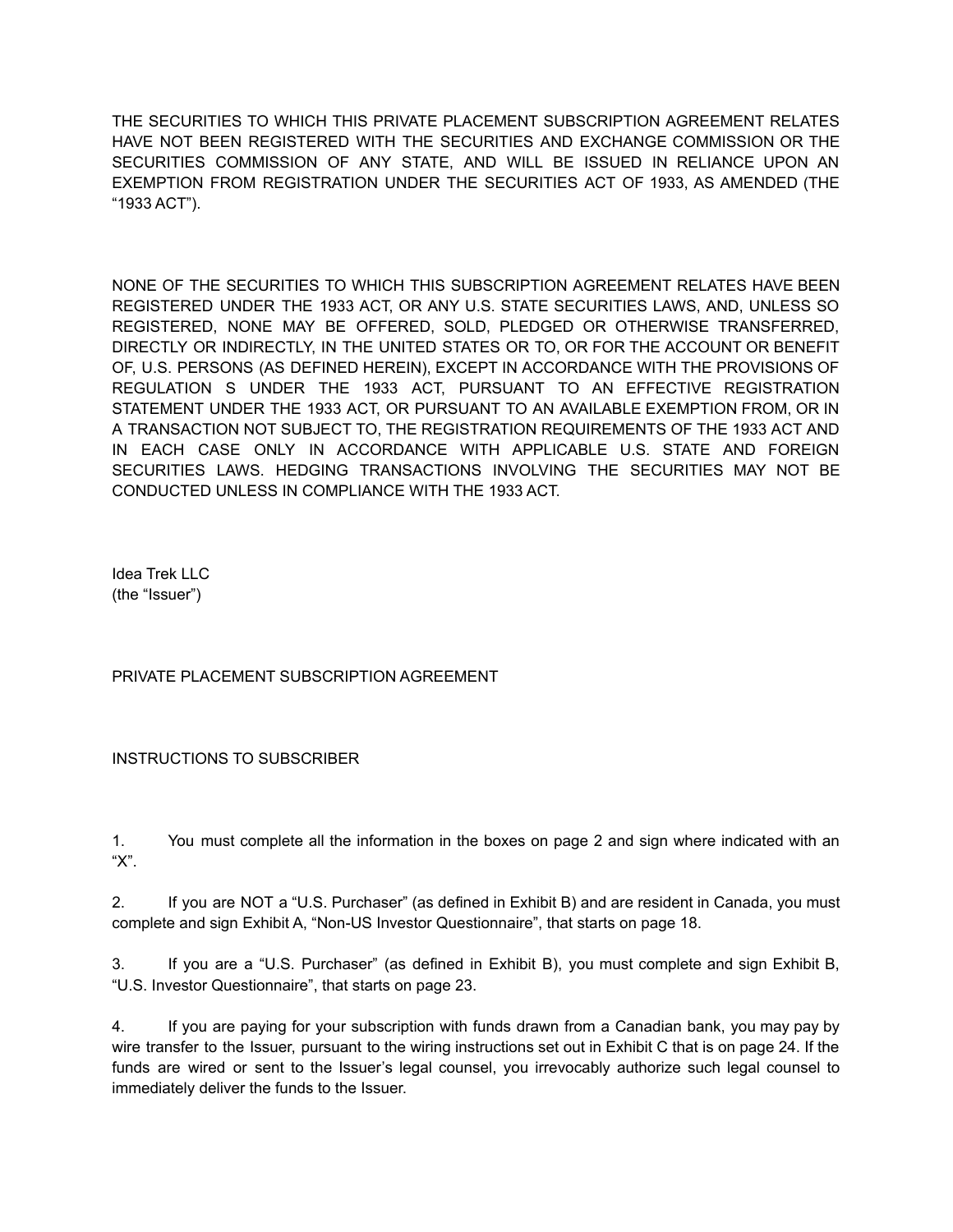THE SECURITIES TO WHICH THIS PRIVATE PLACEMENT SUBSCRIPTION AGREEMENT RELATES HAVE NOT BEEN REGISTERED WITH THE SECURITIES AND EXCHANGE COMMISSION OR THE SECURITIES COMMISSION OF ANY STATE, AND WILL BE ISSUED IN RELIANCE UPON AN EXEMPTION FROM REGISTRATION UNDER THE SECURITIES ACT OF 1933, AS AMENDED (THE "1933 ACT").

NONE OF THE SECURITIES TO WHICH THIS SUBSCRIPTION AGREEMENT RELATES HAVE BEEN REGISTERED UNDER THE 1933 ACT, OR ANY U.S. STATE SECURITIES LAWS, AND, UNLESS SO REGISTERED, NONE MAY BE OFFERED, SOLD, PLEDGED OR OTHERWISE TRANSFERRED, DIRECTLY OR INDIRECTLY, IN THE UNITED STATES OR TO, OR FOR THE ACCOUNT OR BENEFIT OF, U.S. PERSONS (AS DEFINED HEREIN), EXCEPT IN ACCORDANCE WITH THE PROVISIONS OF REGULATION S UNDER THE 1933 ACT, PURSUANT TO AN EFFECTIVE REGISTRATION STATEMENT UNDER THE 1933 ACT, OR PURSUANT TO AN AVAILABLE EXEMPTION FROM, OR IN A TRANSACTION NOT SUBJECT TO, THE REGISTRATION REQUIREMENTS OF THE 1933 ACT AND IN EACH CASE ONLY IN ACCORDANCE WITH APPLICABLE U.S. STATE AND FOREIGN SECURITIES LAWS. HEDGING TRANSACTIONS INVOLVING THE SECURITIES MAY NOT BE CONDUCTED UNLESS IN COMPLIANCE WITH THE 1933 ACT.

Idea Trek LLC
(the "Issuer")

PRIVATE PLACEMENT SUBSCRIPTION AGREEMENT

INSTRUCTIONS TO SUBSCRIBER

1. You must complete all the information in the boxes on page 2 and sign where indicated with an "X".

2. If you are NOT a "U.S. Purchaser" (as defined in Exhibit B) and are resident in Canada, you must complete and sign Exhibit A, "Non-US Investor Questionnaire", that starts on page 18.

3. If you are a "U.S. Purchaser" (as defined in Exhibit B), you must complete and sign Exhibit B, "U.S. Investor Questionnaire", that starts on page 23.

4. If you are paying for your subscription with funds drawn from a Canadian bank, you may pay by wire transfer to the Issuer, pursuant to the wiring instructions set out in Exhibit C that is on page 24. If the funds are wired or sent to the Issuer's legal counsel, you irrevocably authorize such legal counsel to immediately deliver the funds to the Issuer.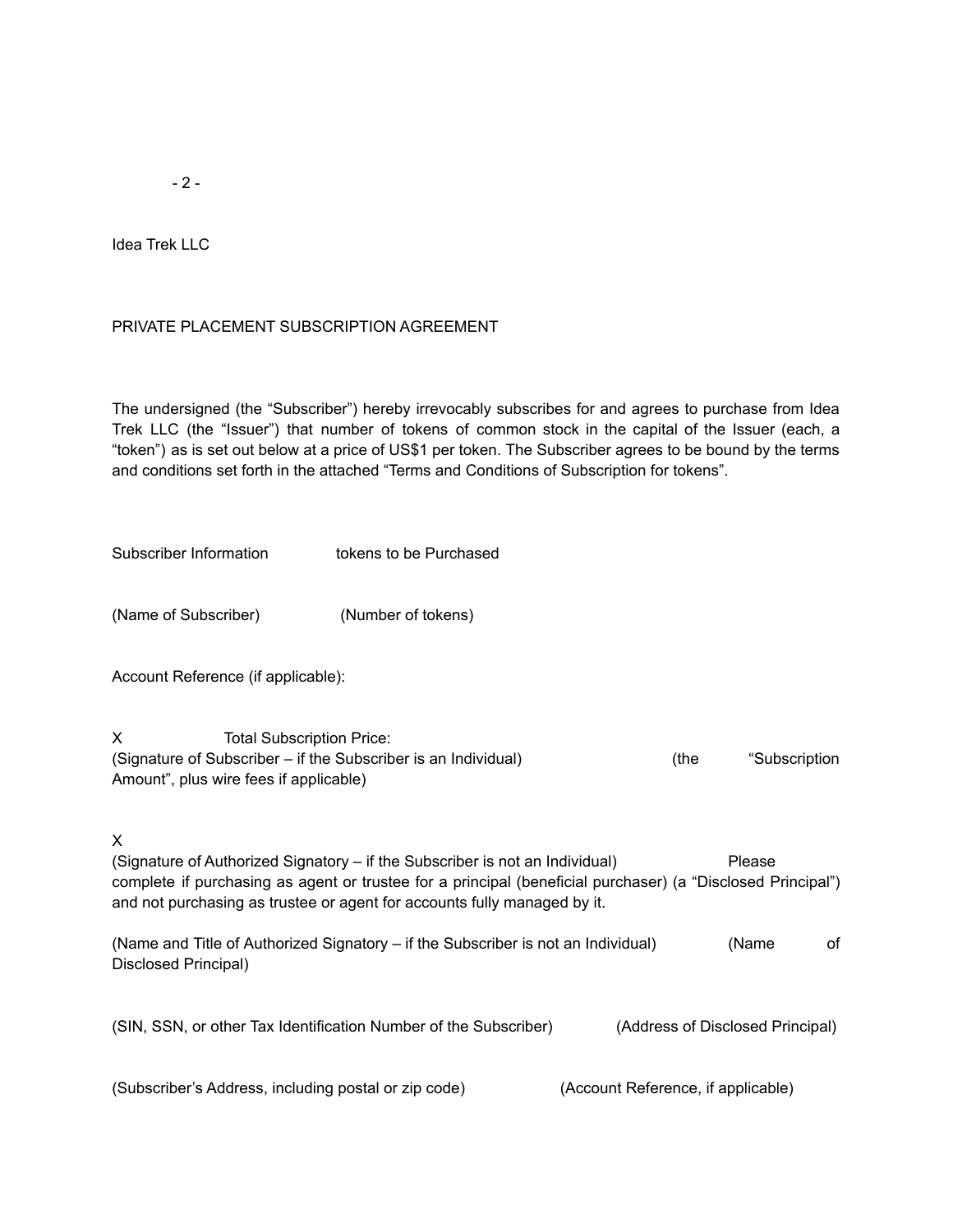Idea Trek LLC

PRIVATE PLACEMENT SUBSCRIPTION AGREEMENT

The undersigned (the "Subscriber") hereby irrevocably subscribes for and agrees to purchase from Idea Trek LLC (the "Issuer") that number of tokens of common stock in the capital of the Issuer (each, a "token") as is set out below at a price of US$1 per token. The Subscriber agrees to be bound by the terms and conditions set forth in the attached "Terms and Conditions of Subscription for tokens".

Subscriber Information tokens to be Purchased

(Name of Subscriber) (Number of tokens)

Account Reference (if applicable):

X Total Subscription Price:
(Signature of Subscriber – if the Subscriber is an Individual) (the "Subscription Amount", plus wire fees if applicable)

X
(Signature of Authorized Signatory – if the Subscriber is not an Individual) Please complete if purchasing as agent or trustee for a principal (beneficial purchaser) (a "Disclosed Principal") and not purchasing as trustee or agent for accounts fully managed by it.

(Name and Title of Authorized Signatory – if the Subscriber is not an Individual) (Name of Disclosed Principal)

(SIN, SSN, or other Tax Identification Number of the Subscriber) (Address of Disclosed Principal)

(Subscriber's Address, including postal or zip code) (Account Reference, if applicable)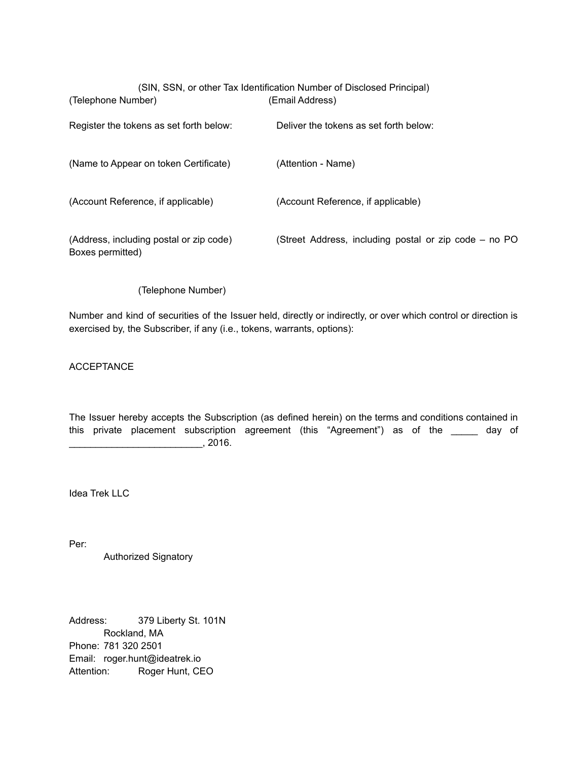(SIN, SSN, or other Tax Identification Number of Disclosed Principal)

(Telephone Number) (Email Address)

Register the tokens as set forth below: Deliver the tokens as set forth below:

(Name to Appear on token Certificate) (Attention - Name)

(Account Reference, if applicable) (Account Reference, if applicable)

(Address, including postal or zip code) (Street Address, including postal or zip code – no PO Boxes permitted)

(Telephone Number)

Number and kind of securities of the Issuer held, directly or indirectly, or over which control or direction is exercised by, the Subscriber, if any (i.e., tokens, warrants, options):

ACCEPTANCE

The Issuer hereby accepts the Subscription (as defined herein) on the terms and conditions contained in this private placement subscription agreement (this "Agreement") as of the _____ day of _________________________, 2016.

Idea Trek LLC

Per:
Authorized Signatory

Address: 379 Liberty St. 101N
Rockland, MA
Phone: 781 320 2501
Email: roger.hunt@ideatrek.io
Attention: Roger Hunt, CEO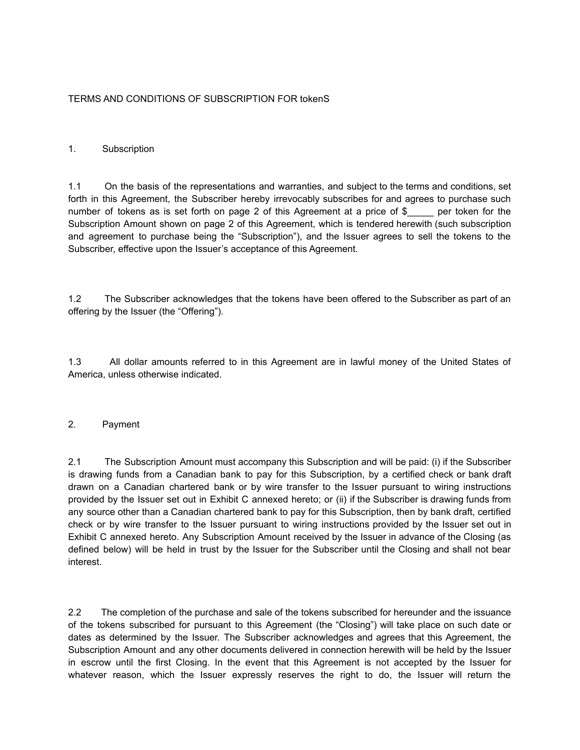TERMS AND CONDITIONS OF SUBSCRIPTION FOR tokenS

1. Subscription

1.1 On the basis of the representations and warranties, and subject to the terms and conditions, set forth in this Agreement, the Subscriber hereby irrevocably subscribes for and agrees to purchase such number of tokens as is set forth on page 2 of this Agreement at a price of $_____ per token for the Subscription Amount shown on page 2 of this Agreement, which is tendered herewith (such subscription and agreement to purchase being the "Subscription"), and the Issuer agrees to sell the tokens to the Subscriber, effective upon the Issuer's acceptance of this Agreement.

1.2 The Subscriber acknowledges that the tokens have been offered to the Subscriber as part of an offering by the Issuer (the "Offering").

1.3 All dollar amounts referred to in this Agreement are in lawful money of the United States of America, unless otherwise indicated.

2. Payment

2.1 The Subscription Amount must accompany this Subscription and will be paid: (i) if the Subscriber is drawing funds from a Canadian bank to pay for this Subscription, by a certified check or bank draft drawn on a Canadian chartered bank or by wire transfer to the Issuer pursuant to wiring instructions provided by the Issuer set out in Exhibit C annexed hereto; or (ii) if the Subscriber is drawing funds from any source other than a Canadian chartered bank to pay for this Subscription, then by bank draft, certified check or by wire transfer to the Issuer pursuant to wiring instructions provided by the Issuer set out in Exhibit C annexed hereto. Any Subscription Amount received by the Issuer in advance of the Closing (as defined below) will be held in trust by the Issuer for the Subscriber until the Closing and shall not bear interest.

2.2 The completion of the purchase and sale of the tokens subscribed for hereunder and the issuance of the tokens subscribed for pursuant to this Agreement (the "Closing") will take place on such date or dates as determined by the Issuer. The Subscriber acknowledges and agrees that this Agreement, the Subscription Amount and any other documents delivered in connection herewith will be held by the Issuer in escrow until the first Closing. In the event that this Agreement is not accepted by the Issuer for whatever reason, which the Issuer expressly reserves the right to do, the Issuer will return the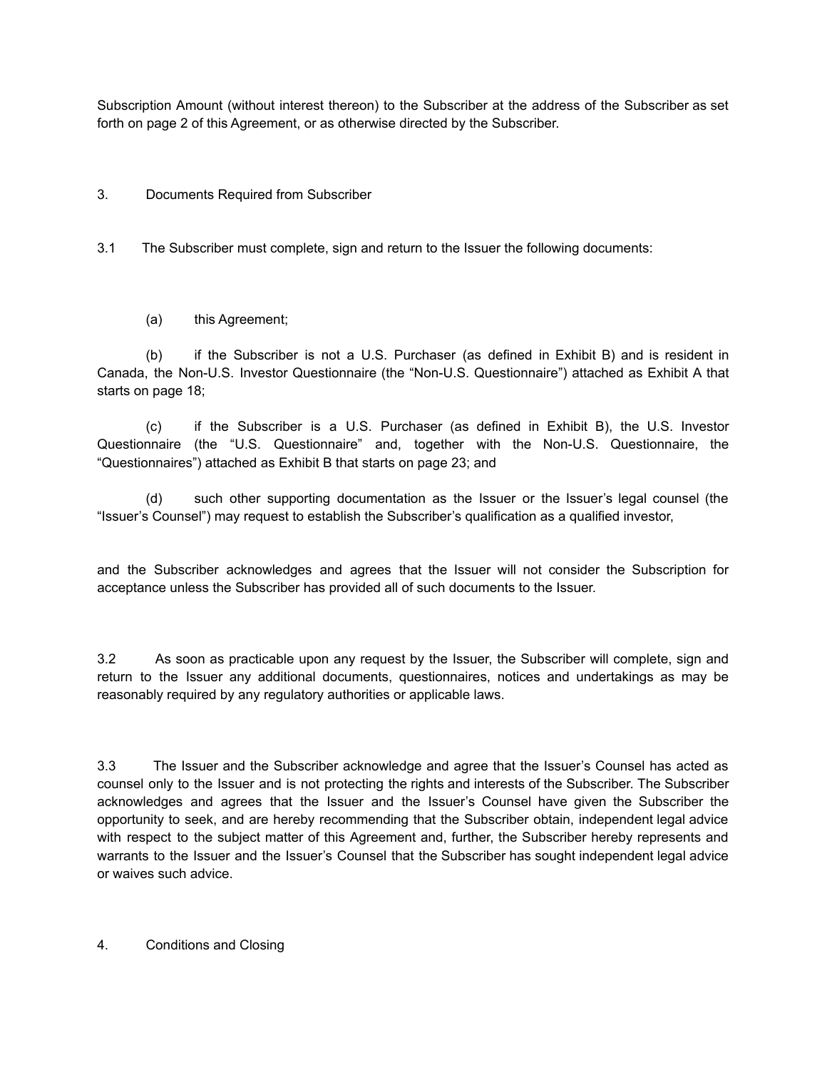Subscription Amount (without interest thereon) to the Subscriber at the address of the Subscriber as set forth on page 2 of this Agreement, or as otherwise directed by the Subscriber.

3. Documents Required from Subscriber

3.1 The Subscriber must complete, sign and return to the Issuer the following documents:

(a) this Agreement;

(b) if the Subscriber is not a U.S. Purchaser (as defined in Exhibit B) and is resident in Canada, the Non-U.S. Investor Questionnaire (the "Non-U.S. Questionnaire") attached as Exhibit A that starts on page 18;

(c) if the Subscriber is a U.S. Purchaser (as defined in Exhibit B), the U.S. Investor Questionnaire (the "U.S. Questionnaire" and, together with the Non-U.S. Questionnaire, the "Questionnaires") attached as Exhibit B that starts on page 23; and

(d) such other supporting documentation as the Issuer or the Issuer's legal counsel (the "Issuer's Counsel") may request to establish the Subscriber's qualification as a qualified investor,

and the Subscriber acknowledges and agrees that the Issuer will not consider the Subscription for acceptance unless the Subscriber has provided all of such documents to the Issuer.

3.2 As soon as practicable upon any request by the Issuer, the Subscriber will complete, sign and return to the Issuer any additional documents, questionnaires, notices and undertakings as may be reasonably required by any regulatory authorities or applicable laws.

3.3 The Issuer and the Subscriber acknowledge and agree that the Issuer's Counsel has acted as counsel only to the Issuer and is not protecting the rights and interests of the Subscriber. The Subscriber acknowledges and agrees that the Issuer and the Issuer's Counsel have given the Subscriber the opportunity to seek, and are hereby recommending that the Subscriber obtain, independent legal advice with respect to the subject matter of this Agreement and, further, the Subscriber hereby represents and warrants to the Issuer and the Issuer's Counsel that the Subscriber has sought independent legal advice or waives such advice.

4. Conditions and Closing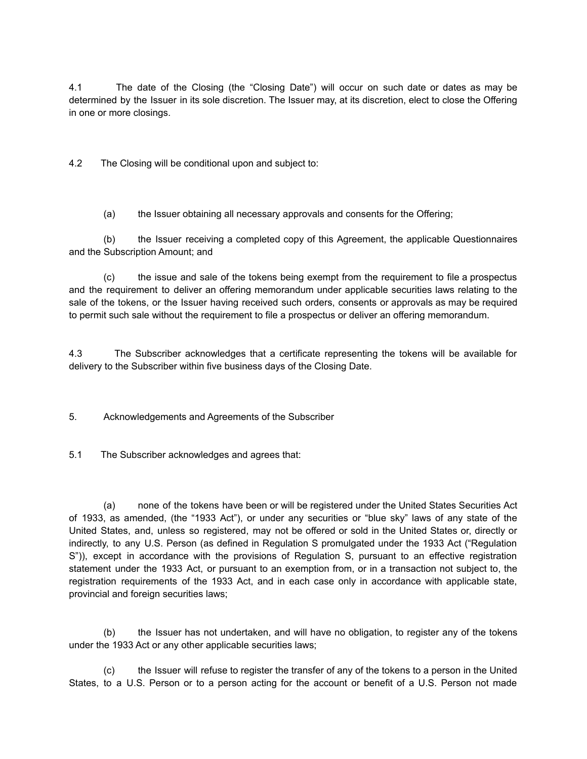4.1 The date of the Closing (the “Closing Date”) will occur on such date or dates as may be determined by the Issuer in its sole discretion. The Issuer may, at its discretion, elect to close the Offering in one or more closings.

4.2 The Closing will be conditional upon and subject to:

(a) the Issuer obtaining all necessary approvals and consents for the Offering;

(b) the Issuer receiving a completed copy of this Agreement, the applicable Questionnaires and the Subscription Amount; and

(c) the issue and sale of the tokens being exempt from the requirement to file a prospectus and the requirement to deliver an offering memorandum under applicable securities laws relating to the sale of the tokens, or the Issuer having received such orders, consents or approvals as may be required to permit such sale without the requirement to file a prospectus or deliver an offering memorandum.

4.3 The Subscriber acknowledges that a certificate representing the tokens will be available for delivery to the Subscriber within five business days of the Closing Date.

5. Acknowledgements and Agreements of the Subscriber

5.1 The Subscriber acknowledges and agrees that:

(a) none of the tokens have been or will be registered under the United States Securities Act of 1933, as amended, (the “1933 Act”), or under any securities or “blue sky” laws of any state of the United States, and, unless so registered, may not be offered or sold in the United States or, directly or indirectly, to any U.S. Person (as defined in Regulation S promulgated under the 1933 Act (“Regulation S”)), except in accordance with the provisions of Regulation S, pursuant to an effective registration statement under the 1933 Act, or pursuant to an exemption from, or in a transaction not subject to, the registration requirements of the 1933 Act, and in each case only in accordance with applicable state, provincial and foreign securities laws;

(b) the Issuer has not undertaken, and will have no obligation, to register any of the tokens under the 1933 Act or any other applicable securities laws;

(c) the Issuer will refuse to register the transfer of any of the tokens to a person in the United States, to a U.S. Person or to a person acting for the account or benefit of a U.S. Person not made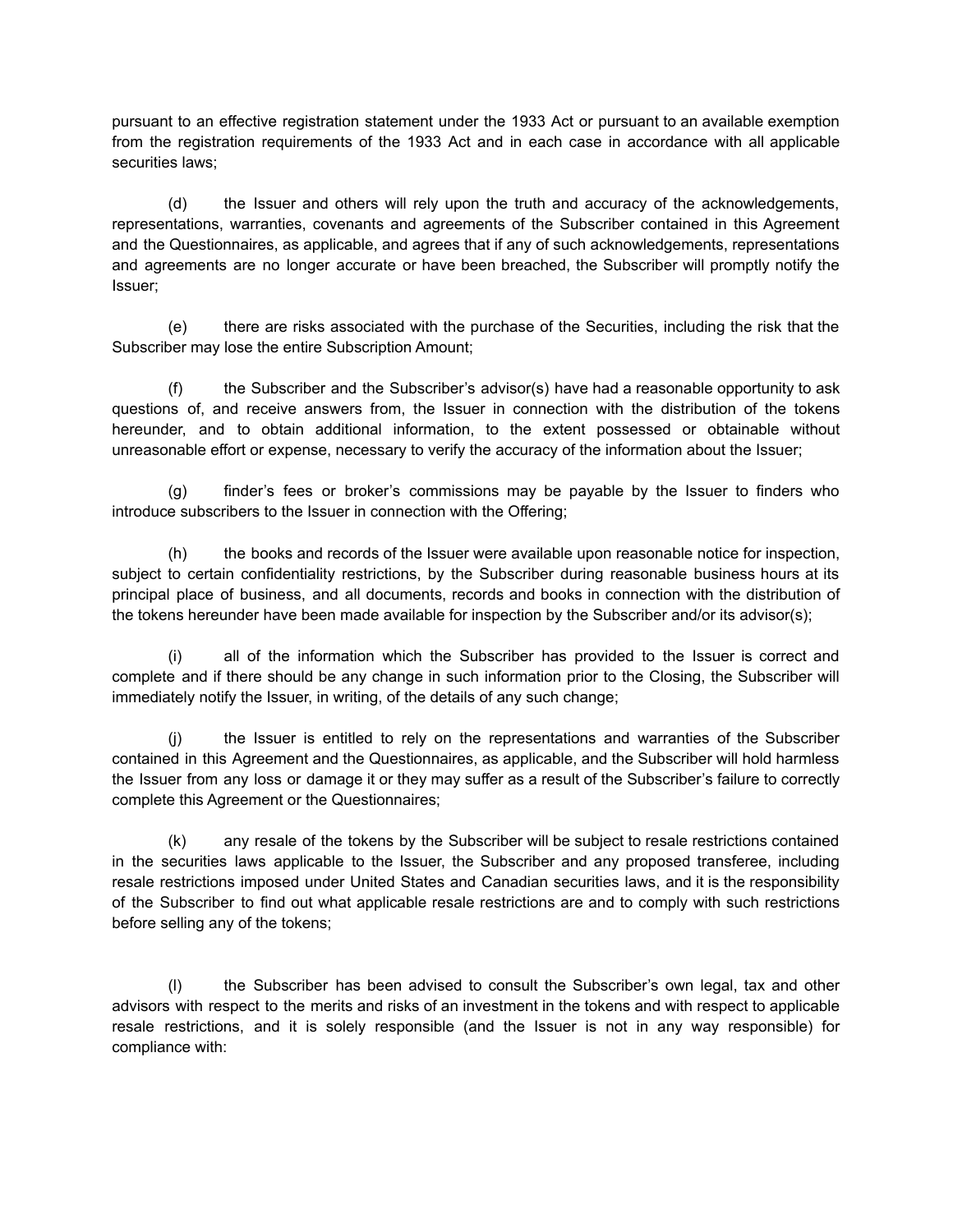pursuant to an effective registration statement under the 1933 Act or pursuant to an available exemption from the registration requirements of the 1933 Act and in each case in accordance with all applicable securities laws;

(d) the Issuer and others will rely upon the truth and accuracy of the acknowledgements, representations, warranties, covenants and agreements of the Subscriber contained in this Agreement and the Questionnaires, as applicable, and agrees that if any of such acknowledgements, representations and agreements are no longer accurate or have been breached, the Subscriber will promptly notify the Issuer;

(e) there are risks associated with the purchase of the Securities, including the risk that the Subscriber may lose the entire Subscription Amount;

(f) the Subscriber and the Subscriber's advisor(s) have had a reasonable opportunity to ask questions of, and receive answers from, the Issuer in connection with the distribution of the tokens hereunder, and to obtain additional information, to the extent possessed or obtainable without unreasonable effort or expense, necessary to verify the accuracy of the information about the Issuer;

(g) finder's fees or broker's commissions may be payable by the Issuer to finders who introduce subscribers to the Issuer in connection with the Offering;

(h) the books and records of the Issuer were available upon reasonable notice for inspection, subject to certain confidentiality restrictions, by the Subscriber during reasonable business hours at its principal place of business, and all documents, records and books in connection with the distribution of the tokens hereunder have been made available for inspection by the Subscriber and/or its advisor(s);

(i) all of the information which the Subscriber has provided to the Issuer is correct and complete and if there should be any change in such information prior to the Closing, the Subscriber will immediately notify the Issuer, in writing, of the details of any such change;

(j) the Issuer is entitled to rely on the representations and warranties of the Subscriber contained in this Agreement and the Questionnaires, as applicable, and the Subscriber will hold harmless the Issuer from any loss or damage it or they may suffer as a result of the Subscriber's failure to correctly complete this Agreement or the Questionnaires;

(k) any resale of the tokens by the Subscriber will be subject to resale restrictions contained in the securities laws applicable to the Issuer, the Subscriber and any proposed transferee, including resale restrictions imposed under United States and Canadian securities laws, and it is the responsibility of the Subscriber to find out what applicable resale restrictions are and to comply with such restrictions before selling any of the tokens;

(l) the Subscriber has been advised to consult the Subscriber's own legal, tax and other advisors with respect to the merits and risks of an investment in the tokens and with respect to applicable resale restrictions, and it is solely responsible (and the Issuer is not in any way responsible) for compliance with: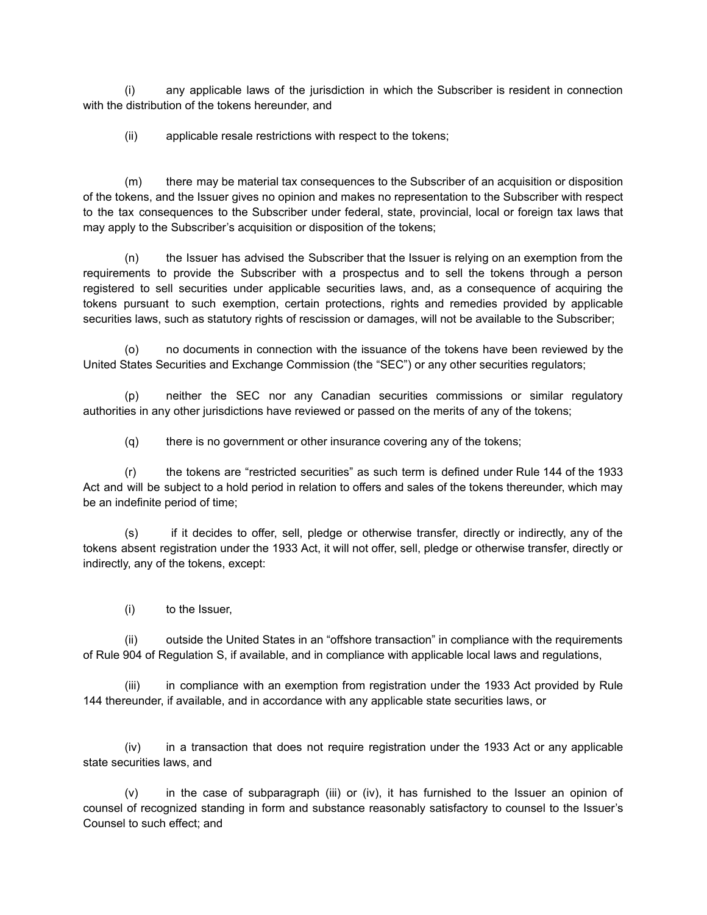(i) any applicable laws of the jurisdiction in which the Subscriber is resident in connection with the distribution of the tokens hereunder, and

(ii) applicable resale restrictions with respect to the tokens;

(m) there may be material tax consequences to the Subscriber of an acquisition or disposition of the tokens, and the Issuer gives no opinion and makes no representation to the Subscriber with respect to the tax consequences to the Subscriber under federal, state, provincial, local or foreign tax laws that may apply to the Subscriber's acquisition or disposition of the tokens;

(n) the Issuer has advised the Subscriber that the Issuer is relying on an exemption from the requirements to provide the Subscriber with a prospectus and to sell the tokens through a person registered to sell securities under applicable securities laws, and, as a consequence of acquiring the tokens pursuant to such exemption, certain protections, rights and remedies provided by applicable securities laws, such as statutory rights of rescission or damages, will not be available to the Subscriber;

(o) no documents in connection with the issuance of the tokens have been reviewed by the United States Securities and Exchange Commission (the "SEC") or any other securities regulators;

(p) neither the SEC nor any Canadian securities commissions or similar regulatory authorities in any other jurisdictions have reviewed or passed on the merits of any of the tokens;

(q) there is no government or other insurance covering any of the tokens;

(r) the tokens are "restricted securities" as such term is defined under Rule 144 of the 1933 Act and will be subject to a hold period in relation to offers and sales of the tokens thereunder, which may be an indefinite period of time;

(s) if it decides to offer, sell, pledge or otherwise transfer, directly or indirectly, any of the tokens absent registration under the 1933 Act, it will not offer, sell, pledge or otherwise transfer, directly or indirectly, any of the tokens, except:

(i) to the Issuer,

(ii) outside the United States in an "offshore transaction" in compliance with the requirements of Rule 904 of Regulation S, if available, and in compliance with applicable local laws and regulations,

(iii) in compliance with an exemption from registration under the 1933 Act provided by Rule 144 thereunder, if available, and in accordance with any applicable state securities laws, or

(iv) in a transaction that does not require registration under the 1933 Act or any applicable state securities laws, and

(v) in the case of subparagraph (iii) or (iv), it has furnished to the Issuer an opinion of counsel of recognized standing in form and substance reasonably satisfactory to counsel to the Issuer's Counsel to such effect; and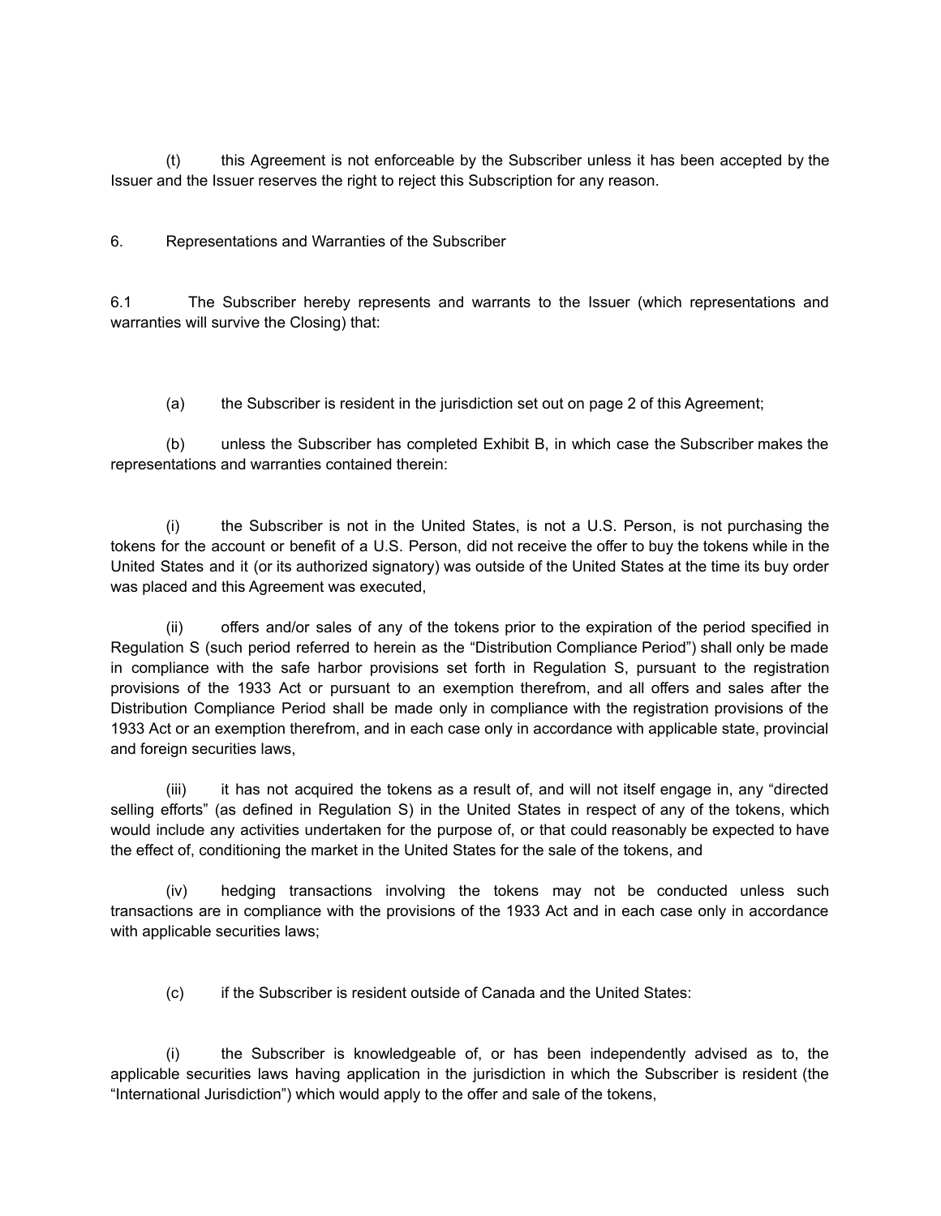(t) this Agreement is not enforceable by the Subscriber unless it has been accepted by the Issuer and the Issuer reserves the right to reject this Subscription for any reason.

6. Representations and Warranties of the Subscriber

6.1 The Subscriber hereby represents and warrants to the Issuer (which representations and warranties will survive the Closing) that:

(a) the Subscriber is resident in the jurisdiction set out on page 2 of this Agreement;

(b) unless the Subscriber has completed Exhibit B, in which case the Subscriber makes the representations and warranties contained therein:

(i) the Subscriber is not in the United States, is not a U.S. Person, is not purchasing the tokens for the account or benefit of a U.S. Person, did not receive the offer to buy the tokens while in the United States and it (or its authorized signatory) was outside of the United States at the time its buy order was placed and this Agreement was executed,

(ii) offers and/or sales of any of the tokens prior to the expiration of the period specified in Regulation S (such period referred to herein as the "Distribution Compliance Period") shall only be made in compliance with the safe harbor provisions set forth in Regulation S, pursuant to the registration provisions of the 1933 Act or pursuant to an exemption therefrom, and all offers and sales after the Distribution Compliance Period shall be made only in compliance with the registration provisions of the 1933 Act or an exemption therefrom, and in each case only in accordance with applicable state, provincial and foreign securities laws,

(iii) it has not acquired the tokens as a result of, and will not itself engage in, any "directed selling efforts" (as defined in Regulation S) in the United States in respect of any of the tokens, which would include any activities undertaken for the purpose of, or that could reasonably be expected to have the effect of, conditioning the market in the United States for the sale of the tokens, and

(iv) hedging transactions involving the tokens may not be conducted unless such transactions are in compliance with the provisions of the 1933 Act and in each case only in accordance with applicable securities laws;

(c) if the Subscriber is resident outside of Canada and the United States:

(i) the Subscriber is knowledgeable of, or has been independently advised as to, the applicable securities laws having application in the jurisdiction in which the Subscriber is resident (the "International Jurisdiction") which would apply to the offer and sale of the tokens,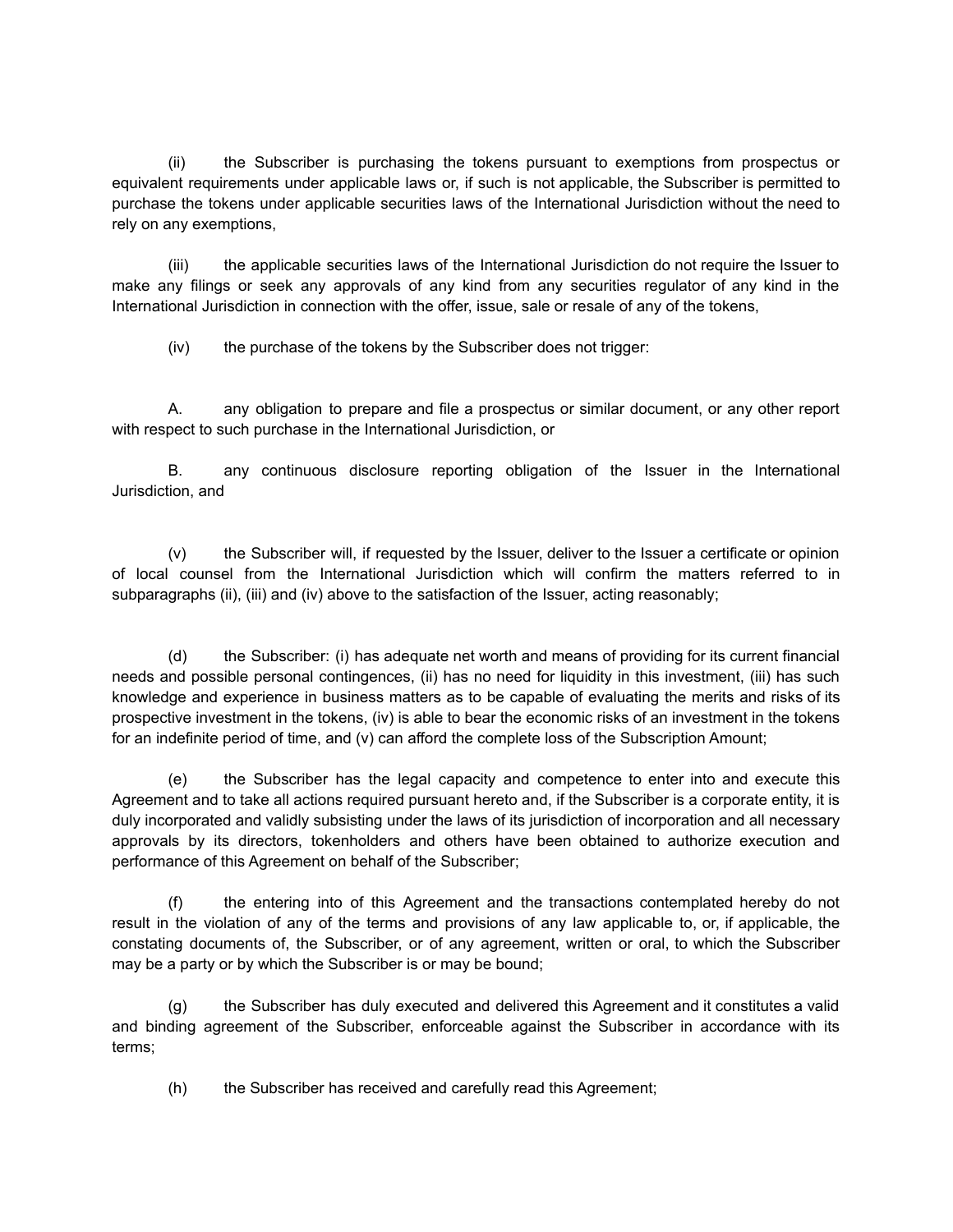(ii) the Subscriber is purchasing the tokens pursuant to exemptions from prospectus or equivalent requirements under applicable laws or, if such is not applicable, the Subscriber is permitted to purchase the tokens under applicable securities laws of the International Jurisdiction without the need to rely on any exemptions,

(iii) the applicable securities laws of the International Jurisdiction do not require the Issuer to make any filings or seek any approvals of any kind from any securities regulator of any kind in the International Jurisdiction in connection with the offer, issue, sale or resale of any of the tokens,

(iv) the purchase of the tokens by the Subscriber does not trigger:

A. any obligation to prepare and file a prospectus or similar document, or any other report with respect to such purchase in the International Jurisdiction, or

B. any continuous disclosure reporting obligation of the Issuer in the International Jurisdiction, and

(v) the Subscriber will, if requested by the Issuer, deliver to the Issuer a certificate or opinion of local counsel from the International Jurisdiction which will confirm the matters referred to in subparagraphs (ii), (iii) and (iv) above to the satisfaction of the Issuer, acting reasonably;

(d) the Subscriber: (i) has adequate net worth and means of providing for its current financial needs and possible personal contingences, (ii) has no need for liquidity in this investment, (iii) has such knowledge and experience in business matters as to be capable of evaluating the merits and risks of its prospective investment in the tokens, (iv) is able to bear the economic risks of an investment in the tokens for an indefinite period of time, and (v) can afford the complete loss of the Subscription Amount;

(e) the Subscriber has the legal capacity and competence to enter into and execute this Agreement and to take all actions required pursuant hereto and, if the Subscriber is a corporate entity, it is duly incorporated and validly subsisting under the laws of its jurisdiction of incorporation and all necessary approvals by its directors, tokenholders and others have been obtained to authorize execution and performance of this Agreement on behalf of the Subscriber;

(f) the entering into of this Agreement and the transactions contemplated hereby do not result in the violation of any of the terms and provisions of any law applicable to, or, if applicable, the constating documents of, the Subscriber, or of any agreement, written or oral, to which the Subscriber may be a party or by which the Subscriber is or may be bound;

(g) the Subscriber has duly executed and delivered this Agreement and it constitutes a valid and binding agreement of the Subscriber, enforceable against the Subscriber in accordance with its terms;

(h) the Subscriber has received and carefully read this Agreement;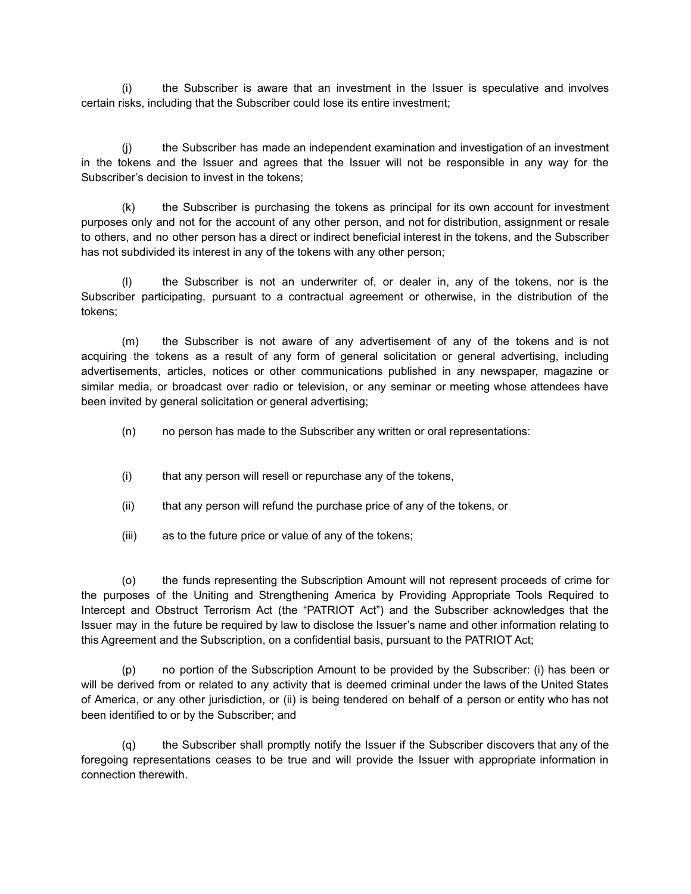(i) the Subscriber is aware that an investment in the Issuer is speculative and involves certain risks, including that the Subscriber could lose its entire investment;

(j) the Subscriber has made an independent examination and investigation of an investment in the tokens and the Issuer and agrees that the Issuer will not be responsible in any way for the Subscriber's decision to invest in the tokens;

(k) the Subscriber is purchasing the tokens as principal for its own account for investment purposes only and not for the account of any other person, and not for distribution, assignment or resale to others, and no other person has a direct or indirect beneficial interest in the tokens, and the Subscriber has not subdivided its interest in any of the tokens with any other person;

(l) the Subscriber is not an underwriter of, or dealer in, any of the tokens, nor is the Subscriber participating, pursuant to a contractual agreement or otherwise, in the distribution of the tokens;

(m) the Subscriber is not aware of any advertisement of any of the tokens and is not acquiring the tokens as a result of any form of general solicitation or general advertising, including advertisements, articles, notices or other communications published in any newspaper, magazine or similar media, or broadcast over radio or television, or any seminar or meeting whose attendees have been invited by general solicitation or general advertising;

(n) no person has made to the Subscriber any written or oral representations:

(i) that any person will resell or repurchase any of the tokens,

(ii) that any person will refund the purchase price of any of the tokens, or

(iii) as to the future price or value of any of the tokens;

(o) the funds representing the Subscription Amount will not represent proceeds of crime for the purposes of the Uniting and Strengthening America by Providing Appropriate Tools Required to Intercept and Obstruct Terrorism Act (the "PATRIOT Act") and the Subscriber acknowledges that the Issuer may in the future be required by law to disclose the Issuer's name and other information relating to this Agreement and the Subscription, on a confidential basis, pursuant to the PATRIOT Act;

(p) no portion of the Subscription Amount to be provided by the Subscriber: (i) has been or will be derived from or related to any activity that is deemed criminal under the laws of the United States of America, or any other jurisdiction, or (ii) is being tendered on behalf of a person or entity who has not been identified to or by the Subscriber; and

(q) the Subscriber shall promptly notify the Issuer if the Subscriber discovers that any of the foregoing representations ceases to be true and will provide the Issuer with appropriate information in connection therewith.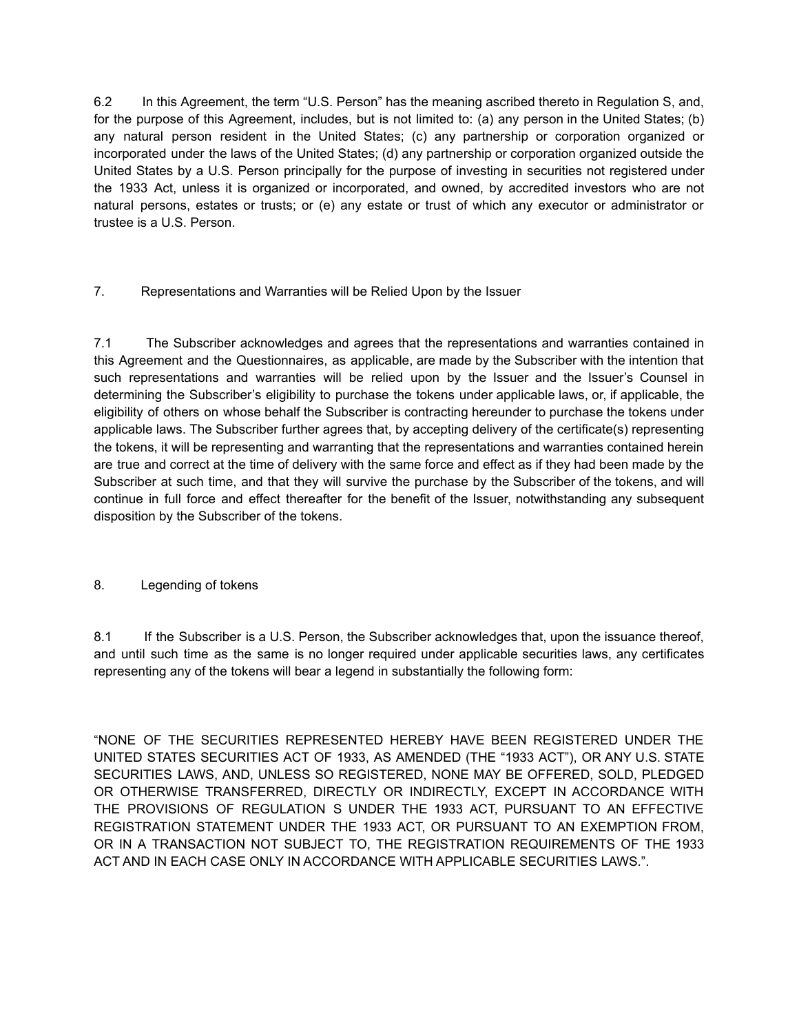6.2 In this Agreement, the term "U.S. Person" has the meaning ascribed thereto in Regulation S, and, for the purpose of this Agreement, includes, but is not limited to: (a) any person in the United States; (b) any natural person resident in the United States; (c) any partnership or corporation organized or incorporated under the laws of the United States; (d) any partnership or corporation organized outside the United States by a U.S. Person principally for the purpose of investing in securities not registered under the 1933 Act, unless it is organized or incorporated, and owned, by accredited investors who are not natural persons, estates or trusts; or (e) any estate or trust of which any executor or administrator or trustee is a U.S. Person.

## 7. Representations and Warranties will be Relied Upon by the Issuer

7.1 The Subscriber acknowledges and agrees that the representations and warranties contained in this Agreement and the Questionnaires, as applicable, are made by the Subscriber with the intention that such representations and warranties will be relied upon by the Issuer and the Issuer's Counsel in determining the Subscriber's eligibility to purchase the tokens under applicable laws, or, if applicable, the eligibility of others on whose behalf the Subscriber is contracting hereunder to purchase the tokens under applicable laws. The Subscriber further agrees that, by accepting delivery of the certificate(s) representing the tokens, it will be representing and warranting that the representations and warranties contained herein are true and correct at the time of delivery with the same force and effect as if they had been made by the Subscriber at such time, and that they will survive the purchase by the Subscriber of the tokens, and will continue in full force and effect thereafter for the benefit of the Issuer, notwithstanding any subsequent disposition by the Subscriber of the tokens.

## 8. Legending of tokens

8.1 If the Subscriber is a U.S. Person, the Subscriber acknowledges that, upon the issuance thereof, and until such time as the same is no longer required under applicable securities laws, any certificates representing any of the tokens will bear a legend in substantially the following form:

"NONE OF THE SECURITIES REPRESENTED HEREBY HAVE BEEN REGISTERED UNDER THE UNITED STATES SECURITIES ACT OF 1933, AS AMENDED (THE "1933 ACT"), OR ANY U.S. STATE SECURITIES LAWS, AND, UNLESS SO REGISTERED, NONE MAY BE OFFERED, SOLD, PLEDGED OR OTHERWISE TRANSFERRED, DIRECTLY OR INDIRECTLY, EXCEPT IN ACCORDANCE WITH THE PROVISIONS OF REGULATION S UNDER THE 1933 ACT, PURSUANT TO AN EFFECTIVE REGISTRATION STATEMENT UNDER THE 1933 ACT, OR PURSUANT TO AN EXEMPTION FROM, OR IN A TRANSACTION NOT SUBJECT TO, THE REGISTRATION REQUIREMENTS OF THE 1933 ACT AND IN EACH CASE ONLY IN ACCORDANCE WITH APPLICABLE SECURITIES LAWS.".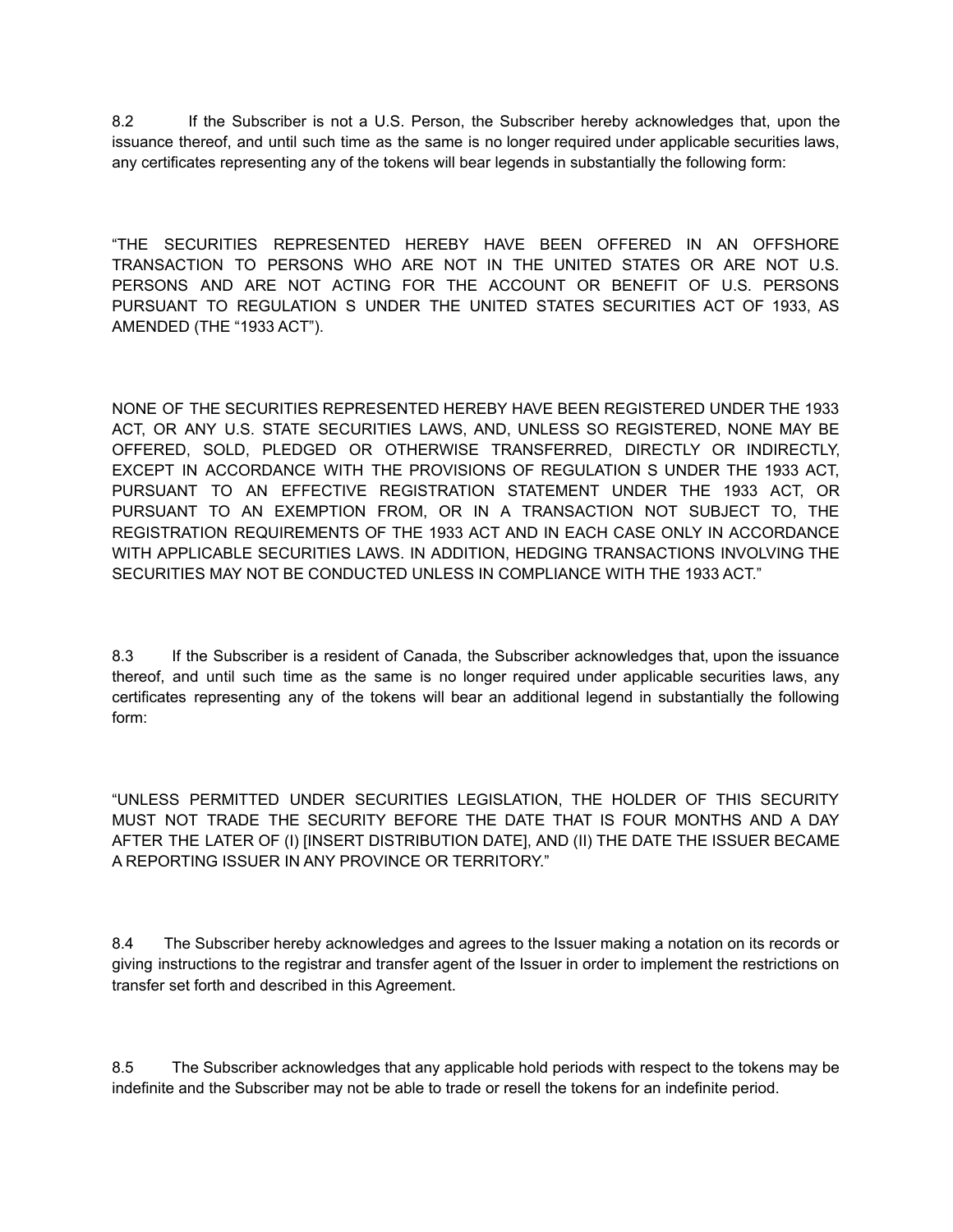8.2 If the Subscriber is not a U.S. Person, the Subscriber hereby acknowledges that, upon the issuance thereof, and until such time as the same is no longer required under applicable securities laws, any certificates representing any of the tokens will bear legends in substantially the following form:

“THE SECURITIES REPRESENTED HEREBY HAVE BEEN OFFERED IN AN OFFSHORE TRANSACTION TO PERSONS WHO ARE NOT IN THE UNITED STATES OR ARE NOT U.S. PERSONS AND ARE NOT ACTING FOR THE ACCOUNT OR BENEFIT OF U.S. PERSONS PURSUANT TO REGULATION S UNDER THE UNITED STATES SECURITIES ACT OF 1933, AS AMENDED (THE “1933 ACT”).

NONE OF THE SECURITIES REPRESENTED HEREBY HAVE BEEN REGISTERED UNDER THE 1933 ACT, OR ANY U.S. STATE SECURITIES LAWS, AND, UNLESS SO REGISTERED, NONE MAY BE OFFERED, SOLD, PLEDGED OR OTHERWISE TRANSFERRED, DIRECTLY OR INDIRECTLY, EXCEPT IN ACCORDANCE WITH THE PROVISIONS OF REGULATION S UNDER THE 1933 ACT, PURSUANT TO AN EFFECTIVE REGISTRATION STATEMENT UNDER THE 1933 ACT, OR PURSUANT TO AN EXEMPTION FROM, OR IN A TRANSACTION NOT SUBJECT TO, THE REGISTRATION REQUIREMENTS OF THE 1933 ACT AND IN EACH CASE ONLY IN ACCORDANCE WITH APPLICABLE SECURITIES LAWS. IN ADDITION, HEDGING TRANSACTIONS INVOLVING THE SECURITIES MAY NOT BE CONDUCTED UNLESS IN COMPLIANCE WITH THE 1933 ACT.”

8.3 If the Subscriber is a resident of Canada, the Subscriber acknowledges that, upon the issuance thereof, and until such time as the same is no longer required under applicable securities laws, any certificates representing any of the tokens will bear an additional legend in substantially the following form:

“UNLESS PERMITTED UNDER SECURITIES LEGISLATION, THE HOLDER OF THIS SECURITY MUST NOT TRADE THE SECURITY BEFORE THE DATE THAT IS FOUR MONTHS AND A DAY AFTER THE LATER OF (I) [INSERT DISTRIBUTION DATE], AND (II) THE DATE THE ISSUER BECAME A REPORTING ISSUER IN ANY PROVINCE OR TERRITORY.”

8.4 The Subscriber hereby acknowledges and agrees to the Issuer making a notation on its records or giving instructions to the registrar and transfer agent of the Issuer in order to implement the restrictions on transfer set forth and described in this Agreement.

8.5 The Subscriber acknowledges that any applicable hold periods with respect to the tokens may be indefinite and the Subscriber may not be able to trade or resell the tokens for an indefinite period.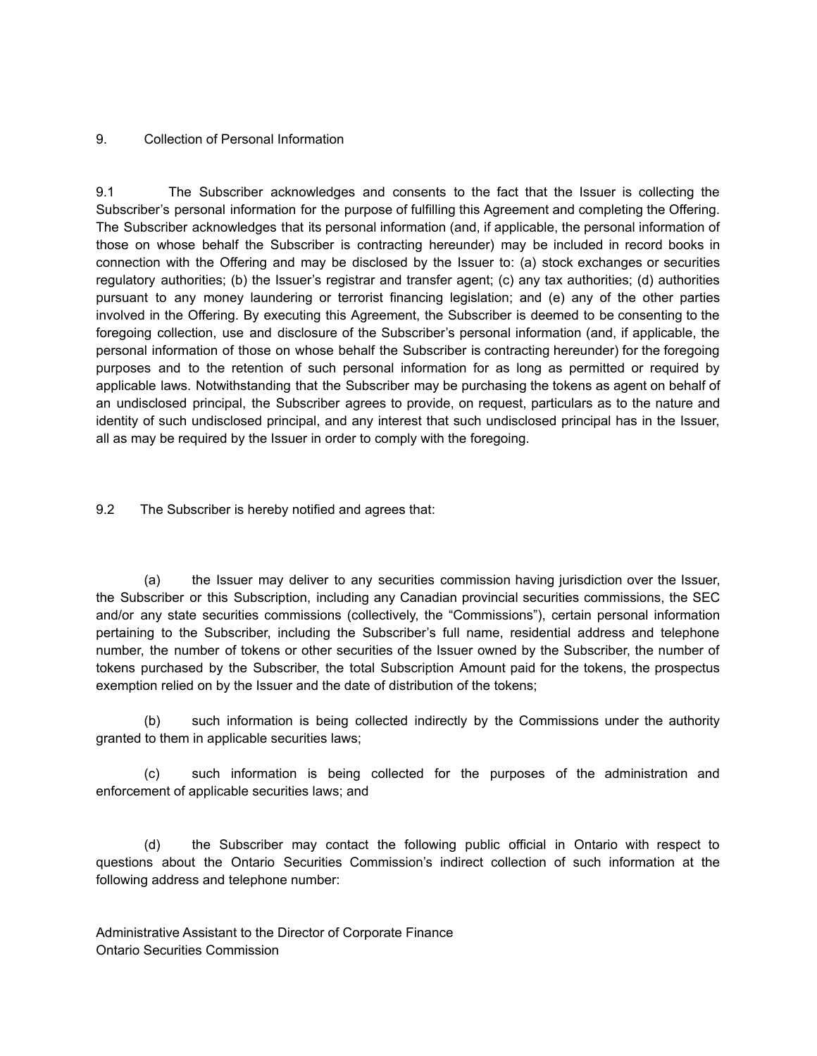## 9. Collection of Personal Information

9.1 The Subscriber acknowledges and consents to the fact that the Issuer is collecting the Subscriber's personal information for the purpose of fulfilling this Agreement and completing the Offering. The Subscriber acknowledges that its personal information (and, if applicable, the personal information of those on whose behalf the Subscriber is contracting hereunder) may be included in record books in connection with the Offering and may be disclosed by the Issuer to: (a) stock exchanges or securities regulatory authorities; (b) the Issuer's registrar and transfer agent; (c) any tax authorities; (d) authorities pursuant to any money laundering or terrorist financing legislation; and (e) any of the other parties involved in the Offering. By executing this Agreement, the Subscriber is deemed to be consenting to the foregoing collection, use and disclosure of the Subscriber's personal information (and, if applicable, the personal information of those on whose behalf the Subscriber is contracting hereunder) for the foregoing purposes and to the retention of such personal information for as long as permitted or required by applicable laws. Notwithstanding that the Subscriber may be purchasing the tokens as agent on behalf of an undisclosed principal, the Subscriber agrees to provide, on request, particulars as to the nature and identity of such undisclosed principal, and any interest that such undisclosed principal has in the Issuer, all as may be required by the Issuer in order to comply with the foregoing.

9.2 The Subscriber is hereby notified and agrees that:

(a) the Issuer may deliver to any securities commission having jurisdiction over the Issuer, the Subscriber or this Subscription, including any Canadian provincial securities commissions, the SEC and/or any state securities commissions (collectively, the "Commissions"), certain personal information pertaining to the Subscriber, including the Subscriber's full name, residential address and telephone number, the number of tokens or other securities of the Issuer owned by the Subscriber, the number of tokens purchased by the Subscriber, the total Subscription Amount paid for the tokens, the prospectus exemption relied on by the Issuer and the date of distribution of the tokens;

(b) such information is being collected indirectly by the Commissions under the authority granted to them in applicable securities laws;

(c) such information is being collected for the purposes of the administration and enforcement of applicable securities laws; and

(d) the Subscriber may contact the following public official in Ontario with respect to questions about the Ontario Securities Commission's indirect collection of such information at the following address and telephone number:

Administrative Assistant to the Director of Corporate Finance
Ontario Securities Commission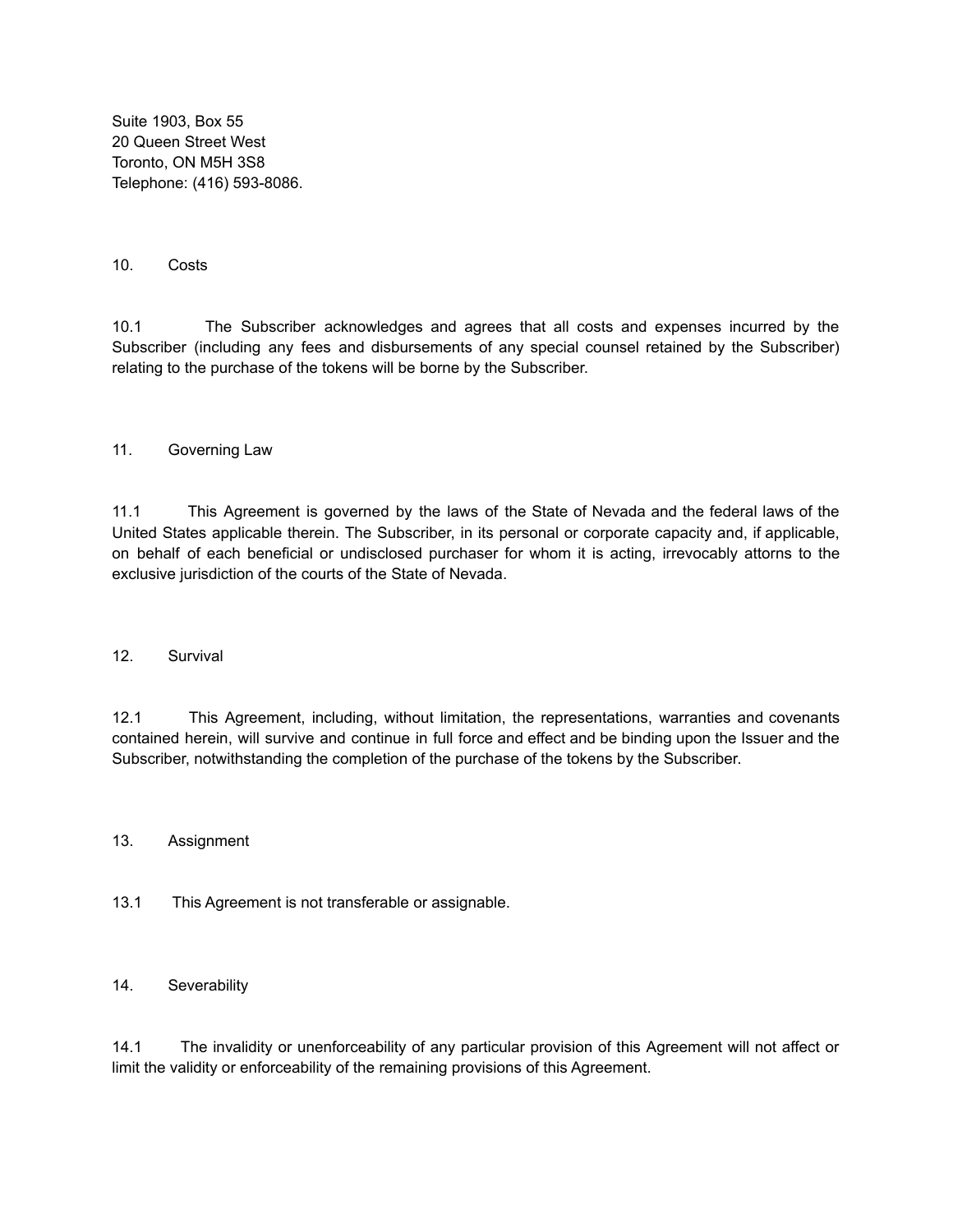Suite 1903, Box 55
20 Queen Street West
Toronto, ON M5H 3S8
Telephone: (416) 593-8086.

## 10. Costs

10.1 The Subscriber acknowledges and agrees that all costs and expenses incurred by the Subscriber (including any fees and disbursements of any special counsel retained by the Subscriber) relating to the purchase of the tokens will be borne by the Subscriber.

## 11. Governing Law

11.1 This Agreement is governed by the laws of the State of Nevada and the federal laws of the United States applicable therein. The Subscriber, in its personal or corporate capacity and, if applicable, on behalf of each beneficial or undisclosed purchaser for whom it is acting, irrevocably attorns to the exclusive jurisdiction of the courts of the State of Nevada.

## 12. Survival

12.1 This Agreement, including, without limitation, the representations, warranties and covenants contained herein, will survive and continue in full force and effect and be binding upon the Issuer and the Subscriber, notwithstanding the completion of the purchase of the tokens by the Subscriber.

## 13. Assignment

13.1 This Agreement is not transferable or assignable.

## 14. Severability

14.1 The invalidity or unenforceability of any particular provision of this Agreement will not affect or limit the validity or enforceability of the remaining provisions of this Agreement.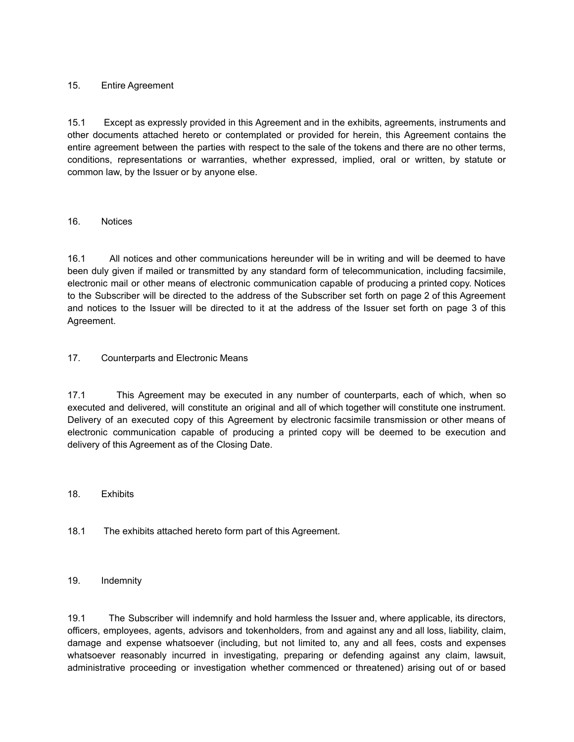## 15. Entire Agreement

15.1 Except as expressly provided in this Agreement and in the exhibits, agreements, instruments and other documents attached hereto or contemplated or provided for herein, this Agreement contains the entire agreement between the parties with respect to the sale of the tokens and there are no other terms, conditions, representations or warranties, whether expressed, implied, oral or written, by statute or common law, by the Issuer or by anyone else.

## 16. Notices

16.1 All notices and other communications hereunder will be in writing and will be deemed to have been duly given if mailed or transmitted by any standard form of telecommunication, including facsimile, electronic mail or other means of electronic communication capable of producing a printed copy. Notices to the Subscriber will be directed to the address of the Subscriber set forth on page 2 of this Agreement and notices to the Issuer will be directed to it at the address of the Issuer set forth on page 3 of this Agreement.

## 17. Counterparts and Electronic Means

17.1 This Agreement may be executed in any number of counterparts, each of which, when so executed and delivered, will constitute an original and all of which together will constitute one instrument. Delivery of an executed copy of this Agreement by electronic facsimile transmission or other means of electronic communication capable of producing a printed copy will be deemed to be execution and delivery of this Agreement as of the Closing Date.

## 18. Exhibits

18.1 The exhibits attached hereto form part of this Agreement.

## 19. Indemnity

19.1 The Subscriber will indemnify and hold harmless the Issuer and, where applicable, its directors, officers, employees, agents, advisors and tokenholders, from and against any and all loss, liability, claim, damage and expense whatsoever (including, but not limited to, any and all fees, costs and expenses whatsoever reasonably incurred in investigating, preparing or defending against any claim, lawsuit, administrative proceeding or investigation whether commenced or threatened) arising out of or based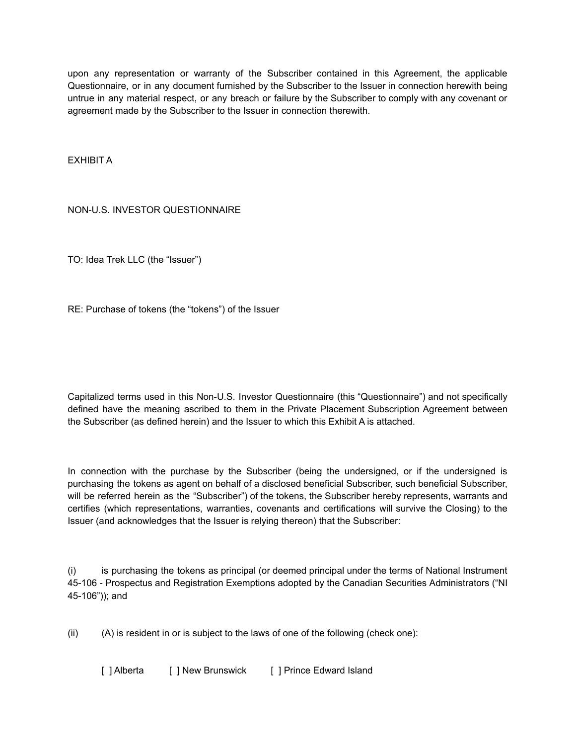upon any representation or warranty of the Subscriber contained in this Agreement, the applicable Questionnaire, or in any document furnished by the Subscriber to the Issuer in connection herewith being untrue in any material respect, or any breach or failure by the Subscriber to comply with any covenant or agreement made by the Subscriber to the Issuer in connection therewith.

EXHIBIT A

NON-U.S. INVESTOR QUESTIONNAIRE

TO: Idea Trek LLC (the "Issuer")

RE: Purchase of tokens (the "tokens") of the Issuer

Capitalized terms used in this Non-U.S. Investor Questionnaire (this "Questionnaire") and not specifically defined have the meaning ascribed to them in the Private Placement Subscription Agreement between the Subscriber (as defined herein) and the Issuer to which this Exhibit A is attached.

In connection with the purchase by the Subscriber (being the undersigned, or if the undersigned is purchasing the tokens as agent on behalf of a disclosed beneficial Subscriber, such beneficial Subscriber, will be referred herein as the "Subscriber") of the tokens, the Subscriber hereby represents, warrants and certifies (which representations, warranties, covenants and certifications will survive the Closing) to the Issuer (and acknowledges that the Issuer is relying thereon) that the Subscriber:

(i) is purchasing the tokens as principal (or deemed principal under the terms of National Instrument 45-106 - Prospectus and Registration Exemptions adopted by the Canadian Securities Administrators ("NI 45-106")); and

(ii) (A) is resident in or is subject to the laws of one of the following (check one):

[ ] Alberta [ ] New Brunswick [ ] Prince Edward Island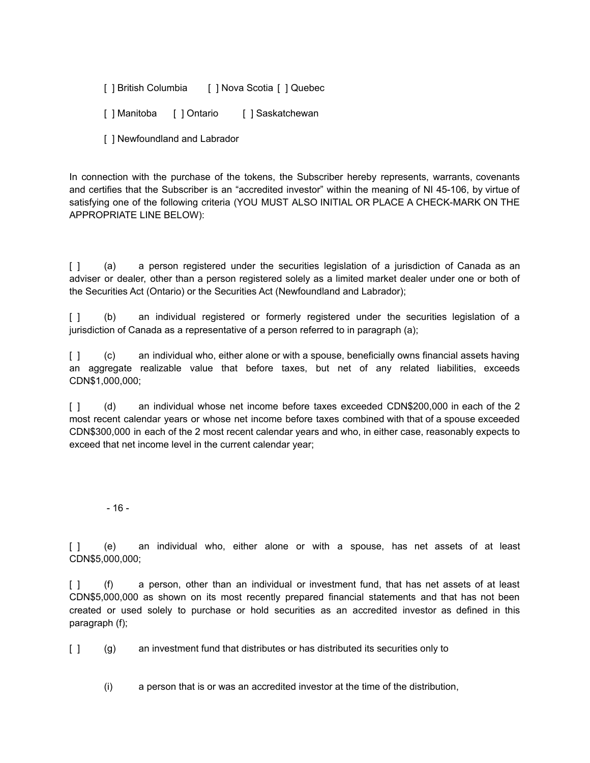[ ] British Columbia [ ] Nova Scotia [ ] Quebec

[ ] Manitoba [ ] Ontario [ ] Saskatchewan

[ ] Newfoundland and Labrador

In connection with the purchase of the tokens, the Subscriber hereby represents, warrants, covenants and certifies that the Subscriber is an "accredited investor" within the meaning of NI 45-106, by virtue of satisfying one of the following criteria (YOU MUST ALSO INITIAL OR PLACE A CHECK-MARK ON THE APPROPRIATE LINE BELOW):

[ ] (a) a person registered under the securities legislation of a jurisdiction of Canada as an adviser or dealer, other than a person registered solely as a limited market dealer under one or both of the Securities Act (Ontario) or the Securities Act (Newfoundland and Labrador);

[ ] (b) an individual registered or formerly registered under the securities legislation of a jurisdiction of Canada as a representative of a person referred to in paragraph (a);

[ ] (c) an individual who, either alone or with a spouse, beneficially owns financial assets having an aggregate realizable value that before taxes, but net of any related liabilities, exceeds CDN$1,000,000;

[ ] (d) an individual whose net income before taxes exceeded CDN$200,000 in each of the 2 most recent calendar years or whose net income before taxes combined with that of a spouse exceeded CDN$300,000 in each of the 2 most recent calendar years and who, in either case, reasonably expects to exceed that net income level in the current calendar year;

[ ] (e) an individual who, either alone or with a spouse, has net assets of at least CDN$5,000,000;

[ ] (f) a person, other than an individual or investment fund, that has net assets of at least CDN$5,000,000 as shown on its most recently prepared financial statements and that has not been created or used solely to purchase or hold securities as an accredited investor as defined in this paragraph (f);

[ ] (g) an investment fund that distributes or has distributed its securities only to

(i) a person that is or was an accredited investor at the time of the distribution,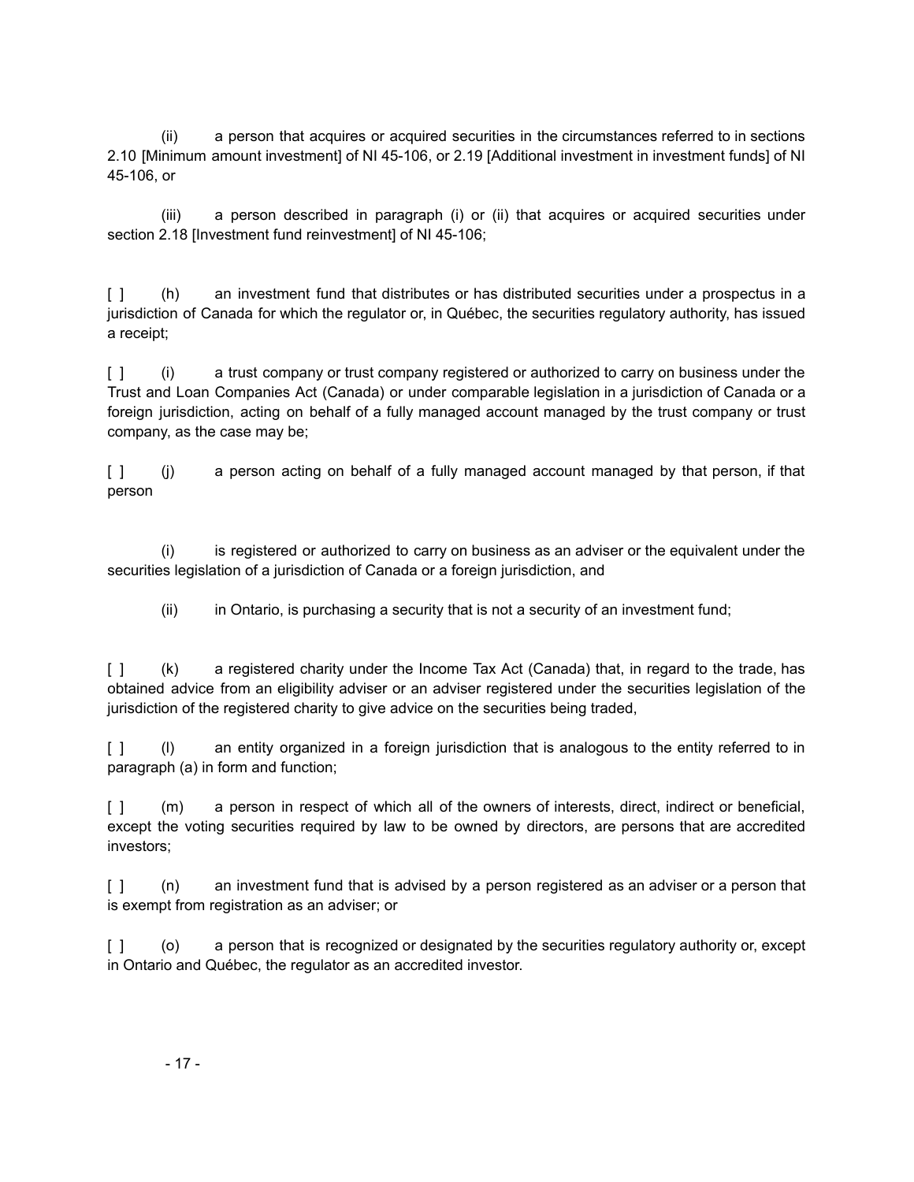(ii) a person that acquires or acquired securities in the circumstances referred to in sections 2.10 [Minimum amount investment] of NI 45-106, or 2.19 [Additional investment in investment funds] of NI 45-106, or

(iii) a person described in paragraph (i) or (ii) that acquires or acquired securities under section 2.18 [Investment fund reinvestment] of NI 45-106;

[ ] (h) an investment fund that distributes or has distributed securities under a prospectus in a jurisdiction of Canada for which the regulator or, in Québec, the securities regulatory authority, has issued a receipt;

[ ] (i) a trust company or trust company registered or authorized to carry on business under the Trust and Loan Companies Act (Canada) or under comparable legislation in a jurisdiction of Canada or a foreign jurisdiction, acting on behalf of a fully managed account managed by the trust company or trust company, as the case may be;

[ ] (j) a person acting on behalf of a fully managed account managed by that person, if that person

(i) is registered or authorized to carry on business as an adviser or the equivalent under the securities legislation of a jurisdiction of Canada or a foreign jurisdiction, and

(ii) in Ontario, is purchasing a security that is not a security of an investment fund;

[ ] (k) a registered charity under the Income Tax Act (Canada) that, in regard to the trade, has obtained advice from an eligibility adviser or an adviser registered under the securities legislation of the jurisdiction of the registered charity to give advice on the securities being traded,

[ ] (l) an entity organized in a foreign jurisdiction that is analogous to the entity referred to in paragraph (a) in form and function;

[ ] (m) a person in respect of which all of the owners of interests, direct, indirect or beneficial, except the voting securities required by law to be owned by directors, are persons that are accredited investors;

[ ] (n) an investment fund that is advised by a person registered as an adviser or a person that is exempt from registration as an adviser; or

[ ] (o) a person that is recognized or designated by the securities regulatory authority or, except in Ontario and Québec, the regulator as an accredited investor.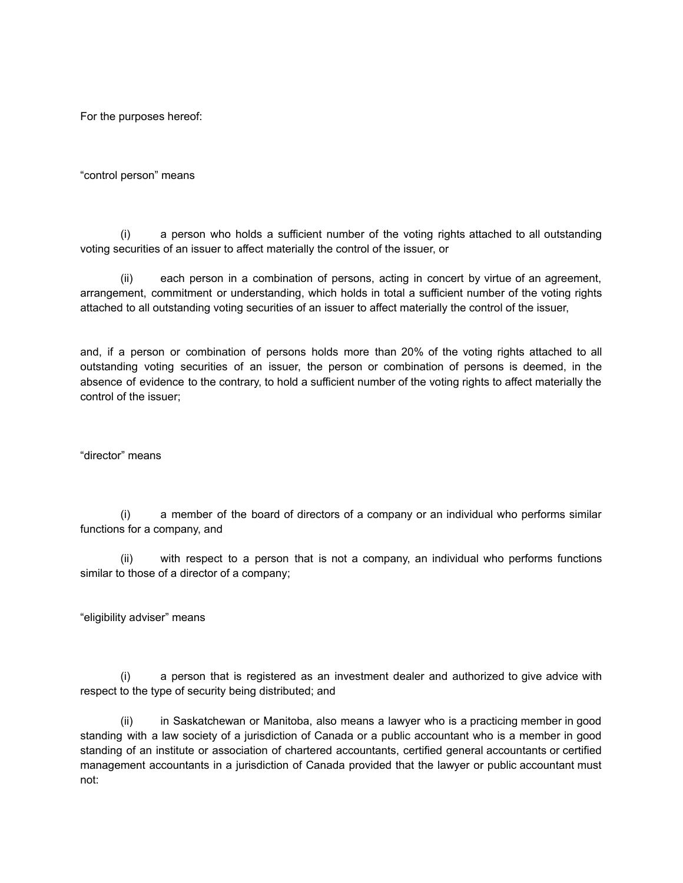For the purposes hereof:

"control person" means

(i) a person who holds a sufficient number of the voting rights attached to all outstanding voting securities of an issuer to affect materially the control of the issuer, or

(ii) each person in a combination of persons, acting in concert by virtue of an agreement, arrangement, commitment or understanding, which holds in total a sufficient number of the voting rights attached to all outstanding voting securities of an issuer to affect materially the control of the issuer,

and, if a person or combination of persons holds more than 20% of the voting rights attached to all outstanding voting securities of an issuer, the person or combination of persons is deemed, in the absence of evidence to the contrary, to hold a sufficient number of the voting rights to affect materially the control of the issuer;

"director" means

(i) a member of the board of directors of a company or an individual who performs similar functions for a company, and

(ii) with respect to a person that is not a company, an individual who performs functions similar to those of a director of a company;

"eligibility adviser" means

(i) a person that is registered as an investment dealer and authorized to give advice with respect to the type of security being distributed; and

(ii) in Saskatchewan or Manitoba, also means a lawyer who is a practicing member in good standing with a law society of a jurisdiction of Canada or a public accountant who is a member in good standing of an institute or association of chartered accountants, certified general accountants or certified management accountants in a jurisdiction of Canada provided that the lawyer or public accountant must not: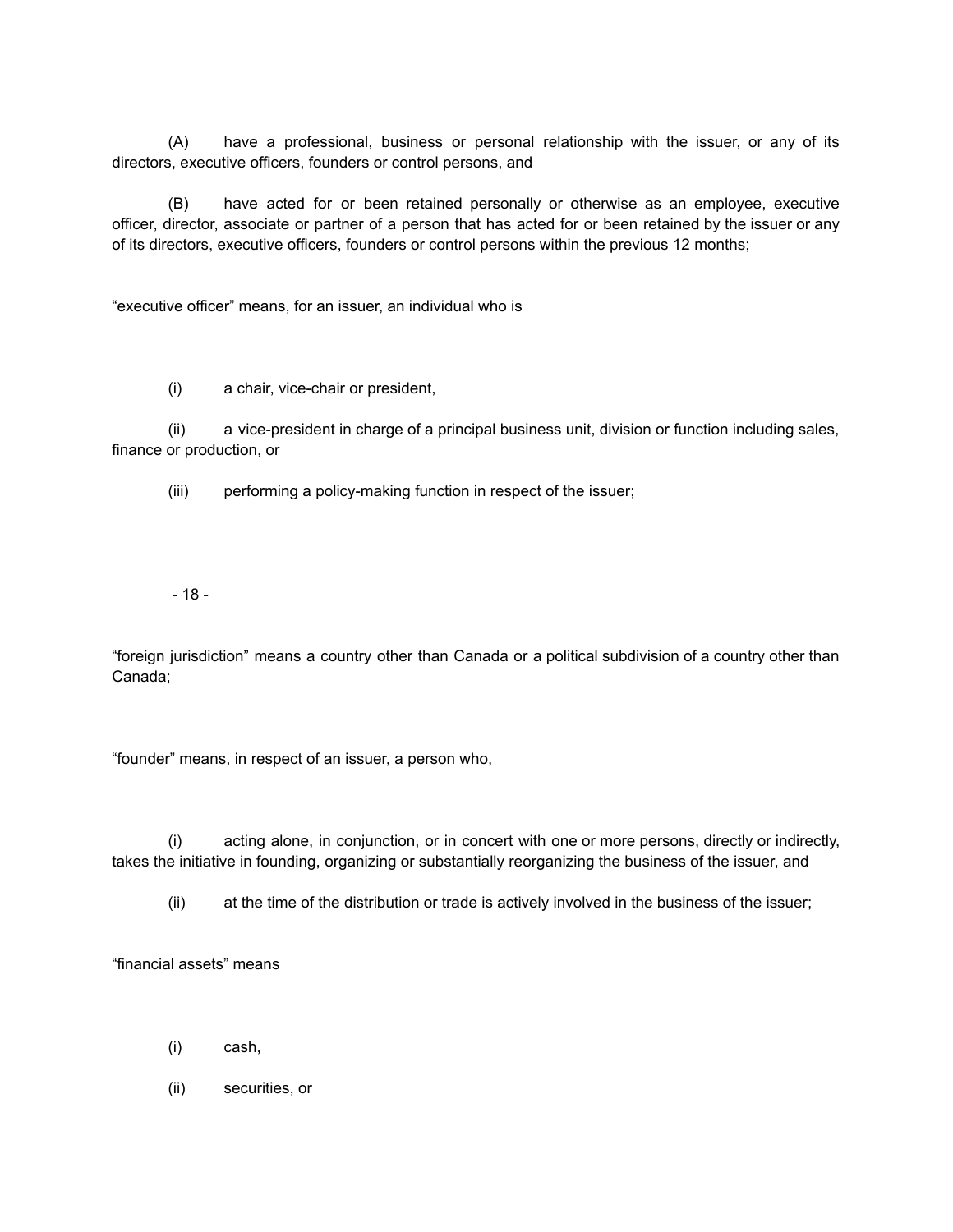(A) have a professional, business or personal relationship with the issuer, or any of its directors, executive officers, founders or control persons, and

(B) have acted for or been retained personally or otherwise as an employee, executive officer, director, associate or partner of a person that has acted for or been retained by the issuer or any of its directors, executive officers, founders or control persons within the previous 12 months;

“executive officer” means, for an issuer, an individual who is

(i) a chair, vice-chair or president,

(ii) a vice-president in charge of a principal business unit, division or function including sales, finance or production, or

(iii) performing a policy-making function in respect of the issuer;

“foreign jurisdiction” means a country other than Canada or a political subdivision of a country other than Canada;

“founder” means, in respect of an issuer, a person who,

(i) acting alone, in conjunction, or in concert with one or more persons, directly or indirectly, takes the initiative in founding, organizing or substantially reorganizing the business of the issuer, and

(ii) at the time of the distribution or trade is actively involved in the business of the issuer;

“financial assets” means

(i) cash,

(ii) securities, or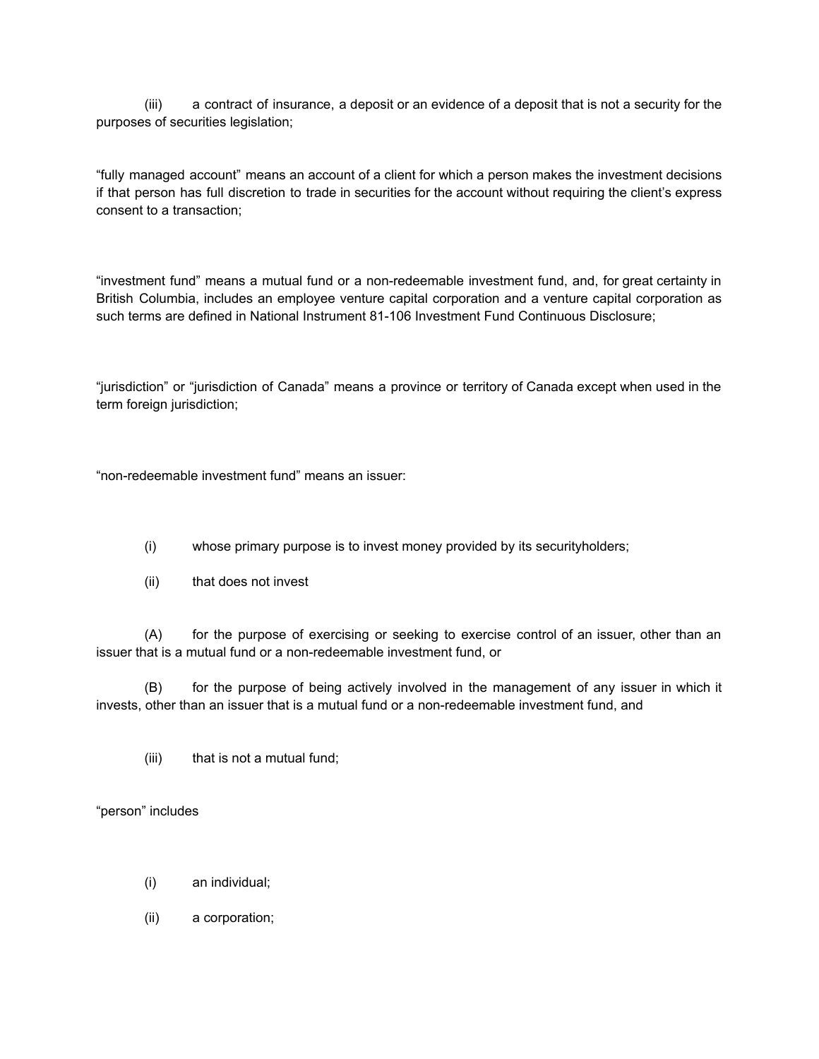(iii) a contract of insurance, a deposit or an evidence of a deposit that is not a security for the purposes of securities legislation;

"fully managed account" means an account of a client for which a person makes the investment decisions if that person has full discretion to trade in securities for the account without requiring the client's express consent to a transaction;

"investment fund" means a mutual fund or a non-redeemable investment fund, and, for great certainty in British Columbia, includes an employee venture capital corporation and a venture capital corporation as such terms are defined in National Instrument 81-106 Investment Fund Continuous Disclosure;

"jurisdiction" or "jurisdiction of Canada" means a province or territory of Canada except when used in the term foreign jurisdiction;

"non-redeemable investment fund" means an issuer:

(i) whose primary purpose is to invest money provided by its securityholders;

(ii) that does not invest

(A) for the purpose of exercising or seeking to exercise control of an issuer, other than an issuer that is a mutual fund or a non-redeemable investment fund, or

(B) for the purpose of being actively involved in the management of any issuer in which it invests, other than an issuer that is a mutual fund or a non-redeemable investment fund, and

(iii) that is not a mutual fund;

"person" includes

(i) an individual;

(ii) a corporation;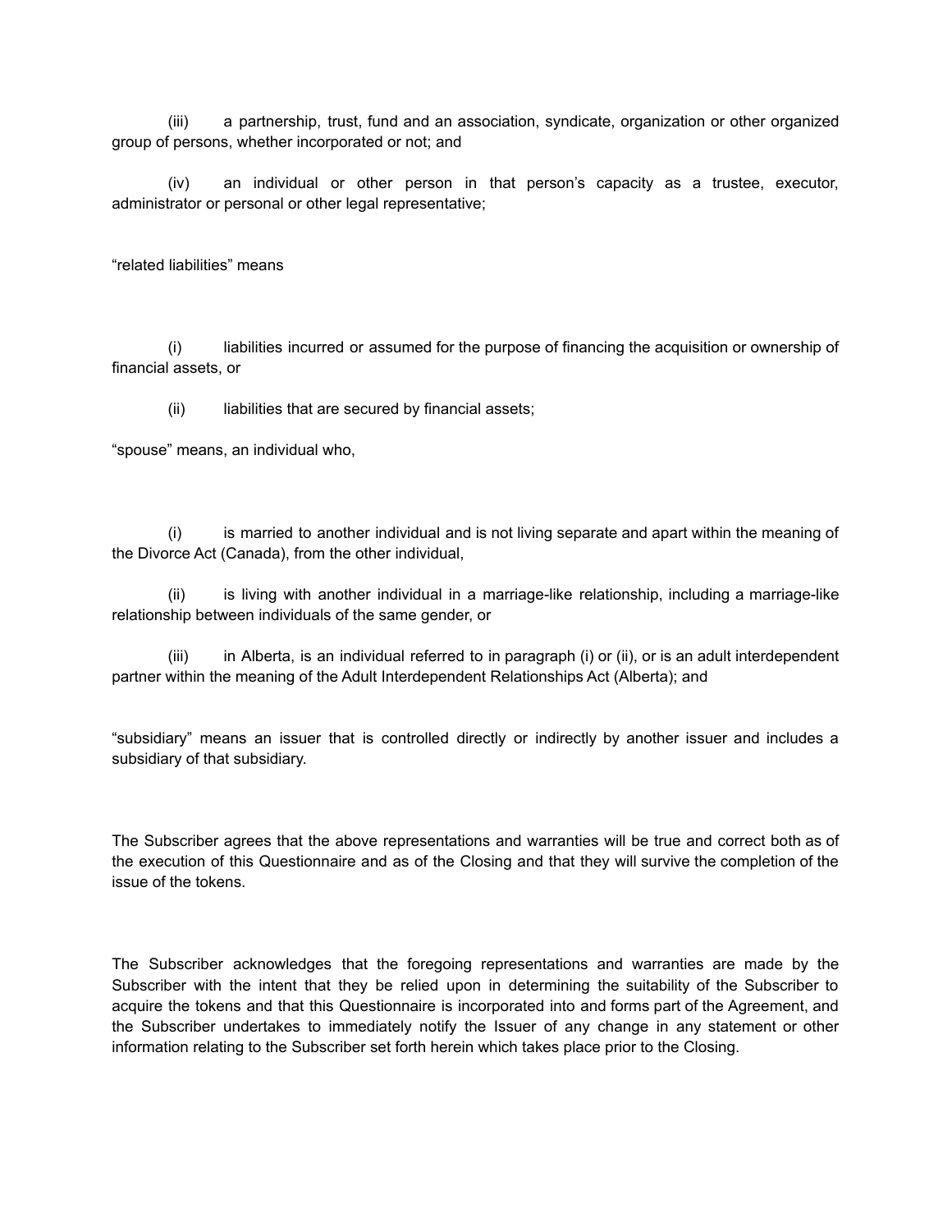(iii) a partnership, trust, fund and an association, syndicate, organization or other organized group of persons, whether incorporated or not; and

(iv) an individual or other person in that person's capacity as a trustee, executor, administrator or personal or other legal representative;

"related liabilities" means

(i) liabilities incurred or assumed for the purpose of financing the acquisition or ownership of financial assets, or

(ii) liabilities that are secured by financial assets;

"spouse" means, an individual who,

(i) is married to another individual and is not living separate and apart within the meaning of the Divorce Act (Canada), from the other individual,

(ii) is living with another individual in a marriage-like relationship, including a marriage-like relationship between individuals of the same gender, or

(iii) in Alberta, is an individual referred to in paragraph (i) or (ii), or is an adult interdependent partner within the meaning of the Adult Interdependent Relationships Act (Alberta); and

"subsidiary" means an issuer that is controlled directly or indirectly by another issuer and includes a subsidiary of that subsidiary.

The Subscriber agrees that the above representations and warranties will be true and correct both as of the execution of this Questionnaire and as of the Closing and that they will survive the completion of the issue of the tokens.

The Subscriber acknowledges that the foregoing representations and warranties are made by the Subscriber with the intent that they be relied upon in determining the suitability of the Subscriber to acquire the tokens and that this Questionnaire is incorporated into and forms part of the Agreement, and the Subscriber undertakes to immediately notify the Issuer of any change in any statement or other information relating to the Subscriber set forth herein which takes place prior to the Closing.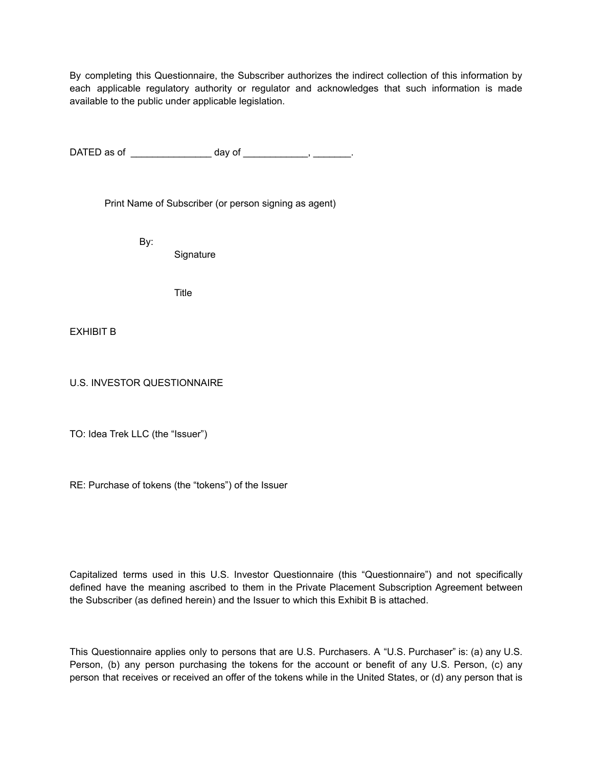By completing this Questionnaire, the Subscriber authorizes the indirect collection of this information by each applicable regulatory authority or regulator and acknowledges that such information is made available to the public under applicable legislation.

DATED as of _______________ day of ____________, _______.

Print Name of Subscriber (or person signing as agent)

By:
Signature

Title

EXHIBIT B

U.S. INVESTOR QUESTIONNAIRE

TO: Idea Trek LLC (the "Issuer")

RE: Purchase of tokens (the "tokens") of the Issuer

Capitalized terms used in this U.S. Investor Questionnaire (this "Questionnaire") and not specifically defined have the meaning ascribed to them in the Private Placement Subscription Agreement between the Subscriber (as defined herein) and the Issuer to which this Exhibit B is attached.

This Questionnaire applies only to persons that are U.S. Purchasers. A "U.S. Purchaser" is: (a) any U.S. Person, (b) any person purchasing the tokens for the account or benefit of any U.S. Person, (c) any person that receives or received an offer of the tokens while in the United States, or (d) any person that is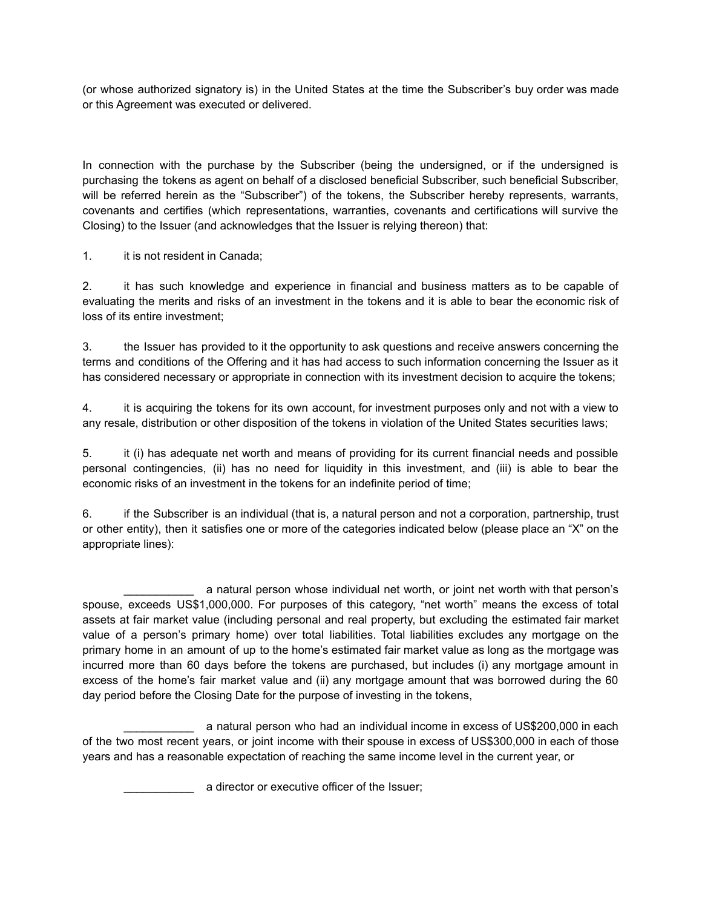(or whose authorized signatory is) in the United States at the time the Subscriber's buy order was made or this Agreement was executed or delivered.

In connection with the purchase by the Subscriber (being the undersigned, or if the undersigned is purchasing the tokens as agent on behalf of a disclosed beneficial Subscriber, such beneficial Subscriber, will be referred herein as the "Subscriber") of the tokens, the Subscriber hereby represents, warrants, covenants and certifies (which representations, warranties, covenants and certifications will survive the Closing) to the Issuer (and acknowledges that the Issuer is relying thereon) that:

1. it is not resident in Canada;

2. it has such knowledge and experience in financial and business matters as to be capable of evaluating the merits and risks of an investment in the tokens and it is able to bear the economic risk of loss of its entire investment;

3. the Issuer has provided to it the opportunity to ask questions and receive answers concerning the terms and conditions of the Offering and it has had access to such information concerning the Issuer as it has considered necessary or appropriate in connection with its investment decision to acquire the tokens;

4. it is acquiring the tokens for its own account, for investment purposes only and not with a view to any resale, distribution or other disposition of the tokens in violation of the United States securities laws;

5. it (i) has adequate net worth and means of providing for its current financial needs and possible personal contingencies, (ii) has no need for liquidity in this investment, and (iii) is able to bear the economic risks of an investment in the tokens for an indefinite period of time;

6. if the Subscriber is an individual (that is, a natural person and not a corporation, partnership, trust or other entity), then it satisfies one or more of the categories indicated below (please place an "X" on the appropriate lines):

___________ a natural person whose individual net worth, or joint net worth with that person's spouse, exceeds US$1,000,000. For purposes of this category, "net worth" means the excess of total assets at fair market value (including personal and real property, but excluding the estimated fair market value of a person's primary home) over total liabilities. Total liabilities excludes any mortgage on the primary home in an amount of up to the home's estimated fair market value as long as the mortgage was incurred more than 60 days before the tokens are purchased, but includes (i) any mortgage amount in excess of the home's fair market value and (ii) any mortgage amount that was borrowed during the 60 day period before the Closing Date for the purpose of investing in the tokens,

___________ a natural person who had an individual income in excess of US$200,000 in each of the two most recent years, or joint income with their spouse in excess of US$300,000 in each of those years and has a reasonable expectation of reaching the same income level in the current year, or

___________ a director or executive officer of the Issuer;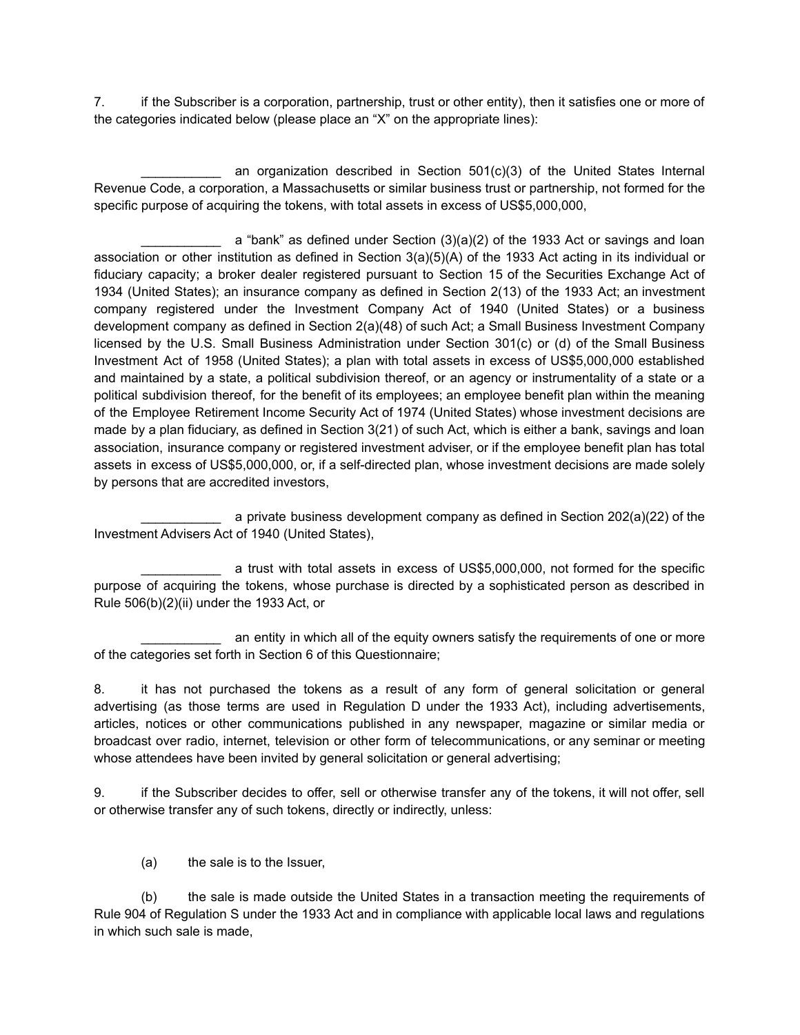7. if the Subscriber is a corporation, partnership, trust or other entity), then it satisfies one or more of the categories indicated below (please place an "X" on the appropriate lines):

___________ an organization described in Section 501(c)(3) of the United States Internal Revenue Code, a corporation, a Massachusetts or similar business trust or partnership, not formed for the specific purpose of acquiring the tokens, with total assets in excess of US$5,000,000,

___________ a "bank" as defined under Section (3)(a)(2) of the 1933 Act or savings and loan association or other institution as defined in Section 3(a)(5)(A) of the 1933 Act acting in its individual or fiduciary capacity; a broker dealer registered pursuant to Section 15 of the Securities Exchange Act of 1934 (United States); an insurance company as defined in Section 2(13) of the 1933 Act; an investment company registered under the Investment Company Act of 1940 (United States) or a business development company as defined in Section 2(a)(48) of such Act; a Small Business Investment Company licensed by the U.S. Small Business Administration under Section 301(c) or (d) of the Small Business Investment Act of 1958 (United States); a plan with total assets in excess of US$5,000,000 established and maintained by a state, a political subdivision thereof, or an agency or instrumentality of a state or a political subdivision thereof, for the benefit of its employees; an employee benefit plan within the meaning of the Employee Retirement Income Security Act of 1974 (United States) whose investment decisions are made by a plan fiduciary, as defined in Section 3(21) of such Act, which is either a bank, savings and loan association, insurance company or registered investment adviser, or if the employee benefit plan has total assets in excess of US$5,000,000, or, if a self-directed plan, whose investment decisions are made solely by persons that are accredited investors,

___________ a private business development company as defined in Section 202(a)(22) of the Investment Advisers Act of 1940 (United States),

___________ a trust with total assets in excess of US$5,000,000, not formed for the specific purpose of acquiring the tokens, whose purchase is directed by a sophisticated person as described in Rule 506(b)(2)(ii) under the 1933 Act, or

___________ an entity in which all of the equity owners satisfy the requirements of one or more of the categories set forth in Section 6 of this Questionnaire;

8. it has not purchased the tokens as a result of any form of general solicitation or general advertising (as those terms are used in Regulation D under the 1933 Act), including advertisements, articles, notices or other communications published in any newspaper, magazine or similar media or broadcast over radio, internet, television or other form of telecommunications, or any seminar or meeting whose attendees have been invited by general solicitation or general advertising;

9. if the Subscriber decides to offer, sell or otherwise transfer any of the tokens, it will not offer, sell or otherwise transfer any of such tokens, directly or indirectly, unless:

(a) the sale is to the Issuer,

(b) the sale is made outside the United States in a transaction meeting the requirements of Rule 904 of Regulation S under the 1933 Act and in compliance with applicable local laws and regulations in which such sale is made,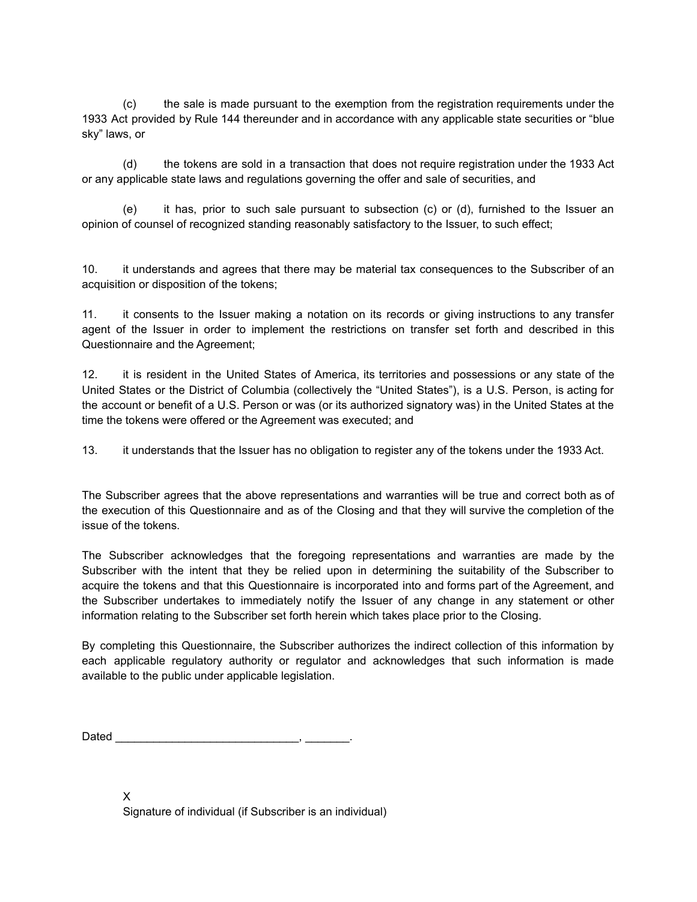(c) the sale is made pursuant to the exemption from the registration requirements under the 1933 Act provided by Rule 144 thereunder and in accordance with any applicable state securities or "blue sky" laws, or

(d) the tokens are sold in a transaction that does not require registration under the 1933 Act or any applicable state laws and regulations governing the offer and sale of securities, and

(e) it has, prior to such sale pursuant to subsection (c) or (d), furnished to the Issuer an opinion of counsel of recognized standing reasonably satisfactory to the Issuer, to such effect;

10. it understands and agrees that there may be material tax consequences to the Subscriber of an acquisition or disposition of the tokens;

11. it consents to the Issuer making a notation on its records or giving instructions to any transfer agent of the Issuer in order to implement the restrictions on transfer set forth and described in this Questionnaire and the Agreement;

12. it is resident in the United States of America, its territories and possessions or any state of the United States or the District of Columbia (collectively the "United States"), is a U.S. Person, is acting for the account or benefit of a U.S. Person or was (or its authorized signatory was) in the United States at the time the tokens were offered or the Agreement was executed; and

13. it understands that the Issuer has no obligation to register any of the tokens under the 1933 Act.

The Subscriber agrees that the above representations and warranties will be true and correct both as of the execution of this Questionnaire and as of the Closing and that they will survive the completion of the issue of the tokens.

The Subscriber acknowledges that the foregoing representations and warranties are made by the Subscriber with the intent that they be relied upon in determining the suitability of the Subscriber to acquire the tokens and that this Questionnaire is incorporated into and forms part of the Agreement, and the Subscriber undertakes to immediately notify the Issuer of any change in any statement or other information relating to the Subscriber set forth herein which takes place prior to the Closing.

By completing this Questionnaire, the Subscriber authorizes the indirect collection of this information by each applicable regulatory authority or regulator and acknowledges that such information is made available to the public under applicable legislation.

Dated ______________________________, _______.

X
Signature of individual (if Subscriber is an individual)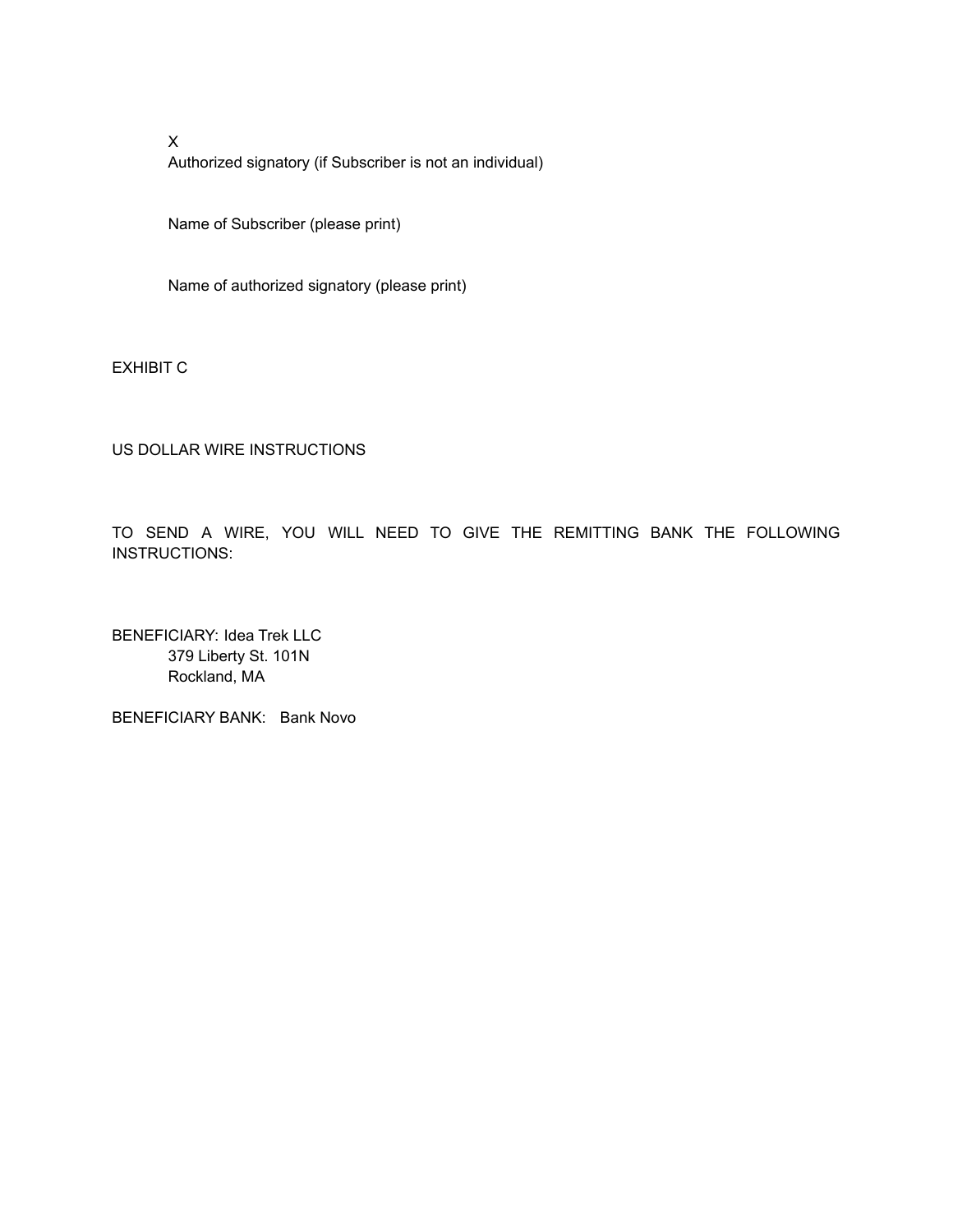X
Authorized signatory (if Subscriber is not an individual)

Name of Subscriber (please print)

Name of authorized signatory (please print)

EXHIBIT C

US DOLLAR WIRE INSTRUCTIONS

TO SEND A WIRE, YOU WILL NEED TO GIVE THE REMITTING BANK THE FOLLOWING INSTRUCTIONS:

BENEFICIARY: Idea Trek LLC
379 Liberty St. 101N
Rockland, MA

BENEFICIARY BANK: Bank Novo